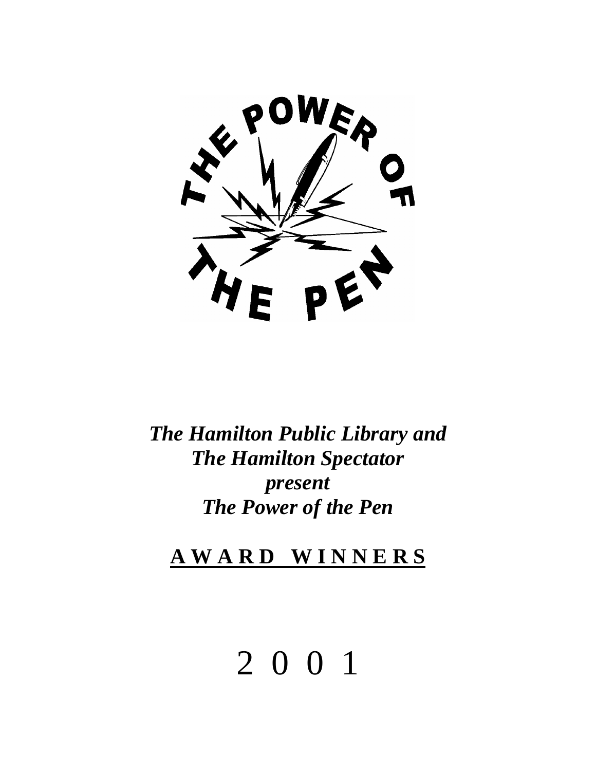THE POWER OF THE PEN

*The Hamilton Public Library and*
*The Hamilton Spectator*
*present*
*The Power of the Pen*

## AWARD WINNERS

# 2001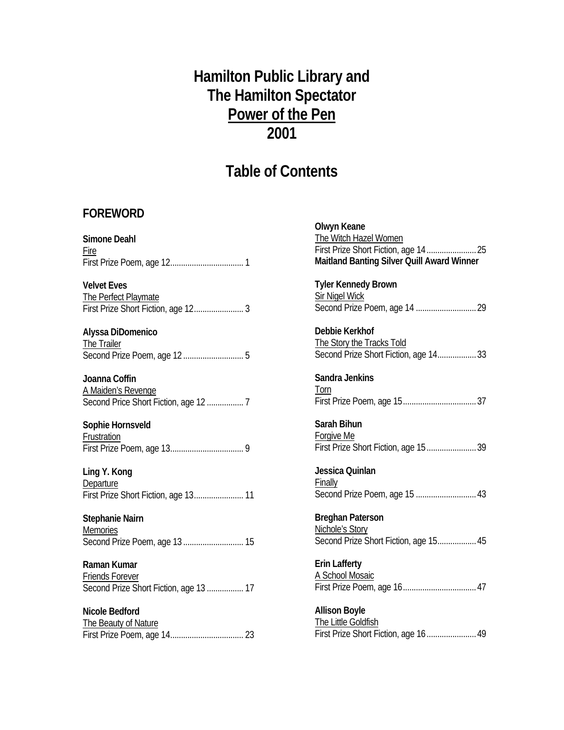# Hamilton Public Library and The Hamilton Spectator Power of the Pen 2001

## Table of Contents

### FOREWORD

**Simone Deahl**
Fire
First Prize Poem, age 12 .................................. 1

**Velvet Eves**
The Perfect Playmate
First Prize Short Fiction, age 12 ....................... 3

**Alyssa DiDomenico**
The Trailer
Second Prize Poem, age 12 ............................ 5

**Joanna Coffin**
A Maiden's Revenge
Second Price Short Fiction, age 12 ................. 7

**Sophie Hornsveld**
Frustration
First Prize Poem, age 13 .................................. 9

**Ling Y. Kong**
Departure
First Prize Short Fiction, age 13 ....................... 11

**Stephanie Nairn**
Memories
Second Prize Poem, age 13 ............................ 15

**Raman Kumar**
Friends Forever
Second Prize Short Fiction, age 13 ................. 17

**Nicole Bedford**
The Beauty of Nature
First Prize Poem, age 14 .................................. 23

**Olwyn Keane**
The Witch Hazel Women
First Prize Short Fiction, age 14 ....................... 25
**Maitland Banting Silver Quill Award Winner**

**Tyler Kennedy Brown**
Sir Nigel Wick
Second Prize Poem, age 14 ............................ 29

**Debbie Kerkhof**
The Story the Tracks Told
Second Prize Short Fiction, age 14 .................. 33

**Sandra Jenkins**
Torn
First Prize Poem, age 15 .................................. 37

**Sarah Bihun**
Forgive Me
First Prize Short Fiction, age 15 ....................... 39

**Jessica Quinlan**
Finally
Second Prize Poem, age 15 ............................ 43

**Breghan Paterson**
Nichole's Story
Second Prize Short Fiction, age 15 .................. 45

**Erin Lafferty**
A School Mosaic
First Prize Poem, age 16 .................................. 47

**Allison Boyle**
The Little Goldfish
First Prize Short Fiction, age 16 ....................... 49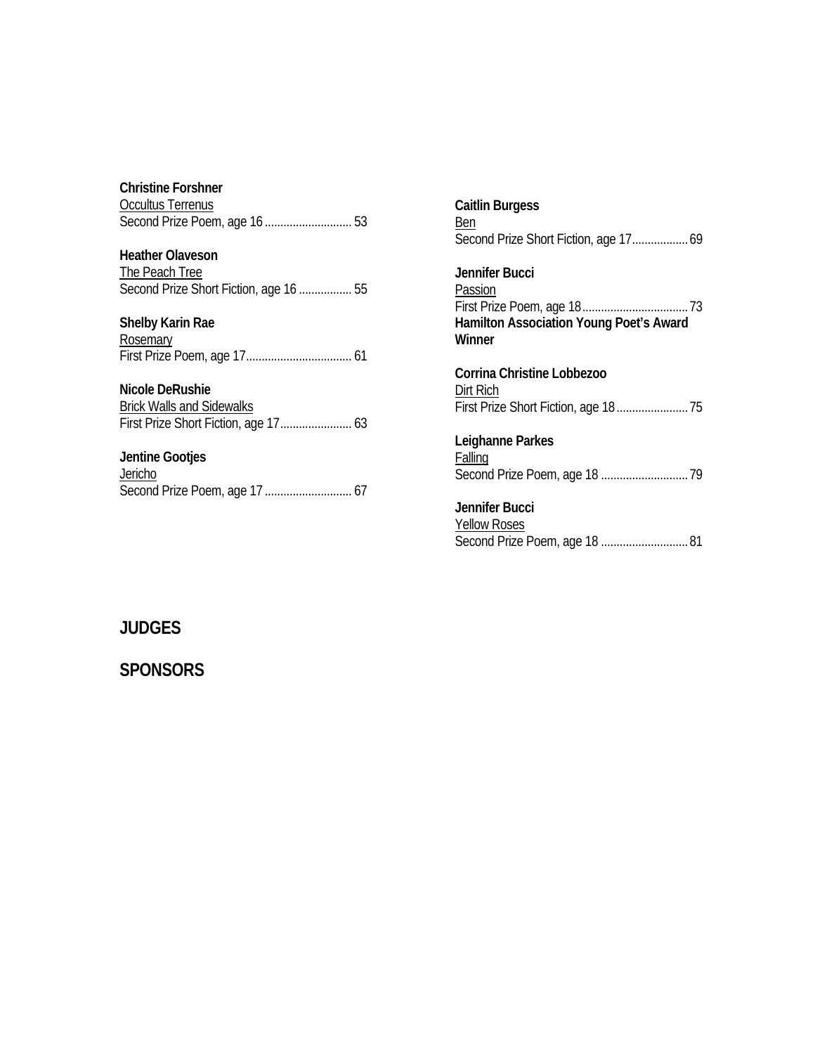**Christine Forshner**
Occultus Terrenus
Second Prize Poem, age 16 ............................ 53

**Heather Olaveson**
The Peach Tree
Second Prize Short Fiction, age 16 ................. 55

**Shelby Karin Rae**
Rosemary
First Prize Poem, age 17.................................. 61

**Nicole DeRushie**
Brick Walls and Sidewalks
First Prize Short Fiction, age 17....................... 63

**Jentine Gootjes**
Jericho
Second Prize Poem, age 17 ............................ 67

**Caitlin Burgess**
Ben
Second Prize Short Fiction, age 17.................. 69

**Jennifer Bucci**
Passion
First Prize Poem, age 18.................................. 73
**Hamilton Association Young Poet's Award Winner**

**Corrina Christine Lobbezoo**
Dirt Rich
First Prize Short Fiction, age 18....................... 75

**Leighanne Parkes**
Falling
Second Prize Poem, age 18 ............................ 79

**Jennifer Bucci**
Yellow Roses
Second Prize Poem, age 18 ............................ 81

## JUDGES

## SPONSORS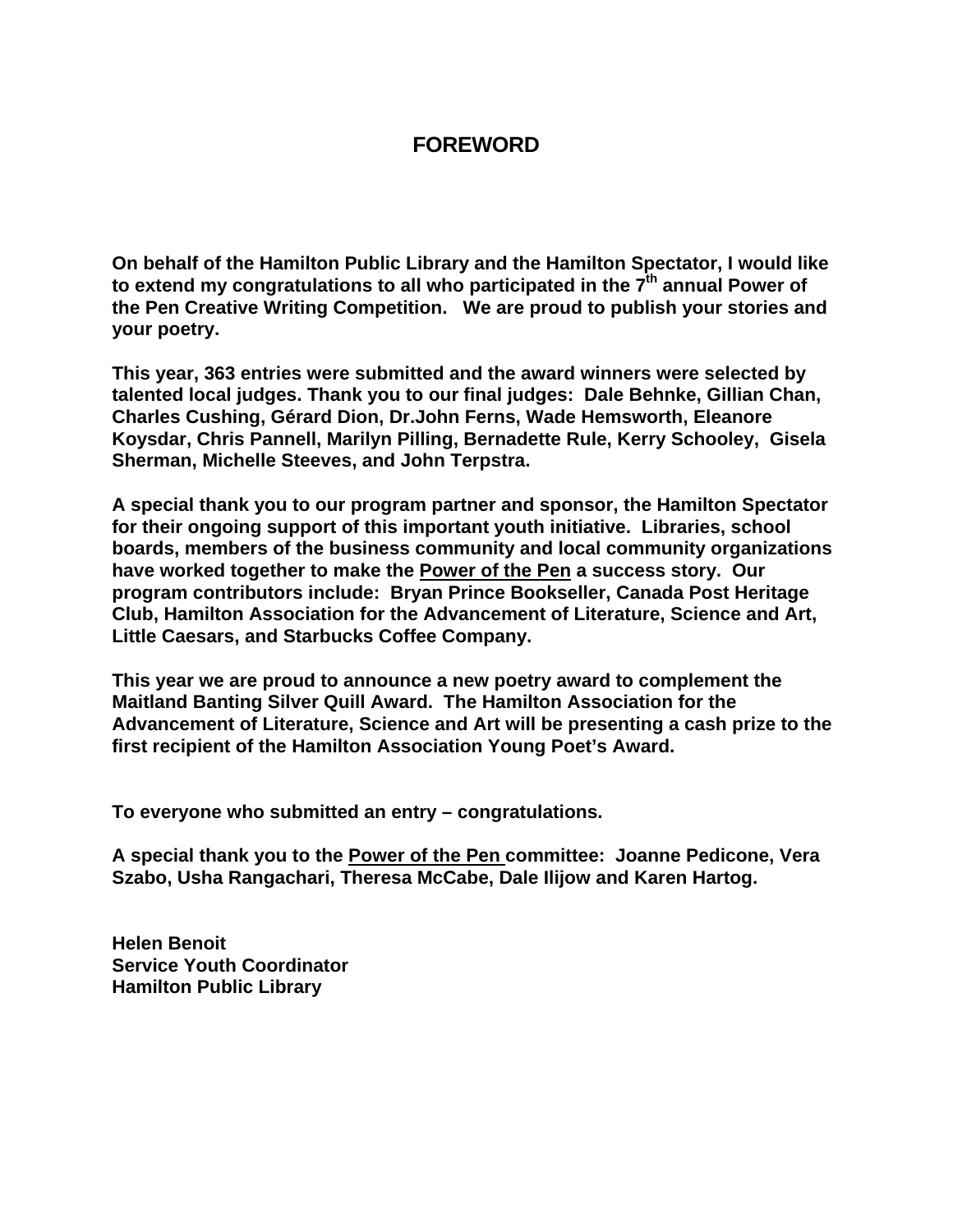# FOREWORD

**On behalf of the Hamilton Public Library and the Hamilton Spectator, I would like to extend my congratulations to all who participated in the 7th annual Power of the Pen Creative Writing Competition. We are proud to publish your stories and your poetry.**

**This year, 363 entries were submitted and the award winners were selected by talented local judges. Thank you to our final judges: Dale Behnke, Gillian Chan, Charles Cushing, Gérard Dion, Dr.John Ferns, Wade Hemsworth, Eleanore Koysdar, Chris Pannell, Marilyn Pilling, Bernadette Rule, Kerry Schooley, Gisela Sherman, Michelle Steeves, and John Terpstra.**

**A special thank you to our program partner and sponsor, the Hamilton Spectator for their ongoing support of this important youth initiative. Libraries, school boards, members of the business community and local community organizations have worked together to make the <u>Power of the Pen</u> a success story. Our program contributors include: Bryan Prince Bookseller, Canada Post Heritage Club, Hamilton Association for the Advancement of Literature, Science and Art, Little Caesars, and Starbucks Coffee Company.**

**This year we are proud to announce a new poetry award to complement the Maitland Banting Silver Quill Award. The Hamilton Association for the Advancement of Literature, Science and Art will be presenting a cash prize to the first recipient of the Hamilton Association Young Poet's Award.**

**To everyone who submitted an entry – congratulations.**

**A special thank you to the <u>Power of the Pen</u> committee: Joanne Pedicone, Vera Szabo, Usha Rangachari, Theresa McCabe, Dale Ilijow and Karen Hartog.**

**Helen Benoit**
**Service Youth Coordinator**
**Hamilton Public Library**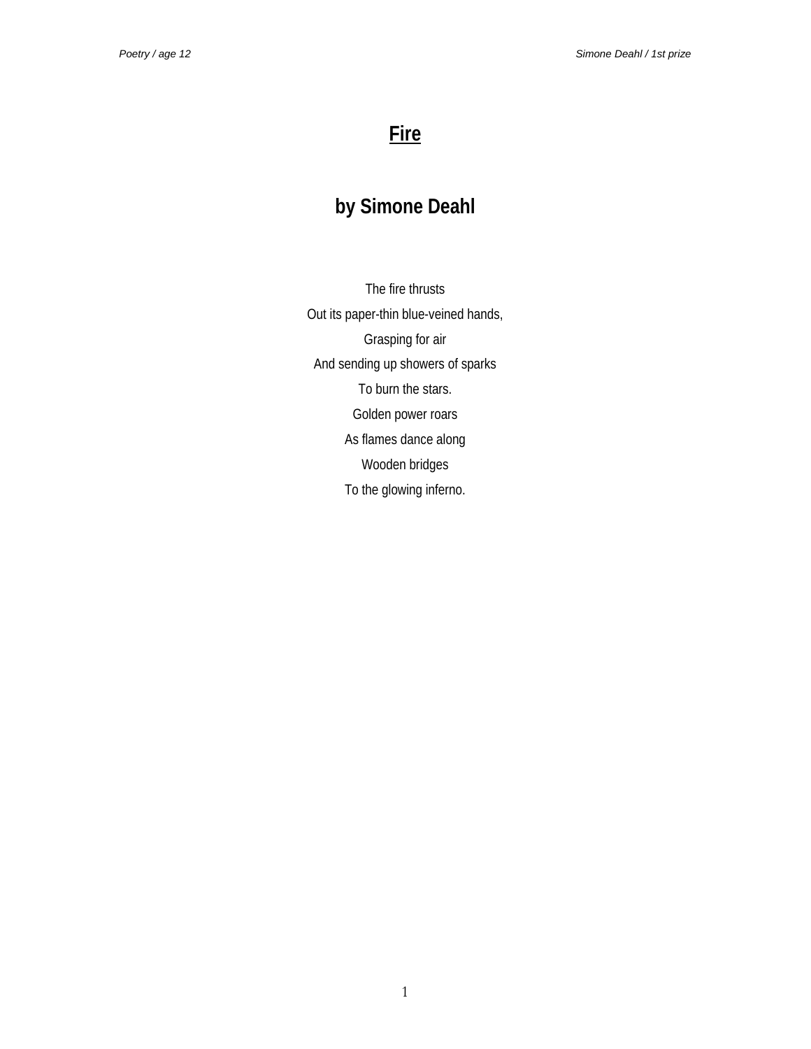# Fire

## by Simone Deahl

The fire thrusts
Out its paper-thin blue-veined hands,
Grasping for air
And sending up showers of sparks
To burn the stars.
Golden power roars
As flames dance along
Wooden bridges
To the glowing inferno.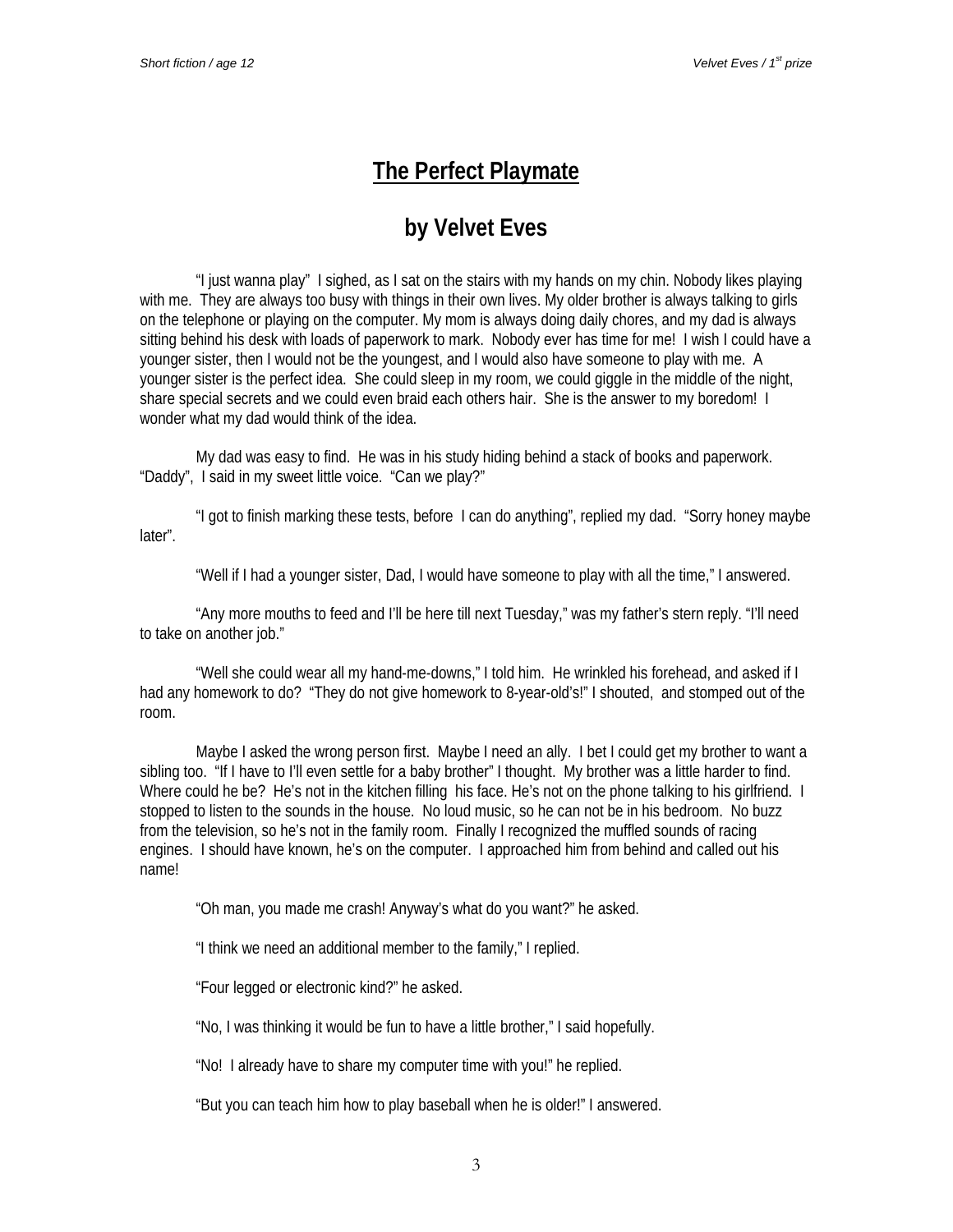# The Perfect Playmate

## by Velvet Eves

"I just wanna play" I sighed, as I sat on the stairs with my hands on my chin. Nobody likes playing with me. They are always too busy with things in their own lives. My older brother is always talking to girls on the telephone or playing on the computer. My mom is always doing daily chores, and my dad is always sitting behind his desk with loads of paperwork to mark. Nobody ever has time for me! I wish I could have a younger sister, then I would not be the youngest, and I would also have someone to play with me. A younger sister is the perfect idea. She could sleep in my room, we could giggle in the middle of the night, share special secrets and we could even braid each others hair. She is the answer to my boredom! I wonder what my dad would think of the idea.

My dad was easy to find. He was in his study hiding behind a stack of books and paperwork. "Daddy", I said in my sweet little voice. "Can we play?"

"I got to finish marking these tests, before I can do anything", replied my dad. "Sorry honey maybe later".

"Well if I had a younger sister, Dad, I would have someone to play with all the time," I answered.

"Any more mouths to feed and I'll be here till next Tuesday," was my father's stern reply. "I'll need to take on another job."

"Well she could wear all my hand-me-downs," I told him. He wrinkled his forehead, and asked if I had any homework to do? "They do not give homework to 8-year-old's!" I shouted, and stomped out of the room.

Maybe I asked the wrong person first. Maybe I need an ally. I bet I could get my brother to want a sibling too. "If I have to I'll even settle for a baby brother" I thought. My brother was a little harder to find. Where could he be? He's not in the kitchen filling his face. He's not on the phone talking to his girlfriend. I stopped to listen to the sounds in the house. No loud music, so he can not be in his bedroom. No buzz from the television, so he's not in the family room. Finally I recognized the muffled sounds of racing engines. I should have known, he's on the computer. I approached him from behind and called out his name!

"Oh man, you made me crash! Anyway's what do you want?" he asked.

"I think we need an additional member to the family," I replied.

"Four legged or electronic kind?" he asked.

"No, I was thinking it would be fun to have a little brother," I said hopefully.

"No! I already have to share my computer time with you!" he replied.

"But you can teach him how to play baseball when he is older!" I answered.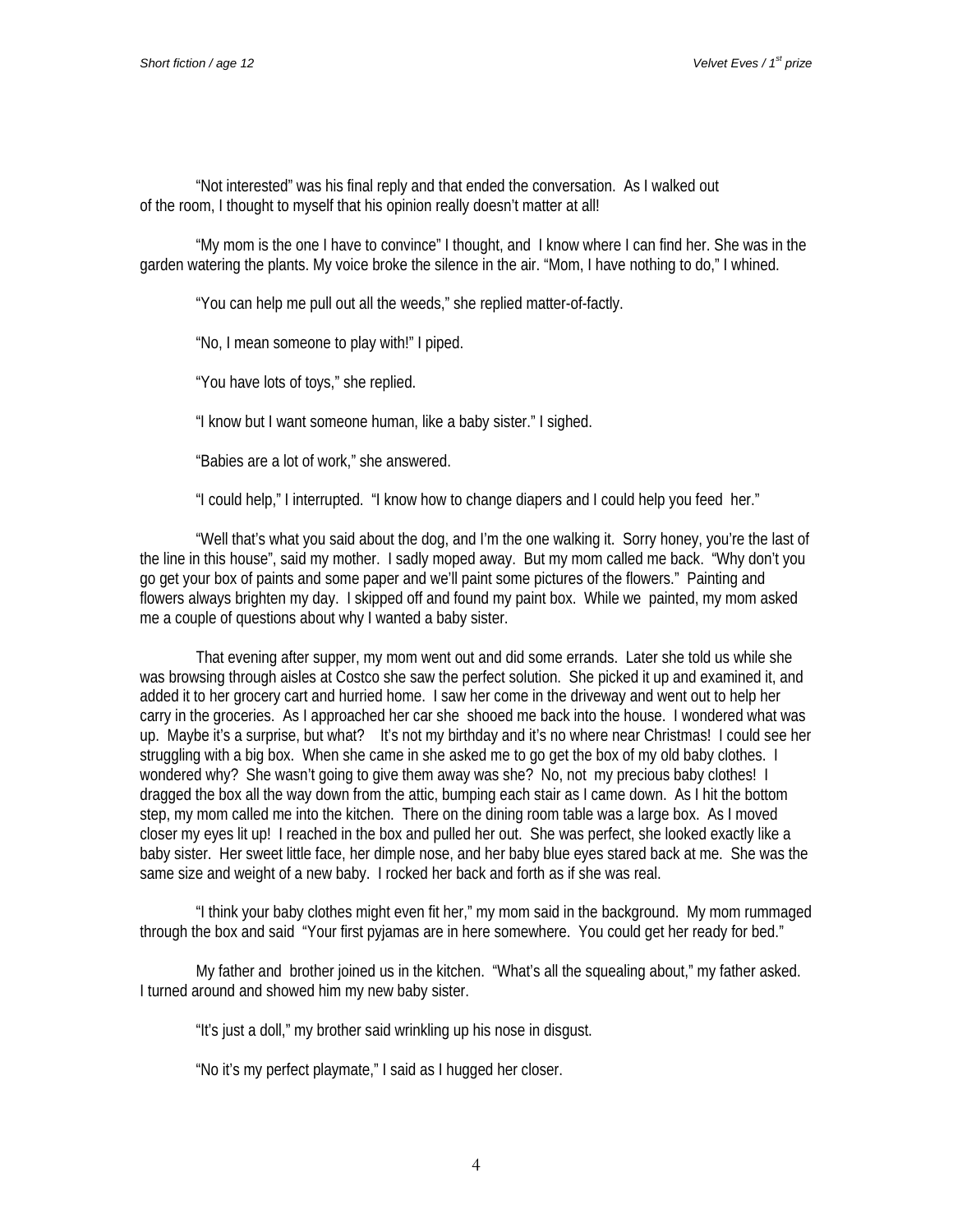“Not interested” was his final reply and that ended the conversation. As I walked out of the room, I thought to myself that his opinion really doesn’t matter at all!

“My mom is the one I have to convince” I thought, and I know where I can find her. She was in the garden watering the plants. My voice broke the silence in the air. “Mom, I have nothing to do,” I whined.

“You can help me pull out all the weeds,” she replied matter-of-factly.

“No, I mean someone to play with!” I piped.

“You have lots of toys,” she replied.

“I know but I want someone human, like a baby sister.” I sighed.

“Babies are a lot of work,” she answered.

“I could help,” I interrupted. “I know how to change diapers and I could help you feed her.”

“Well that’s what you said about the dog, and I’m the one walking it. Sorry honey, you’re the last of the line in this house”, said my mother. I sadly moped away. But my mom called me back. “Why don’t you go get your box of paints and some paper and we’ll paint some pictures of the flowers.” Painting and flowers always brighten my day. I skipped off and found my paint box. While we painted, my mom asked me a couple of questions about why I wanted a baby sister.

That evening after supper, my mom went out and did some errands. Later she told us while she was browsing through aisles at Costco she saw the perfect solution. She picked it up and examined it, and added it to her grocery cart and hurried home. I saw her come in the driveway and went out to help her carry in the groceries. As I approached her car she shooed me back into the house. I wondered what was up. Maybe it’s a surprise, but what? It’s not my birthday and it’s no where near Christmas! I could see her struggling with a big box. When she came in she asked me to go get the box of my old baby clothes. I wondered why? She wasn’t going to give them away was she? No, not my precious baby clothes! I dragged the box all the way down from the attic, bumping each stair as I came down. As I hit the bottom step, my mom called me into the kitchen. There on the dining room table was a large box. As I moved closer my eyes lit up! I reached in the box and pulled her out. She was perfect, she looked exactly like a baby sister. Her sweet little face, her dimple nose, and her baby blue eyes stared back at me. She was the same size and weight of a new baby. I rocked her back and forth as if she was real.

“I think your baby clothes might even fit her,” my mom said in the background. My mom rummaged through the box and said “Your first pyjamas are in here somewhere. You could get her ready for bed.”

My father and brother joined us in the kitchen. “What’s all the squealing about,” my father asked. I turned around and showed him my new baby sister.

“It’s just a doll,” my brother said wrinkling up his nose in disgust.

“No it’s my perfect playmate,” I said as I hugged her closer.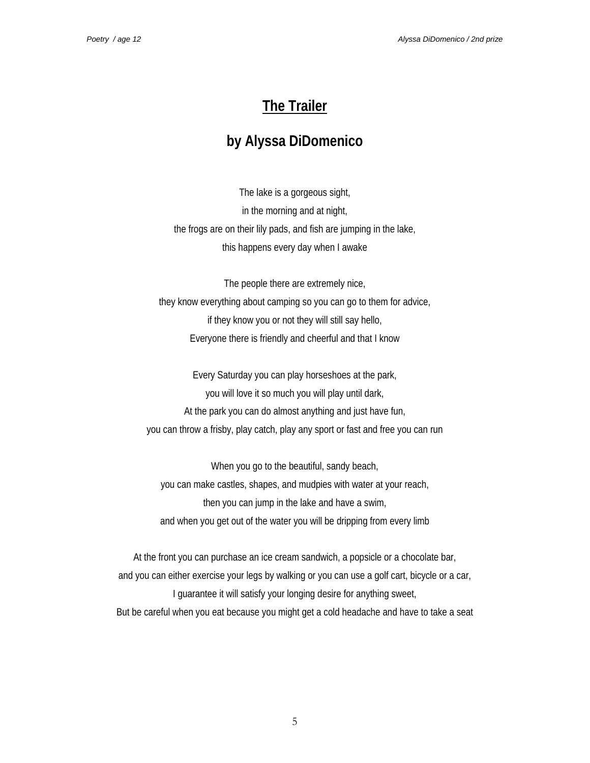## The Trailer

### by Alyssa DiDomenico

The lake is a gorgeous sight,  
in the morning and at night,  
the frogs are on their lily pads, and fish are jumping in the lake,  
this happens every day when I awake

The people there are extremely nice,  
they know everything about camping so you can go to them for advice,  
if they know you or not they will still say hello,  
Everyone there is friendly and cheerful and that I know

Every Saturday you can play horseshoes at the park,  
you will love it so much you will play until dark,  
At the park you can do almost anything and just have fun,  
you can throw a frisby, play catch, play any sport or fast and free you can run

When you go to the beautiful, sandy beach,  
you can make castles, shapes, and mudpies with water at your reach,  
then you can jump in the lake and have a swim,  
and when you get out of the water you will be dripping from every limb

At the front you can purchase an ice cream sandwich, a popsicle or a chocolate bar,  
and you can either exercise your legs by walking or you can use a golf cart, bicycle or a car,  
I guarantee it will satisfy your longing desire for anything sweet,  
But be careful when you eat because you might get a cold headache and have to take a seat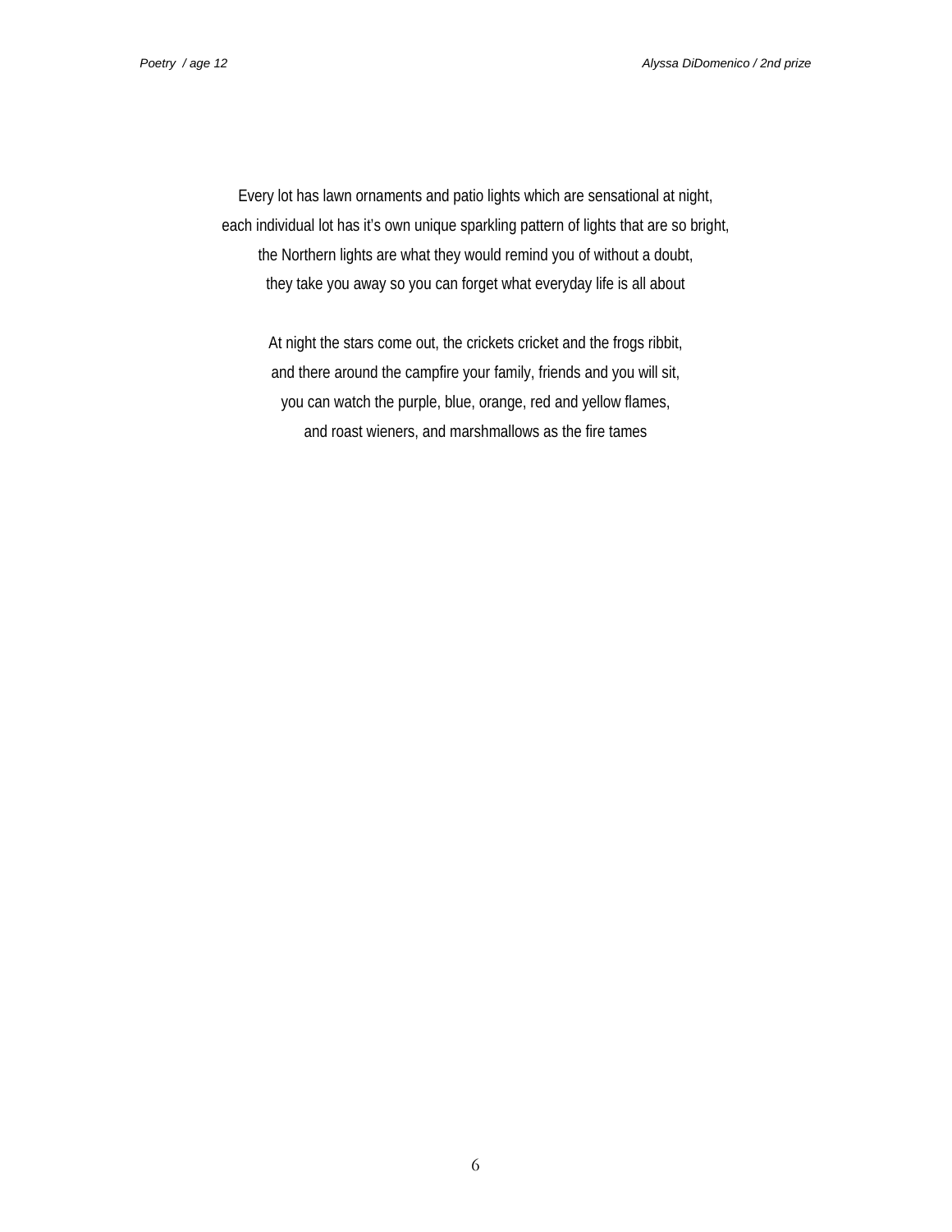Every lot has lawn ornaments and patio lights which are sensational at night,
each individual lot has it's own unique sparkling pattern of lights that are so bright,
the Northern lights are what they would remind you of without a doubt,
they take you away so you can forget what everyday life is all about

At night the stars come out, the crickets cricket and the frogs ribbit,
and there around the campfire your family, friends and you will sit,
you can watch the purple, blue, orange, red and yellow flames,
and roast wieners, and marshmallows as the fire tames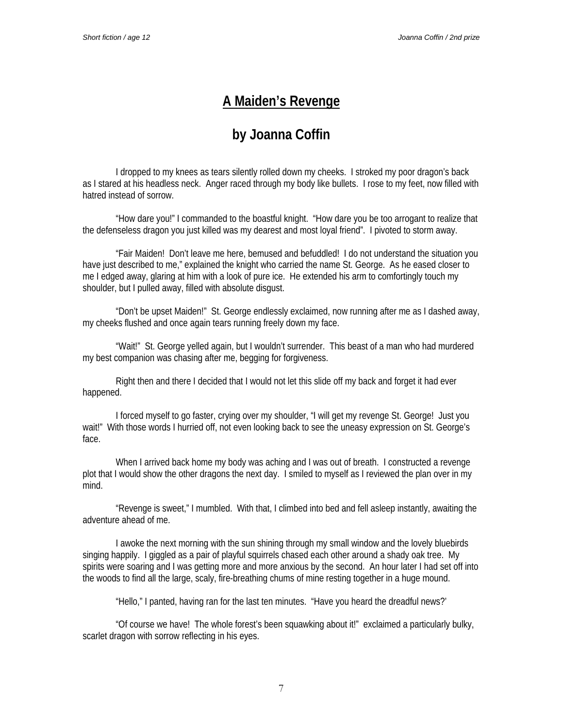# A Maiden's Revenge

## by Joanna Coffin

I dropped to my knees as tears silently rolled down my cheeks. I stroked my poor dragon's back as I stared at his headless neck. Anger raced through my body like bullets. I rose to my feet, now filled with hatred instead of sorrow.

"How dare you!" I commanded to the boastful knight. "How dare you be too arrogant to realize that the defenseless dragon you just killed was my dearest and most loyal friend". I pivoted to storm away.

"Fair Maiden! Don't leave me here, bemused and befuddled! I do not understand the situation you have just described to me," explained the knight who carried the name St. George. As he eased closer to me I edged away, glaring at him with a look of pure ice. He extended his arm to comfortingly touch my shoulder, but I pulled away, filled with absolute disgust.

"Don't be upset Maiden!" St. George endlessly exclaimed, now running after me as I dashed away, my cheeks flushed and once again tears running freely down my face.

"Wait!" St. George yelled again, but I wouldn't surrender. This beast of a man who had murdered my best companion was chasing after me, begging for forgiveness.

Right then and there I decided that I would not let this slide off my back and forget it had ever happened.

I forced myself to go faster, crying over my shoulder, "I will get my revenge St. George! Just you wait!" With those words I hurried off, not even looking back to see the uneasy expression on St. George's face.

When I arrived back home my body was aching and I was out of breath. I constructed a revenge plot that I would show the other dragons the next day. I smiled to myself as I reviewed the plan over in my mind.

"Revenge is sweet," I mumbled. With that, I climbed into bed and fell asleep instantly, awaiting the adventure ahead of me.

I awoke the next morning with the sun shining through my small window and the lovely bluebirds singing happily. I giggled as a pair of playful squirrels chased each other around a shady oak tree. My spirits were soaring and I was getting more and more anxious by the second. An hour later I had set off into the woods to find all the large, scaly, fire-breathing chums of mine resting together in a huge mound.

"Hello," I panted, having ran for the last ten minutes. "Have you heard the dreadful news?'

"Of course we have! The whole forest's been squawking about it!" exclaimed a particularly bulky, scarlet dragon with sorrow reflecting in his eyes.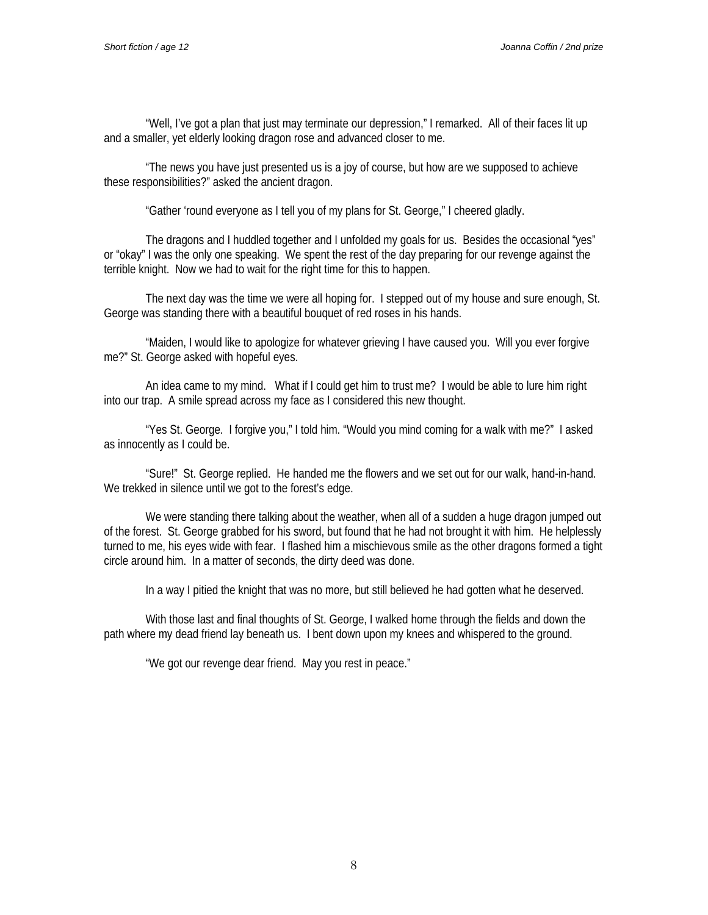"Well, I've got a plan that just may terminate our depression," I remarked. All of their faces lit up and a smaller, yet elderly looking dragon rose and advanced closer to me.

"The news you have just presented us is a joy of course, but how are we supposed to achieve these responsibilities?" asked the ancient dragon.

"Gather 'round everyone as I tell you of my plans for St. George," I cheered gladly.

The dragons and I huddled together and I unfolded my goals for us. Besides the occasional "yes" or "okay" I was the only one speaking. We spent the rest of the day preparing for our revenge against the terrible knight. Now we had to wait for the right time for this to happen.

The next day was the time we were all hoping for. I stepped out of my house and sure enough, St. George was standing there with a beautiful bouquet of red roses in his hands.

"Maiden, I would like to apologize for whatever grieving I have caused you. Will you ever forgive me?" St. George asked with hopeful eyes.

An idea came to my mind. What if I could get him to trust me? I would be able to lure him right into our trap. A smile spread across my face as I considered this new thought.

"Yes St. George. I forgive you," I told him. "Would you mind coming for a walk with me?" I asked as innocently as I could be.

"Sure!" St. George replied. He handed me the flowers and we set out for our walk, hand-in-hand. We trekked in silence until we got to the forest's edge.

We were standing there talking about the weather, when all of a sudden a huge dragon jumped out of the forest. St. George grabbed for his sword, but found that he had not brought it with him. He helplessly turned to me, his eyes wide with fear. I flashed him a mischievous smile as the other dragons formed a tight circle around him. In a matter of seconds, the dirty deed was done.

In a way I pitied the knight that was no more, but still believed he had gotten what he deserved.

With those last and final thoughts of St. George, I walked home through the fields and down the path where my dead friend lay beneath us. I bent down upon my knees and whispered to the ground.

"We got our revenge dear friend. May you rest in peace."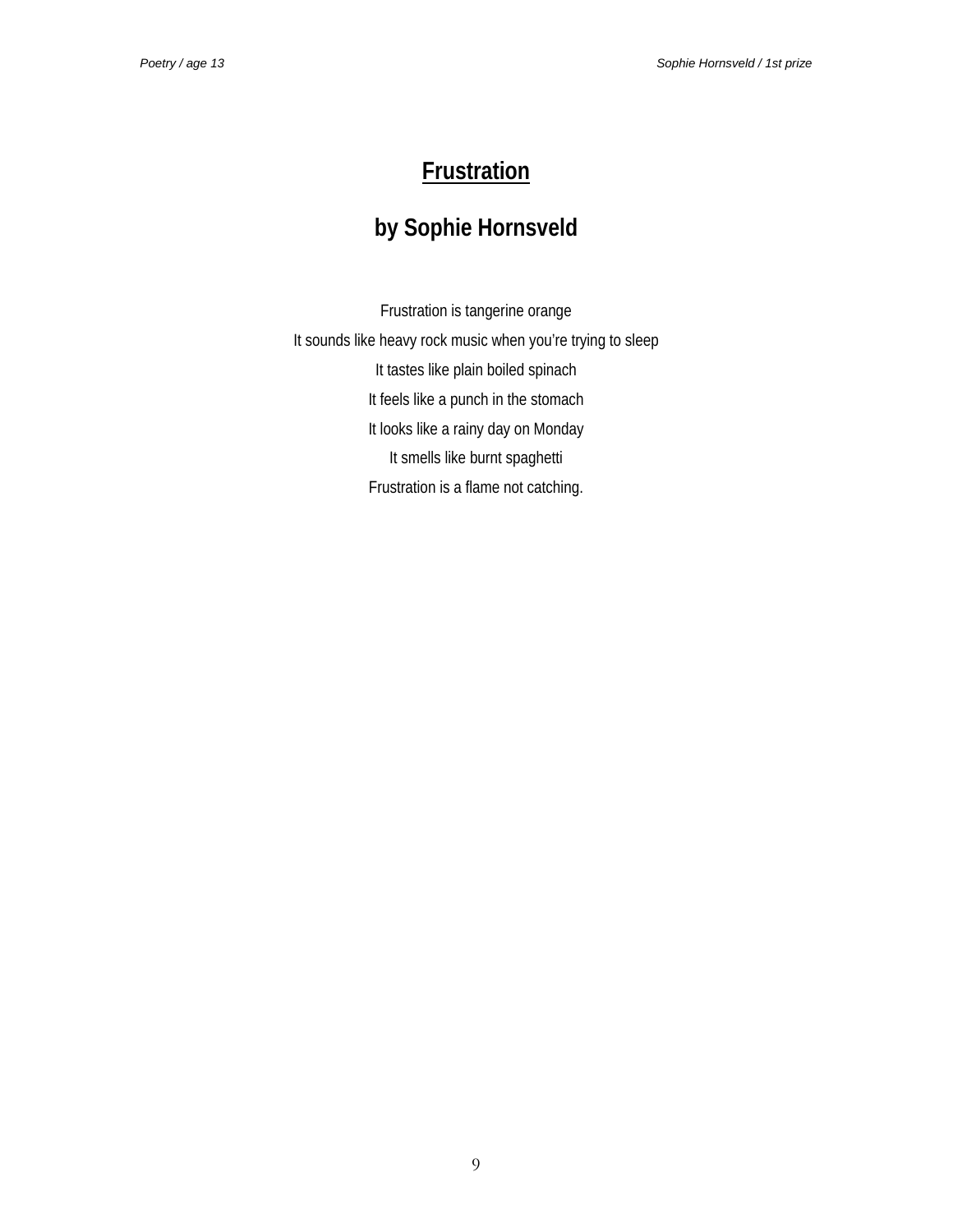# Frustration

## by Sophie Hornsveld

Frustration is tangerine orange
It sounds like heavy rock music when you're trying to sleep
It tastes like plain boiled spinach
It feels like a punch in the stomach
It looks like a rainy day on Monday
It smells like burnt spaghetti
Frustration is a flame not catching.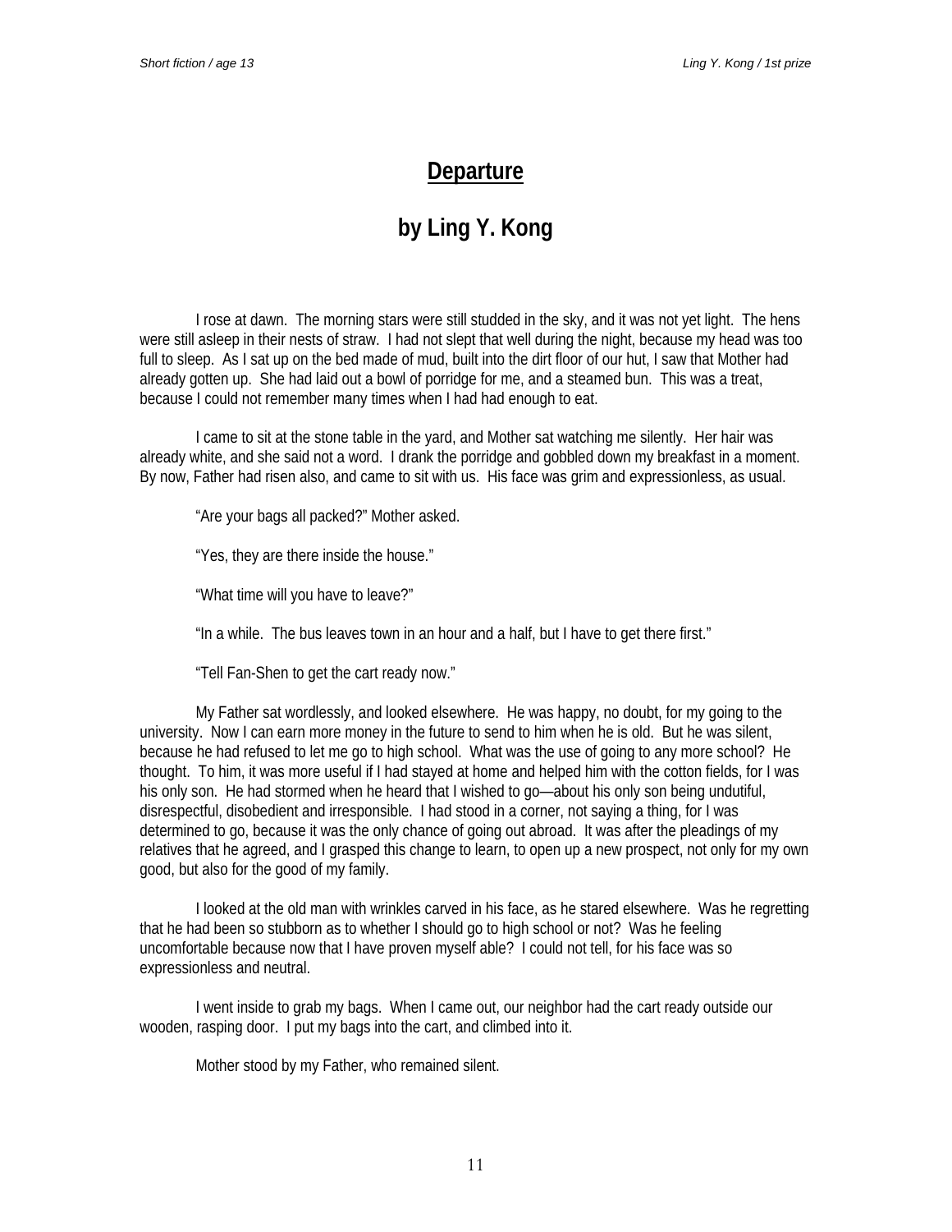# Departure

## by Ling Y. Kong

I rose at dawn. The morning stars were still studded in the sky, and it was not yet light. The hens were still asleep in their nests of straw. I had not slept that well during the night, because my head was too full to sleep. As I sat up on the bed made of mud, built into the dirt floor of our hut, I saw that Mother had already gotten up. She had laid out a bowl of porridge for me, and a steamed bun. This was a treat, because I could not remember many times when I had had enough to eat.

I came to sit at the stone table in the yard, and Mother sat watching me silently. Her hair was already white, and she said not a word. I drank the porridge and gobbled down my breakfast in a moment. By now, Father had risen also, and came to sit with us. His face was grim and expressionless, as usual.

"Are your bags all packed?" Mother asked.

"Yes, they are there inside the house."

"What time will you have to leave?"

"In a while. The bus leaves town in an hour and a half, but I have to get there first."

"Tell Fan-Shen to get the cart ready now."

My Father sat wordlessly, and looked elsewhere. He was happy, no doubt, for my going to the university. Now I can earn more money in the future to send to him when he is old. But he was silent, because he had refused to let me go to high school. What was the use of going to any more school? He thought. To him, it was more useful if I had stayed at home and helped him with the cotton fields, for I was his only son. He had stormed when he heard that I wished to go—about his only son being undutiful, disrespectful, disobedient and irresponsible. I had stood in a corner, not saying a thing, for I was determined to go, because it was the only chance of going out abroad. It was after the pleadings of my relatives that he agreed, and I grasped this change to learn, to open up a new prospect, not only for my own good, but also for the good of my family.

I looked at the old man with wrinkles carved in his face, as he stared elsewhere. Was he regretting that he had been so stubborn as to whether I should go to high school or not? Was he feeling uncomfortable because now that I have proven myself able? I could not tell, for his face was so expressionless and neutral.

I went inside to grab my bags. When I came out, our neighbor had the cart ready outside our wooden, rasping door. I put my bags into the cart, and climbed into it.

Mother stood by my Father, who remained silent.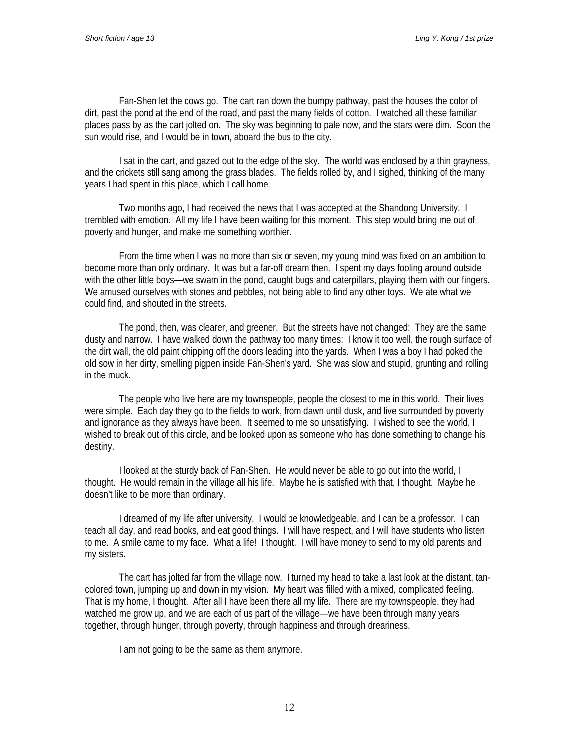Fan-Shen let the cows go. The cart ran down the bumpy pathway, past the houses the color of dirt, past the pond at the end of the road, and past the many fields of cotton. I watched all these familiar places pass by as the cart jolted on. The sky was beginning to pale now, and the stars were dim. Soon the sun would rise, and I would be in town, aboard the bus to the city.

I sat in the cart, and gazed out to the edge of the sky. The world was enclosed by a thin grayness, and the crickets still sang among the grass blades. The fields rolled by, and I sighed, thinking of the many years I had spent in this place, which I call home.

Two months ago, I had received the news that I was accepted at the Shandong University. I trembled with emotion. All my life I have been waiting for this moment. This step would bring me out of poverty and hunger, and make me something worthier.

From the time when I was no more than six or seven, my young mind was fixed on an ambition to become more than only ordinary. It was but a far-off dream then. I spent my days fooling around outside with the other little boys—we swam in the pond, caught bugs and caterpillars, playing them with our fingers. We amused ourselves with stones and pebbles, not being able to find any other toys. We ate what we could find, and shouted in the streets.

The pond, then, was clearer, and greener. But the streets have not changed: They are the same dusty and narrow. I have walked down the pathway too many times: I know it too well, the rough surface of the dirt wall, the old paint chipping off the doors leading into the yards. When I was a boy I had poked the old sow in her dirty, smelling pigpen inside Fan-Shen's yard. She was slow and stupid, grunting and rolling in the muck.

The people who live here are my townspeople, people the closest to me in this world. Their lives were simple. Each day they go to the fields to work, from dawn until dusk, and live surrounded by poverty and ignorance as they always have been. It seemed to me so unsatisfying. I wished to see the world, I wished to break out of this circle, and be looked upon as someone who has done something to change his destiny.

I looked at the sturdy back of Fan-Shen. He would never be able to go out into the world, I thought. He would remain in the village all his life. Maybe he is satisfied with that, I thought. Maybe he doesn't like to be more than ordinary.

I dreamed of my life after university. I would be knowledgeable, and I can be a professor. I can teach all day, and read books, and eat good things. I will have respect, and I will have students who listen to me. A smile came to my face. What a life! I thought. I will have money to send to my old parents and my sisters.

The cart has jolted far from the village now. I turned my head to take a last look at the distant, tan-colored town, jumping up and down in my vision. My heart was filled with a mixed, complicated feeling. That is my home, I thought. After all I have been there all my life. There are my townspeople, they had watched me grow up, and we are each of us part of the village—we have been through many years together, through hunger, through poverty, through happiness and through dreariness.

I am not going to be the same as them anymore.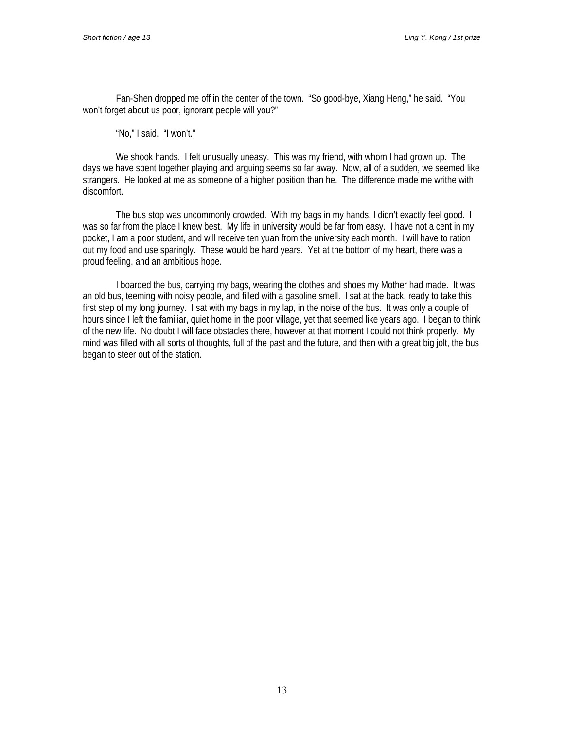Fan-Shen dropped me off in the center of the town. “So good-bye, Xiang Heng,” he said. “You won’t forget about us poor, ignorant people will you?”

“No,” I said. “I won’t.”

We shook hands. I felt unusually uneasy. This was my friend, with whom I had grown up. The days we have spent together playing and arguing seems so far away. Now, all of a sudden, we seemed like strangers. He looked at me as someone of a higher position than he. The difference made me writhe with discomfort.

The bus stop was uncommonly crowded. With my bags in my hands, I didn’t exactly feel good. I was so far from the place I knew best. My life in university would be far from easy. I have not a cent in my pocket, I am a poor student, and will receive ten yuan from the university each month. I will have to ration out my food and use sparingly. These would be hard years. Yet at the bottom of my heart, there was a proud feeling, and an ambitious hope.

I boarded the bus, carrying my bags, wearing the clothes and shoes my Mother had made. It was an old bus, teeming with noisy people, and filled with a gasoline smell. I sat at the back, ready to take this first step of my long journey. I sat with my bags in my lap, in the noise of the bus. It was only a couple of hours since I left the familiar, quiet home in the poor village, yet that seemed like years ago. I began to think of the new life. No doubt I will face obstacles there, however at that moment I could not think properly. My mind was filled with all sorts of thoughts, full of the past and the future, and then with a great big jolt, the bus began to steer out of the station.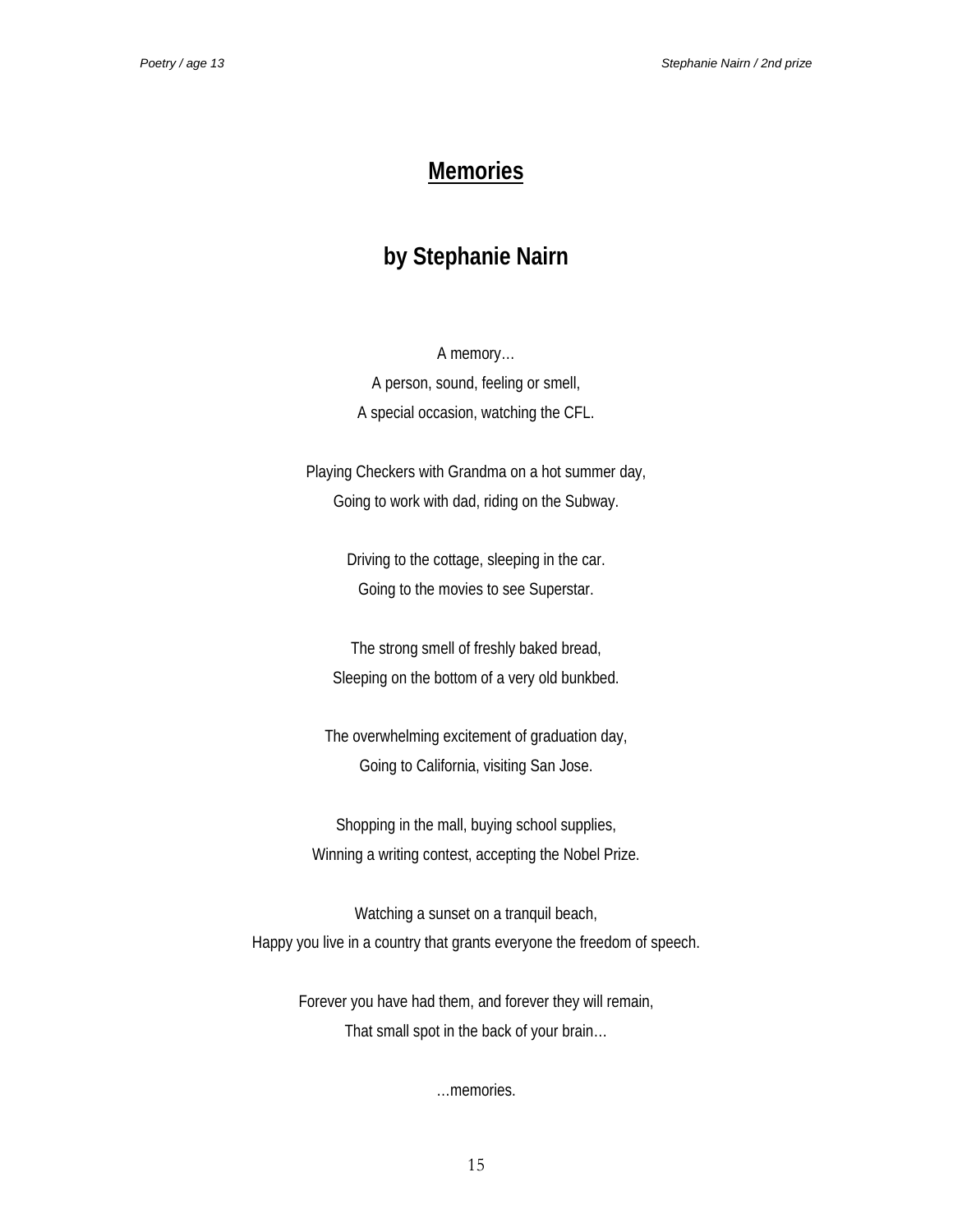# Memories

## by Stephanie Nairn

A memory…
A person, sound, feeling or smell,
A special occasion, watching the CFL.

Playing Checkers with Grandma on a hot summer day,
Going to work with dad, riding on the Subway.

Driving to the cottage, sleeping in the car.
Going to the movies to see Superstar.

The strong smell of freshly baked bread,
Sleeping on the bottom of a very old bunkbed.

The overwhelming excitement of graduation day,
Going to California, visiting San Jose.

Shopping in the mall, buying school supplies,
Winning a writing contest, accepting the Nobel Prize.

Watching a sunset on a tranquil beach,
Happy you live in a country that grants everyone the freedom of speech.

Forever you have had them, and forever they will remain,
That small spot in the back of your brain…

…memories.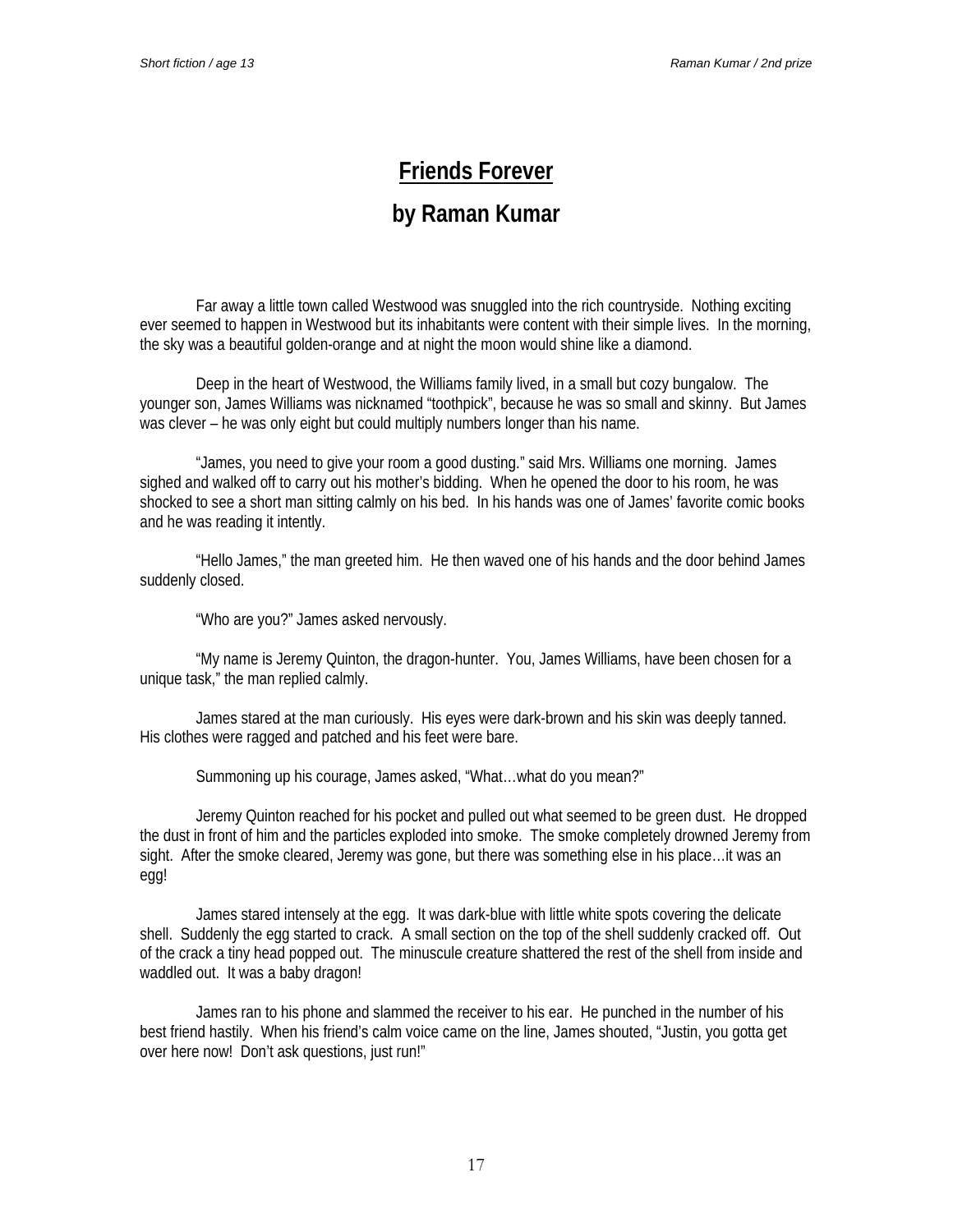# Friends Forever

## by Raman Kumar

Far away a little town called Westwood was snuggled into the rich countryside. Nothing exciting ever seemed to happen in Westwood but its inhabitants were content with their simple lives. In the morning, the sky was a beautiful golden-orange and at night the moon would shine like a diamond.

Deep in the heart of Westwood, the Williams family lived, in a small but cozy bungalow. The younger son, James Williams was nicknamed "toothpick", because he was so small and skinny. But James was clever – he was only eight but could multiply numbers longer than his name.

"James, you need to give your room a good dusting." said Mrs. Williams one morning. James sighed and walked off to carry out his mother's bidding. When he opened the door to his room, he was shocked to see a short man sitting calmly on his bed. In his hands was one of James' favorite comic books and he was reading it intently.

"Hello James," the man greeted him. He then waved one of his hands and the door behind James suddenly closed.

"Who are you?" James asked nervously.

"My name is Jeremy Quinton, the dragon-hunter. You, James Williams, have been chosen for a unique task," the man replied calmly.

James stared at the man curiously. His eyes were dark-brown and his skin was deeply tanned. His clothes were ragged and patched and his feet were bare.

Summoning up his courage, James asked, "What…what do you mean?"

Jeremy Quinton reached for his pocket and pulled out what seemed to be green dust. He dropped the dust in front of him and the particles exploded into smoke. The smoke completely drowned Jeremy from sight. After the smoke cleared, Jeremy was gone, but there was something else in his place…it was an egg!

James stared intensely at the egg. It was dark-blue with little white spots covering the delicate shell. Suddenly the egg started to crack. A small section on the top of the shell suddenly cracked off. Out of the crack a tiny head popped out. The minuscule creature shattered the rest of the shell from inside and waddled out. It was a baby dragon!

James ran to his phone and slammed the receiver to his ear. He punched in the number of his best friend hastily. When his friend's calm voice came on the line, James shouted, "Justin, you gotta get over here now! Don't ask questions, just run!"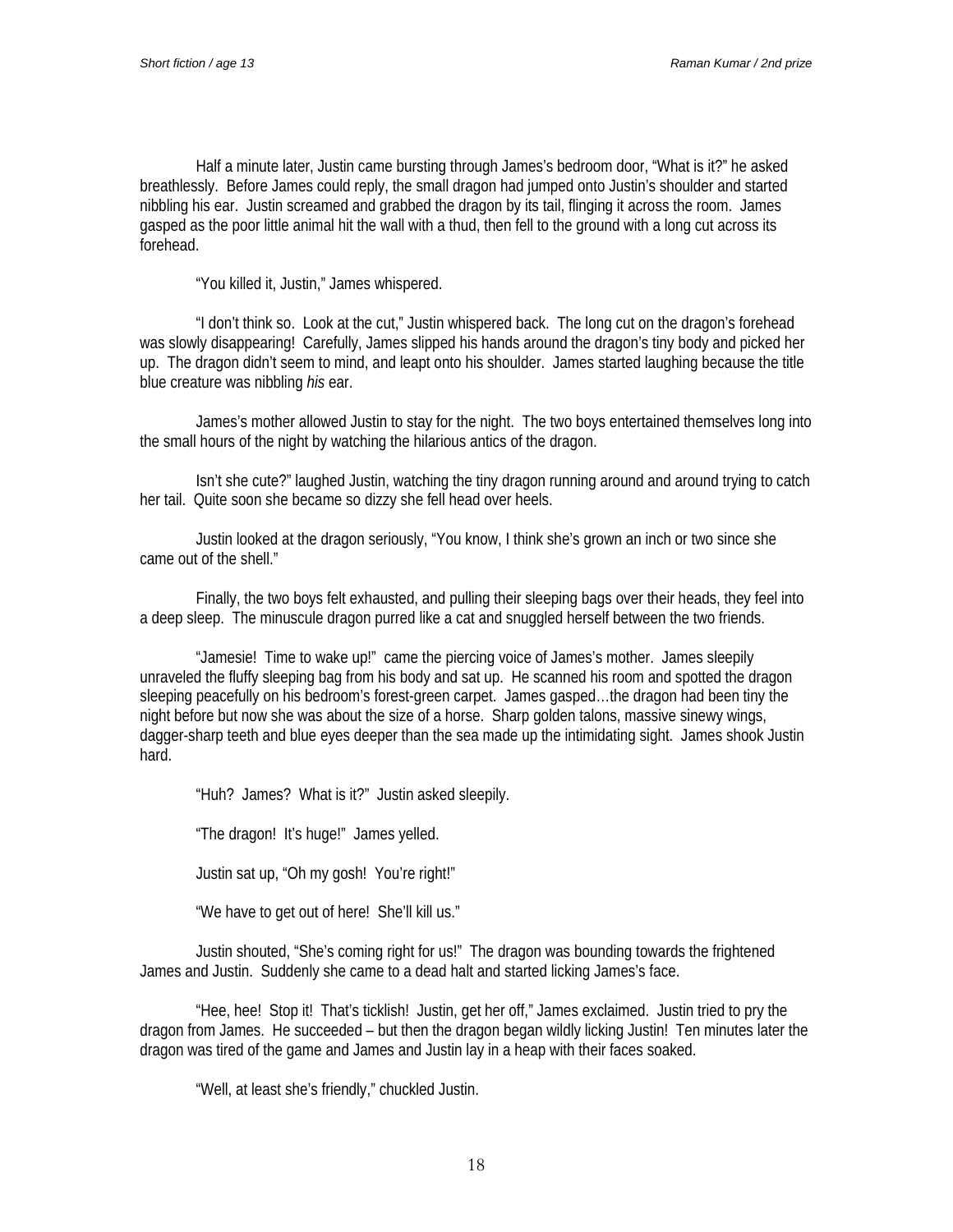Half a minute later, Justin came bursting through James's bedroom door, "What is it?" he asked breathlessly. Before James could reply, the small dragon had jumped onto Justin's shoulder and started nibbling his ear. Justin screamed and grabbed the dragon by its tail, flinging it across the room. James gasped as the poor little animal hit the wall with a thud, then fell to the ground with a long cut across its forehead.

"You killed it, Justin," James whispered.

"I don't think so. Look at the cut," Justin whispered back. The long cut on the dragon's forehead was slowly disappearing! Carefully, James slipped his hands around the dragon's tiny body and picked her up. The dragon didn't seem to mind, and leapt onto his shoulder. James started laughing because the title blue creature was nibbling *his* ear.

James's mother allowed Justin to stay for the night. The two boys entertained themselves long into the small hours of the night by watching the hilarious antics of the dragon.

Isn't she cute?" laughed Justin, watching the tiny dragon running around and around trying to catch her tail. Quite soon she became so dizzy she fell head over heels.

Justin looked at the dragon seriously, "You know, I think she's grown an inch or two since she came out of the shell."

Finally, the two boys felt exhausted, and pulling their sleeping bags over their heads, they feel into a deep sleep. The minuscule dragon purred like a cat and snuggled herself between the two friends.

"Jamesie! Time to wake up!" came the piercing voice of James's mother. James sleepily unraveled the fluffy sleeping bag from his body and sat up. He scanned his room and spotted the dragon sleeping peacefully on his bedroom's forest-green carpet. James gasped…the dragon had been tiny the night before but now she was about the size of a horse. Sharp golden talons, massive sinewy wings, dagger-sharp teeth and blue eyes deeper than the sea made up the intimidating sight. James shook Justin hard.

"Huh? James? What is it?" Justin asked sleepily.

"The dragon! It's huge!" James yelled.

Justin sat up, "Oh my gosh! You're right!"

"We have to get out of here! She'll kill us."

Justin shouted, "She's coming right for us!" The dragon was bounding towards the frightened James and Justin. Suddenly she came to a dead halt and started licking James's face.

"Hee, hee! Stop it! That's ticklish! Justin, get her off," James exclaimed. Justin tried to pry the dragon from James. He succeeded – but then the dragon began wildly licking Justin! Ten minutes later the dragon was tired of the game and James and Justin lay in a heap with their faces soaked.

"Well, at least she's friendly," chuckled Justin.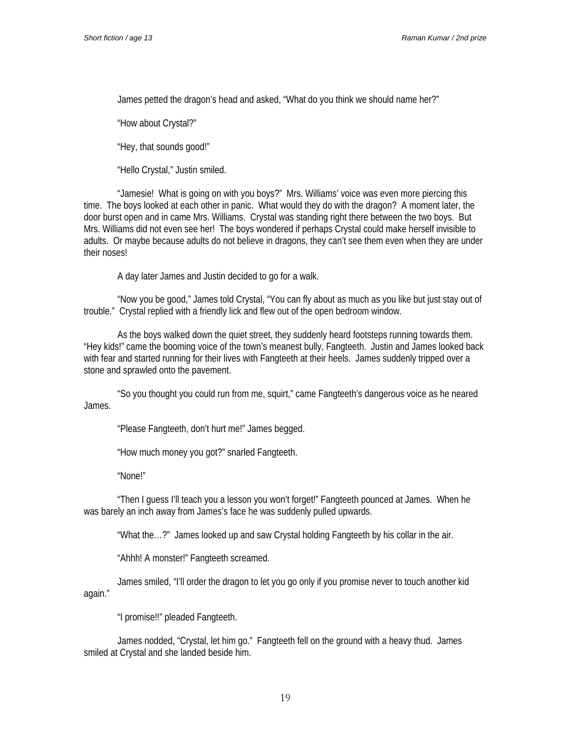James petted the dragon's head and asked, "What do you think we should name her?"

"How about Crystal?"

"Hey, that sounds good!"

"Hello Crystal," Justin smiled.

"Jamesie! What is going on with you boys?" Mrs. Williams' voice was even more piercing this time. The boys looked at each other in panic. What would they do with the dragon? A moment later, the door burst open and in came Mrs. Williams. Crystal was standing right there between the two boys. But Mrs. Williams did not even see her! The boys wondered if perhaps Crystal could make herself invisible to adults. Or maybe because adults do not believe in dragons, they can't see them even when they are under their noses!

A day later James and Justin decided to go for a walk.

"Now you be good," James told Crystal, "You can fly about as much as you like but just stay out of trouble." Crystal replied with a friendly lick and flew out of the open bedroom window.

As the boys walked down the quiet street, they suddenly heard footsteps running towards them. "Hey kids!" came the booming voice of the town's meanest bully, Fangteeth. Justin and James looked back with fear and started running for their lives with Fangteeth at their heels. James suddenly tripped over a stone and sprawled onto the pavement.

"So you thought you could run from me, squirt," came Fangteeth's dangerous voice as he neared James.

"Please Fangteeth, don't hurt me!" James begged.

"How much money you got?" snarled Fangteeth.

"None!"

"Then I guess I'll teach you a lesson you won't forget!" Fangteeth pounced at James. When he was barely an inch away from James's face he was suddenly pulled upwards.

"What the…?" James looked up and saw Crystal holding Fangteeth by his collar in the air.

"Ahhh! A monster!" Fangteeth screamed.

James smiled, "I'll order the dragon to let you go only if you promise never to touch another kid again."

"I promise!!" pleaded Fangteeth.

James nodded, "Crystal, let him go." Fangteeth fell on the ground with a heavy thud. James smiled at Crystal and she landed beside him.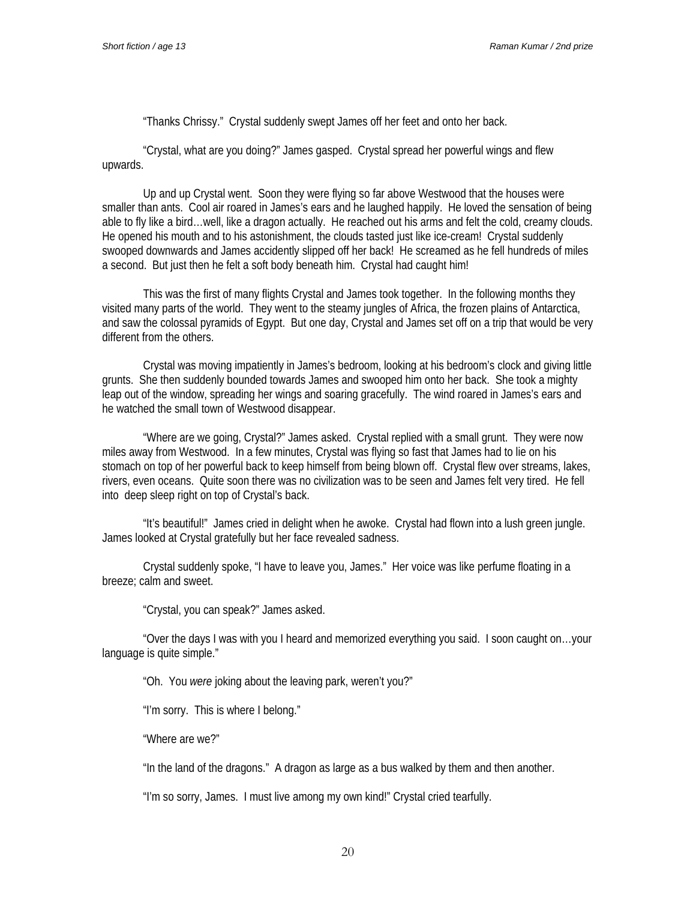"Thanks Chrissy." Crystal suddenly swept James off her feet and onto her back.

"Crystal, what are you doing?" James gasped. Crystal spread her powerful wings and flew upwards.

Up and up Crystal went. Soon they were flying so far above Westwood that the houses were smaller than ants. Cool air roared in James's ears and he laughed happily. He loved the sensation of being able to fly like a bird…well, like a dragon actually. He reached out his arms and felt the cold, creamy clouds. He opened his mouth and to his astonishment, the clouds tasted just like ice-cream! Crystal suddenly swooped downwards and James accidently slipped off her back! He screamed as he fell hundreds of miles a second. But just then he felt a soft body beneath him. Crystal had caught him!

This was the first of many flights Crystal and James took together. In the following months they visited many parts of the world. They went to the steamy jungles of Africa, the frozen plains of Antarctica, and saw the colossal pyramids of Egypt. But one day, Crystal and James set off on a trip that would be very different from the others.

Crystal was moving impatiently in James's bedroom, looking at his bedroom's clock and giving little grunts. She then suddenly bounded towards James and swooped him onto her back. She took a mighty leap out of the window, spreading her wings and soaring gracefully. The wind roared in James's ears and he watched the small town of Westwood disappear.

"Where are we going, Crystal?" James asked. Crystal replied with a small grunt. They were now miles away from Westwood. In a few minutes, Crystal was flying so fast that James had to lie on his stomach on top of her powerful back to keep himself from being blown off. Crystal flew over streams, lakes, rivers, even oceans. Quite soon there was no civilization was to be seen and James felt very tired. He fell into deep sleep right on top of Crystal's back.

"It's beautiful!" James cried in delight when he awoke. Crystal had flown into a lush green jungle. James looked at Crystal gratefully but her face revealed sadness.

Crystal suddenly spoke, "I have to leave you, James." Her voice was like perfume floating in a breeze; calm and sweet.

"Crystal, you can speak?" James asked.

"Over the days I was with you I heard and memorized everything you said. I soon caught on…your language is quite simple."

"Oh. You *were* joking about the leaving park, weren't you?"

"I'm sorry. This is where I belong."

"Where are we?"

"In the land of the dragons." A dragon as large as a bus walked by them and then another.

"I'm so sorry, James. I must live among my own kind!" Crystal cried tearfully.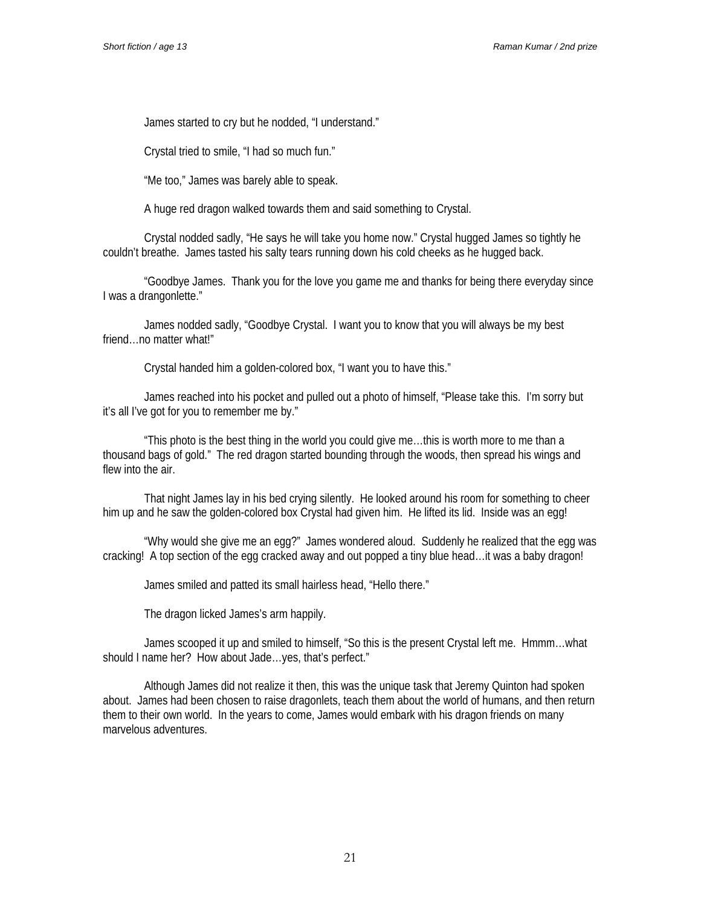James started to cry but he nodded, “I understand.”

Crystal tried to smile, “I had so much fun.”

“Me too,” James was barely able to speak.

A huge red dragon walked towards them and said something to Crystal.

Crystal nodded sadly, “He says he will take you home now.” Crystal hugged James so tightly he couldn’t breathe. James tasted his salty tears running down his cold cheeks as he hugged back.

“Goodbye James. Thank you for the love you game me and thanks for being there everyday since I was a drangonlette.”

James nodded sadly, “Goodbye Crystal. I want you to know that you will always be my best friend…no matter what!”

Crystal handed him a golden-colored box, “I want you to have this.”

James reached into his pocket and pulled out a photo of himself, “Please take this. I’m sorry but it’s all I’ve got for you to remember me by.”

“This photo is the best thing in the world you could give me…this is worth more to me than a thousand bags of gold.” The red dragon started bounding through the woods, then spread his wings and flew into the air.

That night James lay in his bed crying silently. He looked around his room for something to cheer him up and he saw the golden-colored box Crystal had given him. He lifted its lid. Inside was an egg!

“Why would she give me an egg?” James wondered aloud. Suddenly he realized that the egg was cracking! A top section of the egg cracked away and out popped a tiny blue head…it was a baby dragon!

James smiled and patted its small hairless head, “Hello there.”

The dragon licked James’s arm happily.

James scooped it up and smiled to himself, “So this is the present Crystal left me. Hmmm…what should I name her? How about Jade…yes, that’s perfect.”

Although James did not realize it then, this was the unique task that Jeremy Quinton had spoken about. James had been chosen to raise dragonlets, teach them about the world of humans, and then return them to their own world. In the years to come, James would embark with his dragon friends on many marvelous adventures.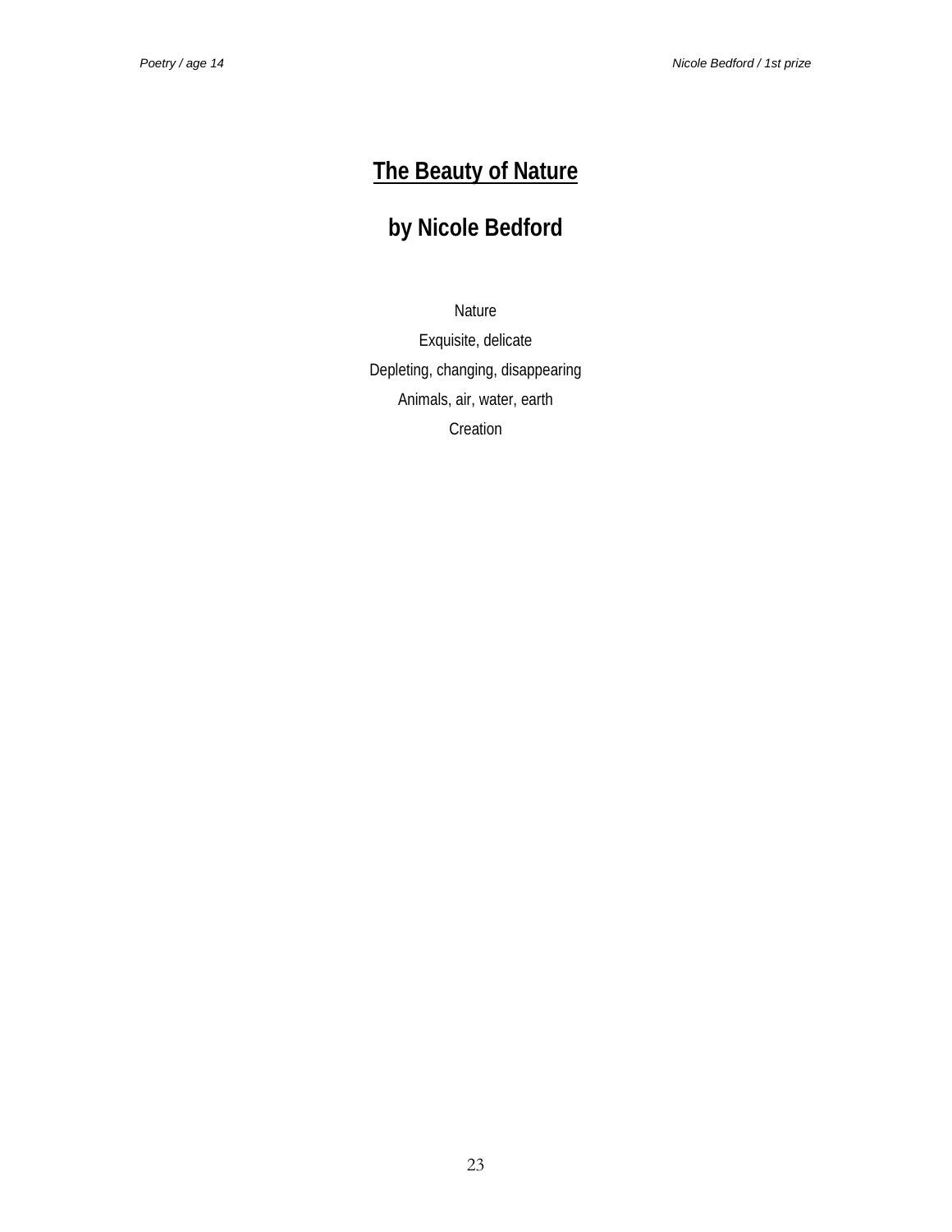# The Beauty of Nature

## by Nicole Bedford

Nature

Exquisite, delicate

Depleting, changing, disappearing

Animals, air, water, earth

Creation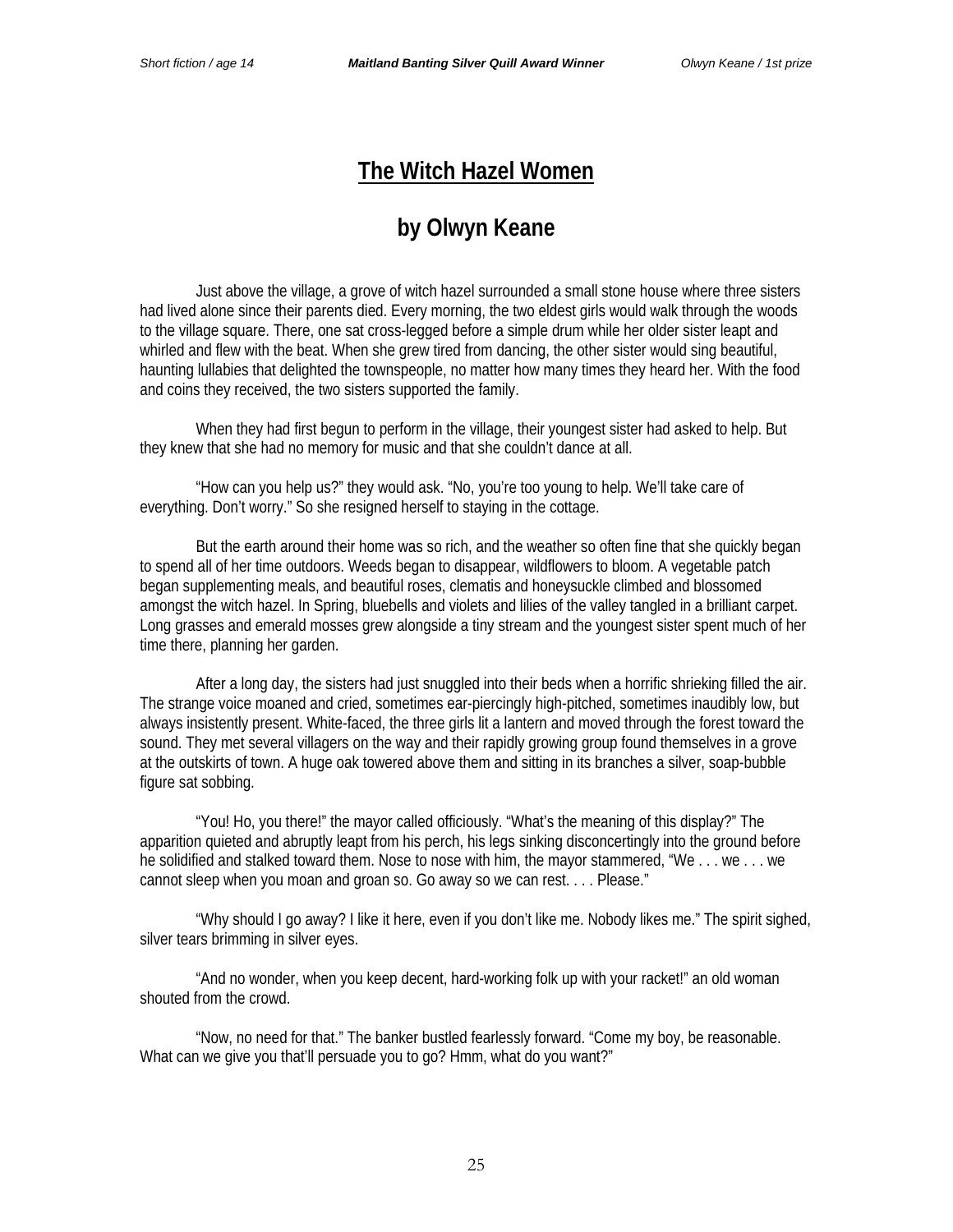# The Witch Hazel Women

## by Olwyn Keane

Just above the village, a grove of witch hazel surrounded a small stone house where three sisters had lived alone since their parents died. Every morning, the two eldest girls would walk through the woods to the village square. There, one sat cross-legged before a simple drum while her older sister leapt and whirled and flew with the beat. When she grew tired from dancing, the other sister would sing beautiful, haunting lullabies that delighted the townspeople, no matter how many times they heard her. With the food and coins they received, the two sisters supported the family.

When they had first begun to perform in the village, their youngest sister had asked to help. But they knew that she had no memory for music and that she couldn't dance at all.

"How can you help us?" they would ask. "No, you're too young to help. We'll take care of everything. Don't worry." So she resigned herself to staying in the cottage.

But the earth around their home was so rich, and the weather so often fine that she quickly began to spend all of her time outdoors. Weeds began to disappear, wildflowers to bloom. A vegetable patch began supplementing meals, and beautiful roses, clematis and honeysuckle climbed and blossomed amongst the witch hazel. In Spring, bluebells and violets and lilies of the valley tangled in a brilliant carpet. Long grasses and emerald mosses grew alongside a tiny stream and the youngest sister spent much of her time there, planning her garden.

After a long day, the sisters had just snuggled into their beds when a horrific shrieking filled the air. The strange voice moaned and cried, sometimes ear-piercingly high-pitched, sometimes inaudibly low, but always insistently present. White-faced, the three girls lit a lantern and moved through the forest toward the sound. They met several villagers on the way and their rapidly growing group found themselves in a grove at the outskirts of town. A huge oak towered above them and sitting in its branches a silver, soap-bubble figure sat sobbing.

"You! Ho, you there!" the mayor called officiously. "What's the meaning of this display?" The apparition quieted and abruptly leapt from his perch, his legs sinking disconcertingly into the ground before he solidified and stalked toward them. Nose to nose with him, the mayor stammered, "We . . . we . . . we cannot sleep when you moan and groan so. Go away so we can rest. . . . Please."

"Why should I go away? I like it here, even if you don't like me. Nobody likes me." The spirit sighed, silver tears brimming in silver eyes.

"And no wonder, when you keep decent, hard-working folk up with your racket!" an old woman shouted from the crowd.

"Now, no need for that." The banker bustled fearlessly forward. "Come my boy, be reasonable. What can we give you that'll persuade you to go? Hmm, what do you want?"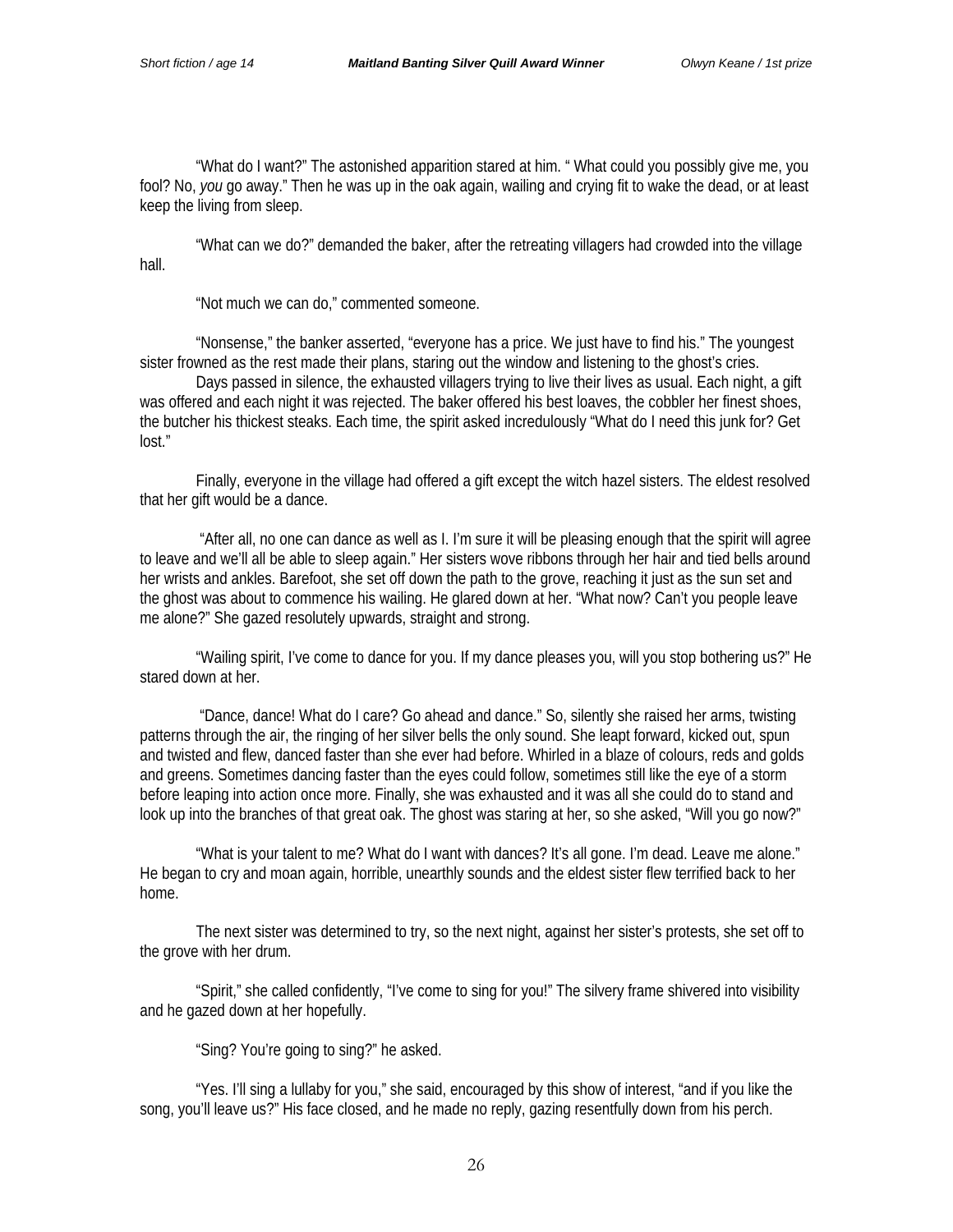"What do I want?" The astonished apparition stared at him. " What could you possibly give me, you fool? No, *you* go away." Then he was up in the oak again, wailing and crying fit to wake the dead, or at least keep the living from sleep.

"What can we do?" demanded the baker, after the retreating villagers had crowded into the village hall.

"Not much we can do," commented someone.

"Nonsense," the banker asserted, "everyone has a price. We just have to find his." The youngest sister frowned as the rest made their plans, staring out the window and listening to the ghost's cries.

Days passed in silence, the exhausted villagers trying to live their lives as usual. Each night, a gift was offered and each night it was rejected. The baker offered his best loaves, the cobbler her finest shoes, the butcher his thickest steaks. Each time, the spirit asked incredulously "What do I need this junk for? Get lost."

Finally, everyone in the village had offered a gift except the witch hazel sisters. The eldest resolved that her gift would be a dance.

"After all, no one can dance as well as I. I'm sure it will be pleasing enough that the spirit will agree to leave and we'll all be able to sleep again." Her sisters wove ribbons through her hair and tied bells around her wrists and ankles. Barefoot, she set off down the path to the grove, reaching it just as the sun set and the ghost was about to commence his wailing. He glared down at her. "What now? Can't you people leave me alone?" She gazed resolutely upwards, straight and strong.

"Wailing spirit, I've come to dance for you. If my dance pleases you, will you stop bothering us?" He stared down at her.

"Dance, dance! What do I care? Go ahead and dance." So, silently she raised her arms, twisting patterns through the air, the ringing of her silver bells the only sound. She leapt forward, kicked out, spun and twisted and flew, danced faster than she ever had before. Whirled in a blaze of colours, reds and golds and greens. Sometimes dancing faster than the eyes could follow, sometimes still like the eye of a storm before leaping into action once more. Finally, she was exhausted and it was all she could do to stand and look up into the branches of that great oak. The ghost was staring at her, so she asked, "Will you go now?"

"What is your talent to me? What do I want with dances? It's all gone. I'm dead. Leave me alone." He began to cry and moan again, horrible, unearthly sounds and the eldest sister flew terrified back to her home.

The next sister was determined to try, so the next night, against her sister's protests, she set off to the grove with her drum.

"Spirit," she called confidently, "I've come to sing for you!" The silvery frame shivered into visibility and he gazed down at her hopefully.

"Sing? You're going to sing?" he asked.

"Yes. I'll sing a lullaby for you," she said, encouraged by this show of interest, "and if you like the song, you'll leave us?" His face closed, and he made no reply, gazing resentfully down from his perch.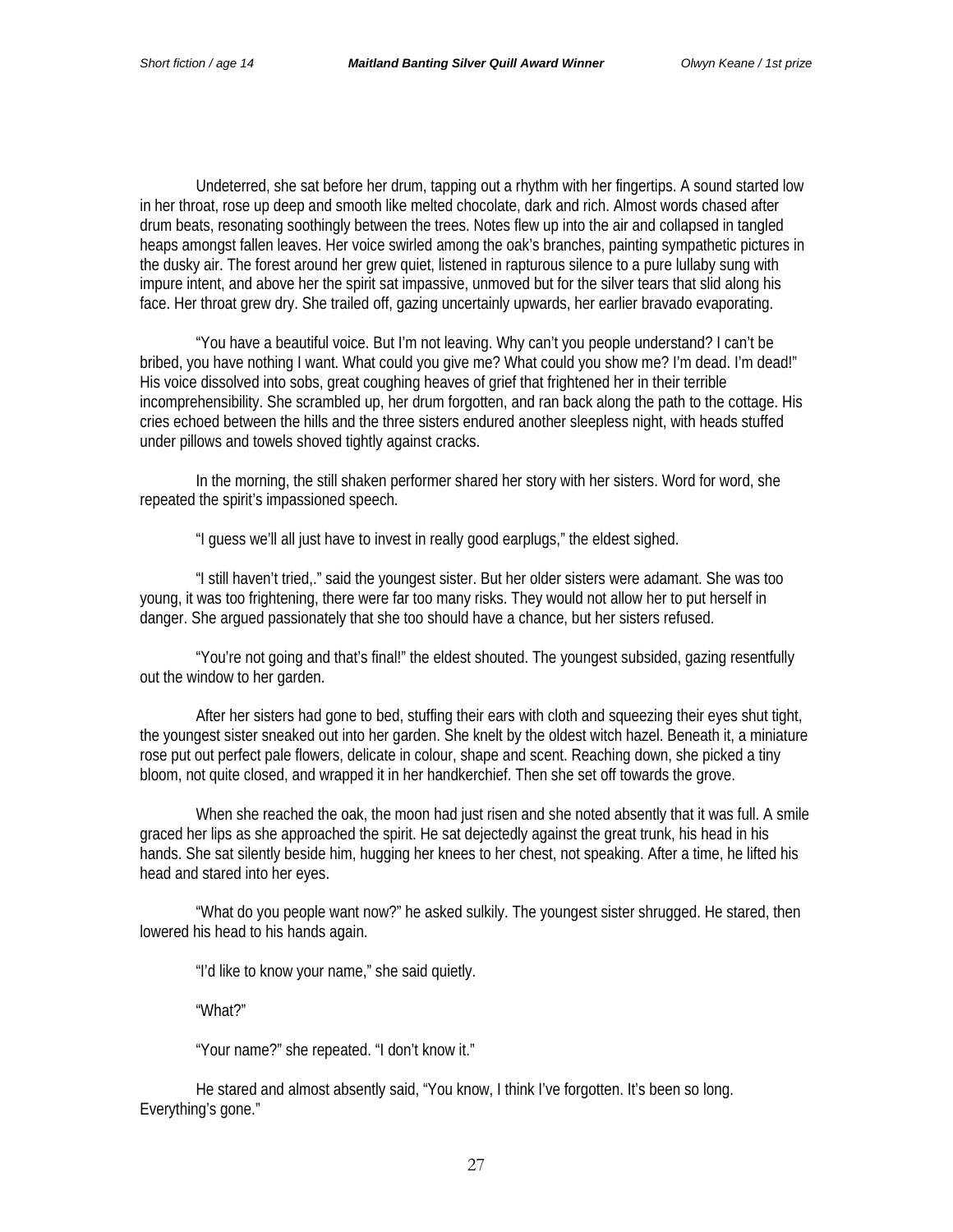Undeterred, she sat before her drum, tapping out a rhythm with her fingertips. A sound started low in her throat, rose up deep and smooth like melted chocolate, dark and rich. Almost words chased after drum beats, resonating soothingly between the trees. Notes flew up into the air and collapsed in tangled heaps amongst fallen leaves. Her voice swirled among the oak's branches, painting sympathetic pictures in the dusky air. The forest around her grew quiet, listened in rapturous silence to a pure lullaby sung with impure intent, and above her the spirit sat impassive, unmoved but for the silver tears that slid along his face. Her throat grew dry. She trailed off, gazing uncertainly upwards, her earlier bravado evaporating.

"You have a beautiful voice. But I'm not leaving. Why can't you people understand? I can't be bribed, you have nothing I want. What could you give me? What could you show me? I'm dead. I'm dead!" His voice dissolved into sobs, great coughing heaves of grief that frightened her in their terrible incomprehensibility. She scrambled up, her drum forgotten, and ran back along the path to the cottage. His cries echoed between the hills and the three sisters endured another sleepless night, with heads stuffed under pillows and towels shoved tightly against cracks.

In the morning, the still shaken performer shared her story with her sisters. Word for word, she repeated the spirit's impassioned speech.

"I guess we'll all just have to invest in really good earplugs," the eldest sighed.

"I still haven't tried,." said the youngest sister. But her older sisters were adamant. She was too young, it was too frightening, there were far too many risks. They would not allow her to put herself in danger. She argued passionately that she too should have a chance, but her sisters refused.

"You're not going and that's final!" the eldest shouted. The youngest subsided, gazing resentfully out the window to her garden.

After her sisters had gone to bed, stuffing their ears with cloth and squeezing their eyes shut tight, the youngest sister sneaked out into her garden. She knelt by the oldest witch hazel. Beneath it, a miniature rose put out perfect pale flowers, delicate in colour, shape and scent. Reaching down, she picked a tiny bloom, not quite closed, and wrapped it in her handkerchief. Then she set off towards the grove.

When she reached the oak, the moon had just risen and she noted absently that it was full. A smile graced her lips as she approached the spirit. He sat dejectedly against the great trunk, his head in his hands. She sat silently beside him, hugging her knees to her chest, not speaking. After a time, he lifted his head and stared into her eyes.

"What do you people want now?" he asked sulkily. The youngest sister shrugged. He stared, then lowered his head to his hands again.

"I'd like to know your name," she said quietly.

"What?"

"Your name?" she repeated. "I don't know it."

He stared and almost absently said, "You know, I think I've forgotten. It's been so long. Everything's gone."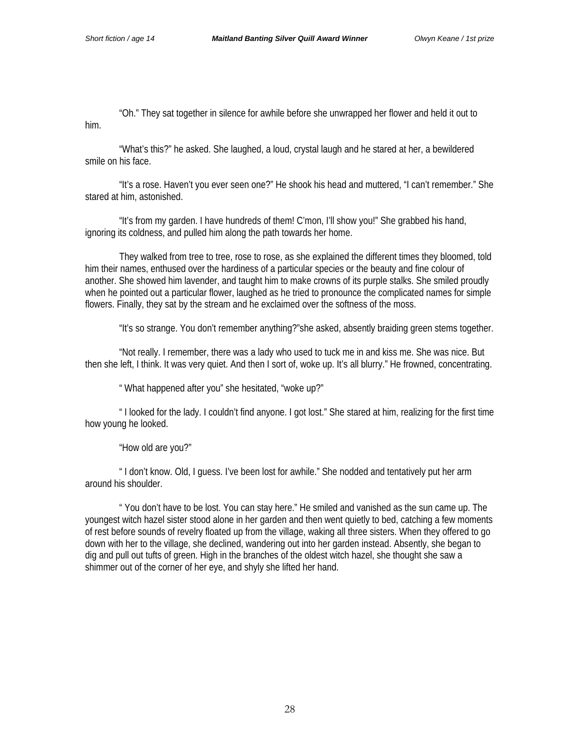"Oh." They sat together in silence for awhile before she unwrapped her flower and held it out to him.

"What's this?" he asked. She laughed, a loud, crystal laugh and he stared at her, a bewildered smile on his face.

"It's a rose. Haven't you ever seen one?" He shook his head and muttered, "I can't remember." She stared at him, astonished.

"It's from my garden. I have hundreds of them! C'mon, I'll show you!" She grabbed his hand, ignoring its coldness, and pulled him along the path towards her home.

They walked from tree to tree, rose to rose, as she explained the different times they bloomed, told him their names, enthused over the hardiness of a particular species or the beauty and fine colour of another. She showed him lavender, and taught him to make crowns of its purple stalks. She smiled proudly when he pointed out a particular flower, laughed as he tried to pronounce the complicated names for simple flowers. Finally, they sat by the stream and he exclaimed over the softness of the moss.

"It's so strange. You don't remember anything?"she asked, absently braiding green stems together.

"Not really. I remember, there was a lady who used to tuck me in and kiss me. She was nice. But then she left, I think. It was very quiet. And then I sort of, woke up. It's all blurry." He frowned, concentrating.

" What happened after you" she hesitated, "woke up?"

" I looked for the lady. I couldn't find anyone. I got lost." She stared at him, realizing for the first time how young he looked.

"How old are you?"

" I don't know. Old, I guess. I've been lost for awhile." She nodded and tentatively put her arm around his shoulder.

" You don't have to be lost. You can stay here." He smiled and vanished as the sun came up. The youngest witch hazel sister stood alone in her garden and then went quietly to bed, catching a few moments of rest before sounds of revelry floated up from the village, waking all three sisters. When they offered to go down with her to the village, she declined, wandering out into her garden instead. Absently, she began to dig and pull out tufts of green. High in the branches of the oldest witch hazel, she thought she saw a shimmer out of the corner of her eye, and shyly she lifted her hand.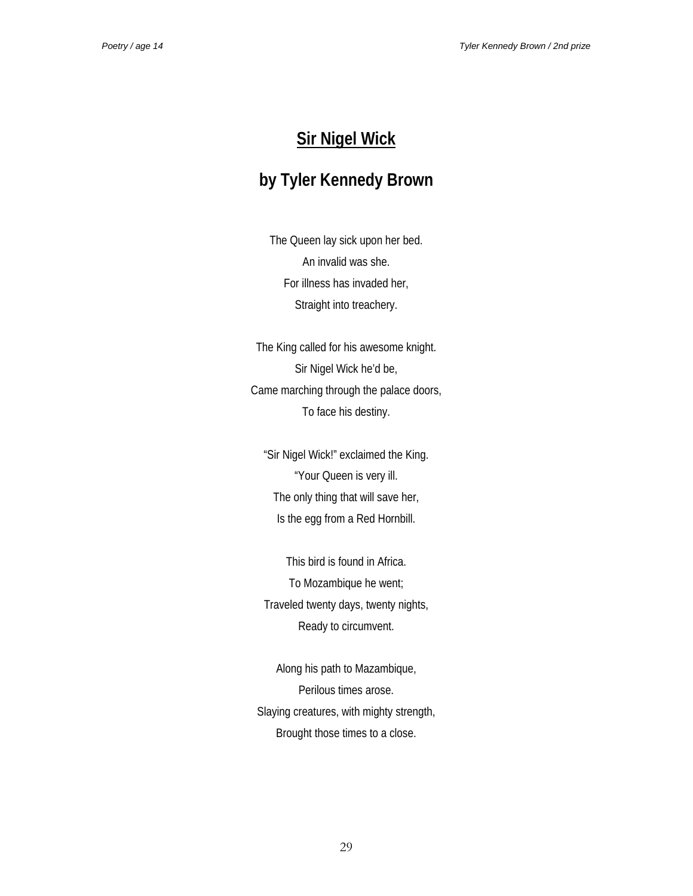## Sir Nigel Wick

## by Tyler Kennedy Brown

The Queen lay sick upon her bed.  
An invalid was she.  
For illness has invaded her,  
Straight into treachery.

The King called for his awesome knight.  
Sir Nigel Wick he'd be,  
Came marching through the palace doors,  
To face his destiny.

"Sir Nigel Wick!" exclaimed the King.  
"Your Queen is very ill.  
The only thing that will save her,  
Is the egg from a Red Hornbill.

This bird is found in Africa.  
To Mozambique he went;  
Traveled twenty days, twenty nights,  
Ready to circumvent.

Along his path to Mazambique,  
Perilous times arose.  
Slaying creatures, with mighty strength,  
Brought those times to a close.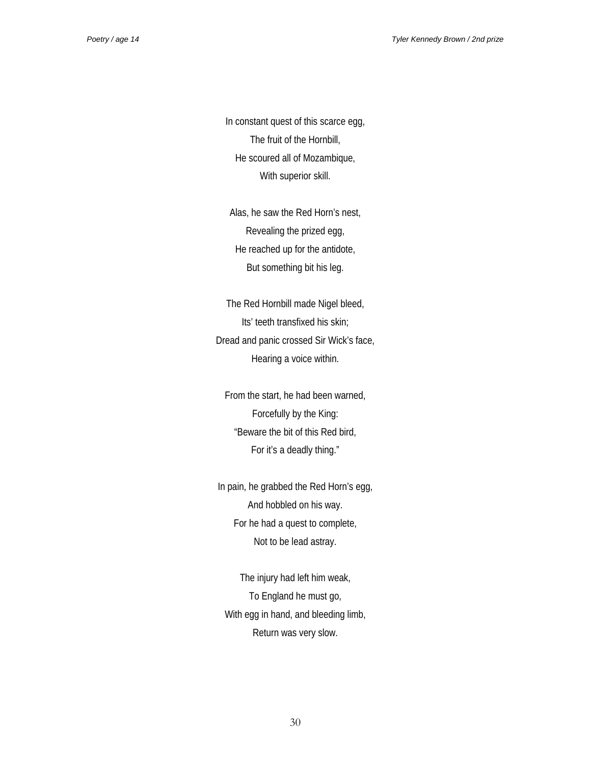In constant quest of this scarce egg,
The fruit of the Hornbill,
He scoured all of Mozambique,
With superior skill.

Alas, he saw the Red Horn's nest,
Revealing the prized egg,
He reached up for the antidote,
But something bit his leg.

The Red Hornbill made Nigel bleed,
Its' teeth transfixed his skin;
Dread and panic crossed Sir Wick's face,
Hearing a voice within.

From the start, he had been warned,
Forcefully by the King:
"Beware the bit of this Red bird,
For it's a deadly thing."

In pain, he grabbed the Red Horn's egg,
And hobbled on his way.
For he had a quest to complete,
Not to be lead astray.

The injury had left him weak,
To England he must go,
With egg in hand, and bleeding limb,
Return was very slow.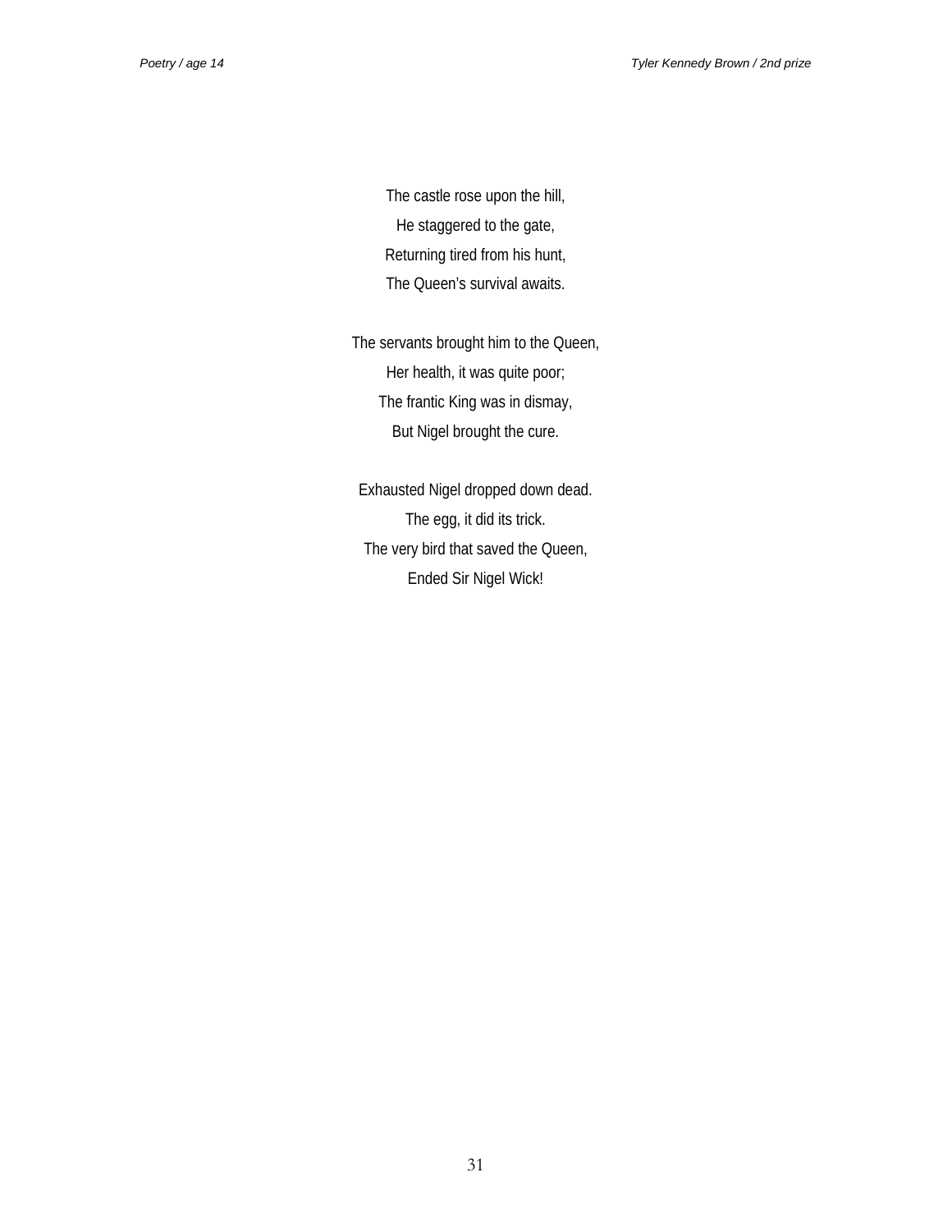The castle rose upon the hill,  
He staggered to the gate,  
Returning tired from his hunt,  
The Queen's survival awaits.

The servants brought him to the Queen,  
Her health, it was quite poor;  
The frantic King was in dismay,  
But Nigel brought the cure.

Exhausted Nigel dropped down dead.  
The egg, it did its trick.  
The very bird that saved the Queen,  
Ended Sir Nigel Wick!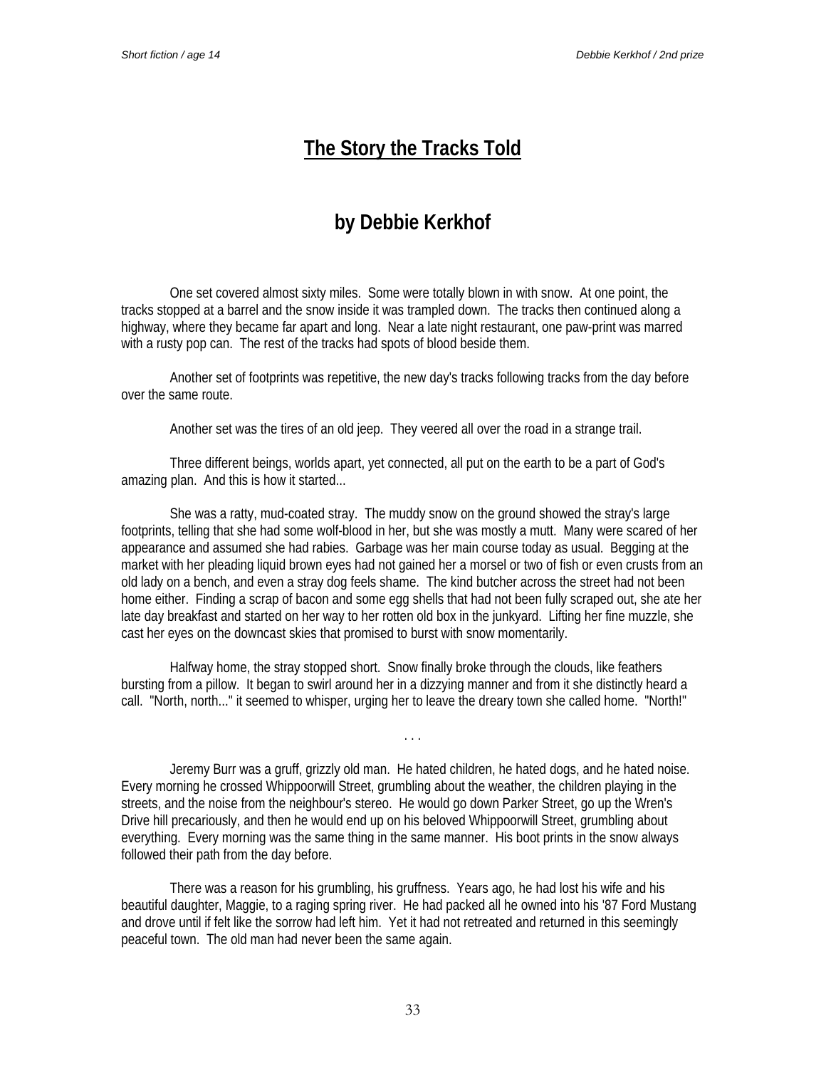# The Story the Tracks Told

## by Debbie Kerkhof

One set covered almost sixty miles. Some were totally blown in with snow. At one point, the tracks stopped at a barrel and the snow inside it was trampled down. The tracks then continued along a highway, where they became far apart and long. Near a late night restaurant, one paw-print was marred with a rusty pop can. The rest of the tracks had spots of blood beside them.

Another set of footprints was repetitive, the new day's tracks following tracks from the day before over the same route.

Another set was the tires of an old jeep. They veered all over the road in a strange trail.

Three different beings, worlds apart, yet connected, all put on the earth to be a part of God's amazing plan. And this is how it started...

She was a ratty, mud-coated stray. The muddy snow on the ground showed the stray's large footprints, telling that she had some wolf-blood in her, but she was mostly a mutt. Many were scared of her appearance and assumed she had rabies. Garbage was her main course today as usual. Begging at the market with her pleading liquid brown eyes had not gained her a morsel or two of fish or even crusts from an old lady on a bench, and even a stray dog feels shame. The kind butcher across the street had not been home either. Finding a scrap of bacon and some egg shells that had not been fully scraped out, she ate her late day breakfast and started on her way to her rotten old box in the junkyard. Lifting her fine muzzle, she cast her eyes on the downcast skies that promised to burst with snow momentarily.

Halfway home, the stray stopped short. Snow finally broke through the clouds, like feathers bursting from a pillow. It began to swirl around her in a dizzying manner and from it she distinctly heard a call. "North, north..." it seemed to whisper, urging her to leave the dreary town she called home. "North!"

. . .

Jeremy Burr was a gruff, grizzly old man. He hated children, he hated dogs, and he hated noise. Every morning he crossed Whippoorwill Street, grumbling about the weather, the children playing in the streets, and the noise from the neighbour's stereo. He would go down Parker Street, go up the Wren's Drive hill precariously, and then he would end up on his beloved Whippoorwill Street, grumbling about everything. Every morning was the same thing in the same manner. His boot prints in the snow always followed their path from the day before.

There was a reason for his grumbling, his gruffness. Years ago, he had lost his wife and his beautiful daughter, Maggie, to a raging spring river. He had packed all he owned into his '87 Ford Mustang and drove until if felt like the sorrow had left him. Yet it had not retreated and returned in this seemingly peaceful town. The old man had never been the same again.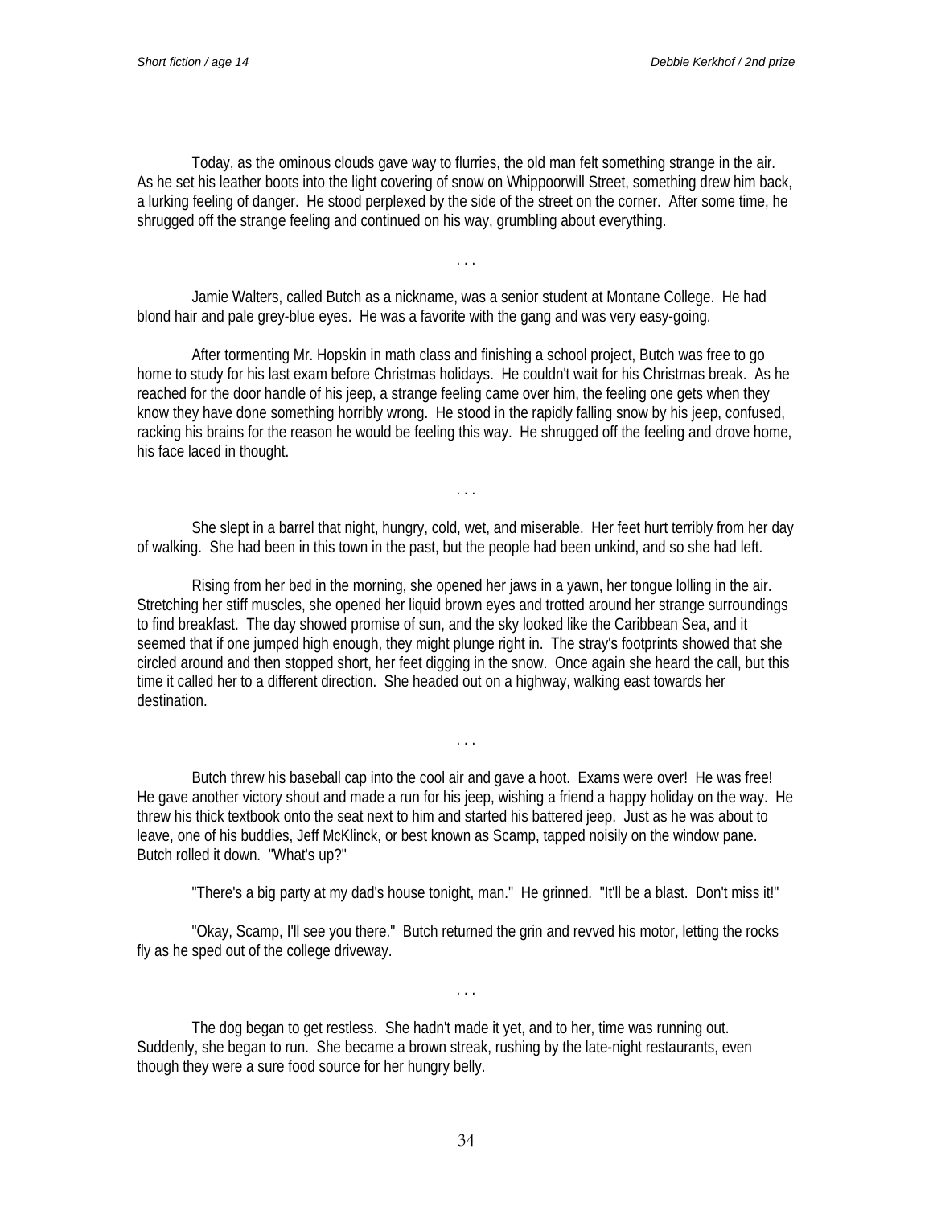Today, as the ominous clouds gave way to flurries, the old man felt something strange in the air. As he set his leather boots into the light covering of snow on Whippoorwill Street, something drew him back, a lurking feeling of danger. He stood perplexed by the side of the street on the corner. After some time, he shrugged off the strange feeling and continued on his way, grumbling about everything.

. . .

Jamie Walters, called Butch as a nickname, was a senior student at Montane College. He had blond hair and pale grey-blue eyes. He was a favorite with the gang and was very easy-going.

After tormenting Mr. Hopskin in math class and finishing a school project, Butch was free to go home to study for his last exam before Christmas holidays. He couldn't wait for his Christmas break. As he reached for the door handle of his jeep, a strange feeling came over him, the feeling one gets when they know they have done something horribly wrong. He stood in the rapidly falling snow by his jeep, confused, racking his brains for the reason he would be feeling this way. He shrugged off the feeling and drove home, his face laced in thought.

. . .

She slept in a barrel that night, hungry, cold, wet, and miserable. Her feet hurt terribly from her day of walking. She had been in this town in the past, but the people had been unkind, and so she had left.

Rising from her bed in the morning, she opened her jaws in a yawn, her tongue lolling in the air. Stretching her stiff muscles, she opened her liquid brown eyes and trotted around her strange surroundings to find breakfast. The day showed promise of sun, and the sky looked like the Caribbean Sea, and it seemed that if one jumped high enough, they might plunge right in. The stray's footprints showed that she circled around and then stopped short, her feet digging in the snow. Once again she heard the call, but this time it called her to a different direction. She headed out on a highway, walking east towards her destination.

. . .

Butch threw his baseball cap into the cool air and gave a hoot. Exams were over! He was free! He gave another victory shout and made a run for his jeep, wishing a friend a happy holiday on the way. He threw his thick textbook onto the seat next to him and started his battered jeep. Just as he was about to leave, one of his buddies, Jeff McKlinck, or best known as Scamp, tapped noisily on the window pane. Butch rolled it down. "What's up?"

"There's a big party at my dad's house tonight, man." He grinned. "It'll be a blast. Don't miss it!"

"Okay, Scamp, I'll see you there." Butch returned the grin and revved his motor, letting the rocks fly as he sped out of the college driveway.

. . .

The dog began to get restless. She hadn't made it yet, and to her, time was running out. Suddenly, she began to run. She became a brown streak, rushing by the late-night restaurants, even though they were a sure food source for her hungry belly.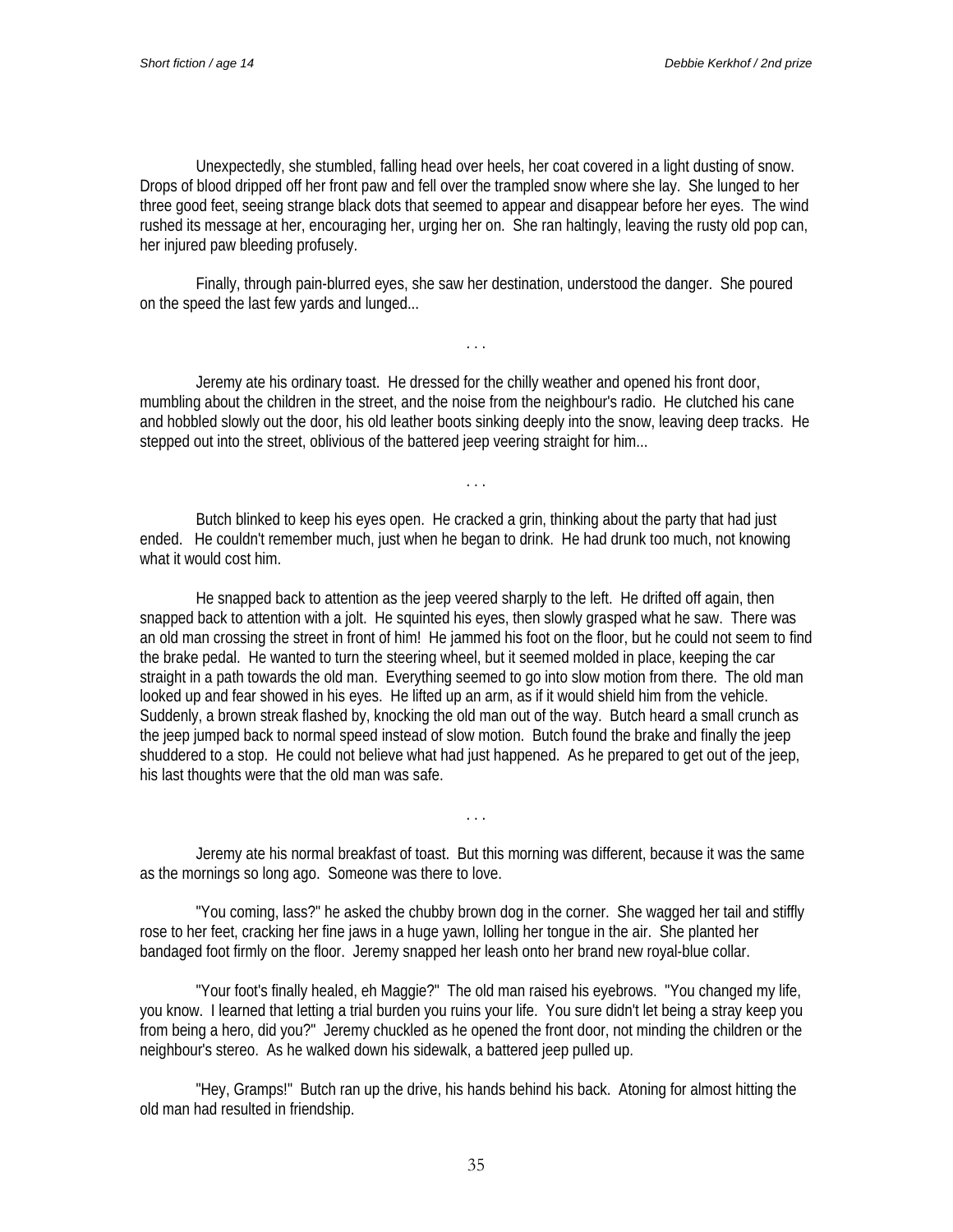Unexpectedly, she stumbled, falling head over heels, her coat covered in a light dusting of snow. Drops of blood dripped off her front paw and fell over the trampled snow where she lay. She lunged to her three good feet, seeing strange black dots that seemed to appear and disappear before her eyes. The wind rushed its message at her, encouraging her, urging her on. She ran haltingly, leaving the rusty old pop can, her injured paw bleeding profusely.

Finally, through pain-blurred eyes, she saw her destination, understood the danger. She poured on the speed the last few yards and lunged...

. . .

Jeremy ate his ordinary toast. He dressed for the chilly weather and opened his front door, mumbling about the children in the street, and the noise from the neighbour's radio. He clutched his cane and hobbled slowly out the door, his old leather boots sinking deeply into the snow, leaving deep tracks. He stepped out into the street, oblivious of the battered jeep veering straight for him...

. . .

Butch blinked to keep his eyes open. He cracked a grin, thinking about the party that had just ended. He couldn't remember much, just when he began to drink. He had drunk too much, not knowing what it would cost him.

He snapped back to attention as the jeep veered sharply to the left. He drifted off again, then snapped back to attention with a jolt. He squinted his eyes, then slowly grasped what he saw. There was an old man crossing the street in front of him! He jammed his foot on the floor, but he could not seem to find the brake pedal. He wanted to turn the steering wheel, but it seemed molded in place, keeping the car straight in a path towards the old man. Everything seemed to go into slow motion from there. The old man looked up and fear showed in his eyes. He lifted up an arm, as if it would shield him from the vehicle. Suddenly, a brown streak flashed by, knocking the old man out of the way. Butch heard a small crunch as the jeep jumped back to normal speed instead of slow motion. Butch found the brake and finally the jeep shuddered to a stop. He could not believe what had just happened. As he prepared to get out of the jeep, his last thoughts were that the old man was safe.

. . .

Jeremy ate his normal breakfast of toast. But this morning was different, because it was the same as the mornings so long ago. Someone was there to love.

"You coming, lass?" he asked the chubby brown dog in the corner. She wagged her tail and stiffly rose to her feet, cracking her fine jaws in a huge yawn, lolling her tongue in the air. She planted her bandaged foot firmly on the floor. Jeremy snapped her leash onto her brand new royal-blue collar.

"Your foot's finally healed, eh Maggie?" The old man raised his eyebrows. "You changed my life, you know. I learned that letting a trial burden you ruins your life. You sure didn't let being a stray keep you from being a hero, did you?" Jeremy chuckled as he opened the front door, not minding the children or the neighbour's stereo. As he walked down his sidewalk, a battered jeep pulled up.

"Hey, Gramps!" Butch ran up the drive, his hands behind his back. Atoning for almost hitting the old man had resulted in friendship.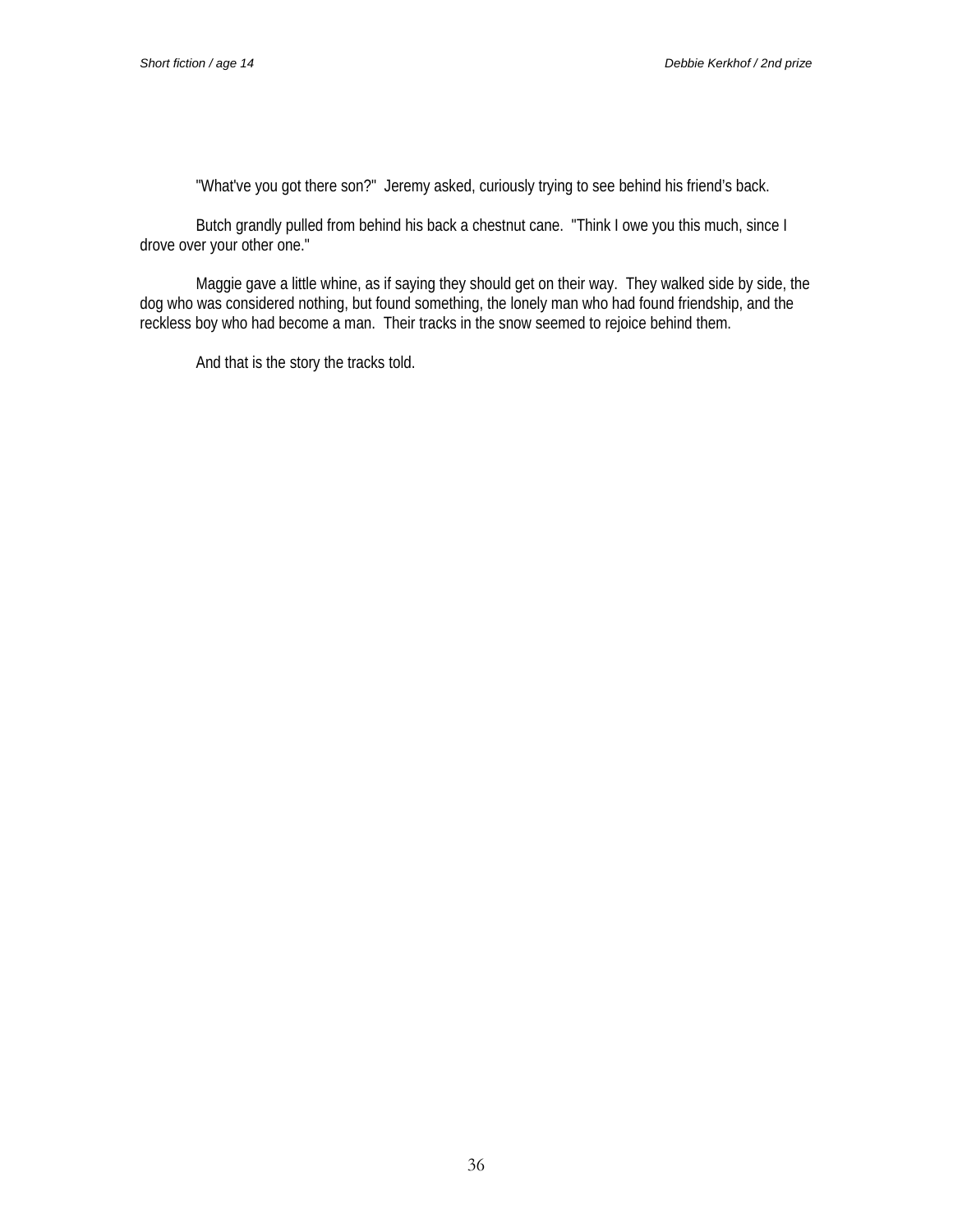"What've you got there son?"  Jeremy asked, curiously trying to see behind his friend's back.

Butch grandly pulled from behind his back a chestnut cane.  "Think I owe you this much, since I drove over your other one."

Maggie gave a little whine, as if saying they should get on their way.  They walked side by side, the dog who was considered nothing, but found something, the lonely man who had found friendship, and the reckless boy who had become a man.  Their tracks in the snow seemed to rejoice behind them.

And that is the story the tracks told.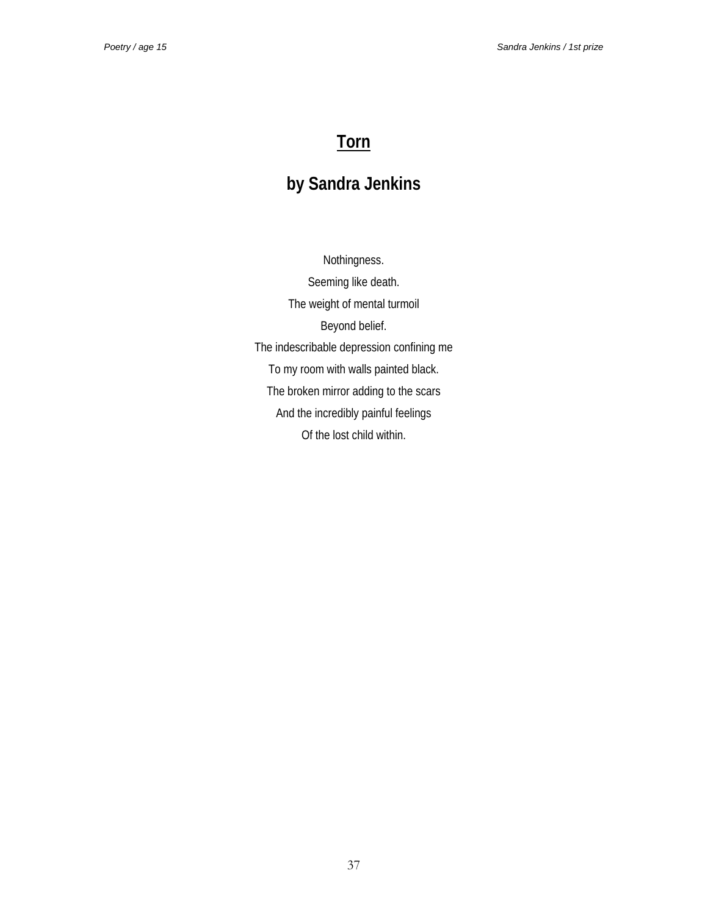# Torn

## by Sandra Jenkins

Nothingness.

Seeming like death.

The weight of mental turmoil

Beyond belief.

The indescribable depression confining me

To my room with walls painted black.

The broken mirror adding to the scars

And the incredibly painful feelings

Of the lost child within.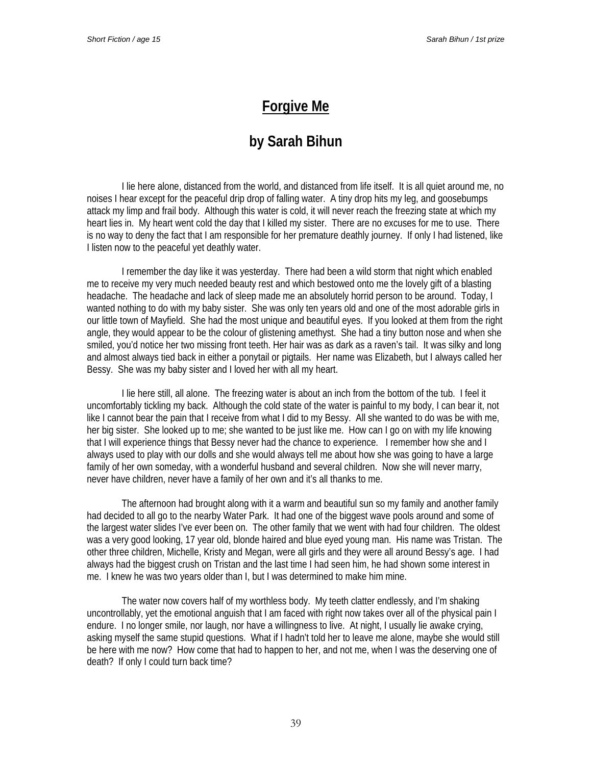# Forgive Me

## by Sarah Bihun

I lie here alone, distanced from the world, and distanced from life itself. It is all quiet around me, no noises I hear except for the peaceful drip drop of falling water. A tiny drop hits my leg, and goosebumps attack my limp and frail body. Although this water is cold, it will never reach the freezing state at which my heart lies in. My heart went cold the day that I killed my sister. There are no excuses for me to use. There is no way to deny the fact that I am responsible for her premature deathly journey. If only I had listened, like I listen now to the peaceful yet deathly water.

I remember the day like it was yesterday. There had been a wild storm that night which enabled me to receive my very much needed beauty rest and which bestowed onto me the lovely gift of a blasting headache. The headache and lack of sleep made me an absolutely horrid person to be around. Today, I wanted nothing to do with my baby sister. She was only ten years old and one of the most adorable girls in our little town of Mayfield. She had the most unique and beautiful eyes. If you looked at them from the right angle, they would appear to be the colour of glistening amethyst. She had a tiny button nose and when she smiled, you'd notice her two missing front teeth. Her hair was as dark as a raven's tail. It was silky and long and almost always tied back in either a ponytail or pigtails. Her name was Elizabeth, but I always called her Bessy. She was my baby sister and I loved her with all my heart.

I lie here still, all alone. The freezing water is about an inch from the bottom of the tub. I feel it uncomfortably tickling my back. Although the cold state of the water is painful to my body, I can bear it, not like I cannot bear the pain that I receive from what I did to my Bessy. All she wanted to do was be with me, her big sister. She looked up to me; she wanted to be just like me. How can I go on with my life knowing that I will experience things that Bessy never had the chance to experience. I remember how she and I always used to play with our dolls and she would always tell me about how she was going to have a large family of her own someday, with a wonderful husband and several children. Now she will never marry, never have children, never have a family of her own and it's all thanks to me.

The afternoon had brought along with it a warm and beautiful sun so my family and another family had decided to all go to the nearby Water Park. It had one of the biggest wave pools around and some of the largest water slides I've ever been on. The other family that we went with had four children. The oldest was a very good looking, 17 year old, blonde haired and blue eyed young man. His name was Tristan. The other three children, Michelle, Kristy and Megan, were all girls and they were all around Bessy's age. I had always had the biggest crush on Tristan and the last time I had seen him, he had shown some interest in me. I knew he was two years older than I, but I was determined to make him mine.

The water now covers half of my worthless body. My teeth clatter endlessly, and I'm shaking uncontrollably, yet the emotional anguish that I am faced with right now takes over all of the physical pain I endure. I no longer smile, nor laugh, nor have a willingness to live. At night, I usually lie awake crying, asking myself the same stupid questions. What if I hadn't told her to leave me alone, maybe she would still be here with me now? How come that had to happen to her, and not me, when I was the deserving one of death? If only I could turn back time?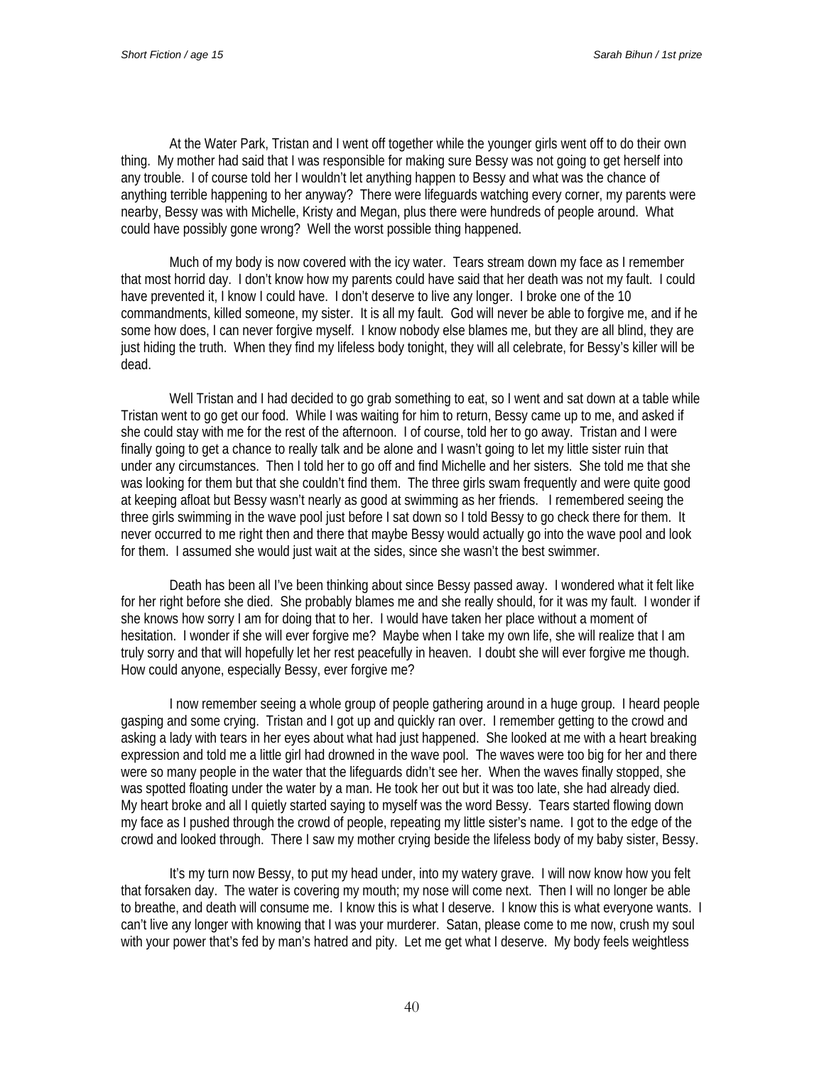At the Water Park, Tristan and I went off together while the younger girls went off to do their own thing. My mother had said that I was responsible for making sure Bessy was not going to get herself into any trouble. I of course told her I wouldn't let anything happen to Bessy and what was the chance of anything terrible happening to her anyway? There were lifeguards watching every corner, my parents were nearby, Bessy was with Michelle, Kristy and Megan, plus there were hundreds of people around. What could have possibly gone wrong? Well the worst possible thing happened.

Much of my body is now covered with the icy water. Tears stream down my face as I remember that most horrid day. I don't know how my parents could have said that her death was not my fault. I could have prevented it, I know I could have. I don't deserve to live any longer. I broke one of the 10 commandments, killed someone, my sister. It is all my fault. God will never be able to forgive me, and if he some how does, I can never forgive myself. I know nobody else blames me, but they are all blind, they are just hiding the truth. When they find my lifeless body tonight, they will all celebrate, for Bessy's killer will be dead.

Well Tristan and I had decided to go grab something to eat, so I went and sat down at a table while Tristan went to go get our food. While I was waiting for him to return, Bessy came up to me, and asked if she could stay with me for the rest of the afternoon. I of course, told her to go away. Tristan and I were finally going to get a chance to really talk and be alone and I wasn't going to let my little sister ruin that under any circumstances. Then I told her to go off and find Michelle and her sisters. She told me that she was looking for them but that she couldn't find them. The three girls swam frequently and were quite good at keeping afloat but Bessy wasn't nearly as good at swimming as her friends. I remembered seeing the three girls swimming in the wave pool just before I sat down so I told Bessy to go check there for them. It never occurred to me right then and there that maybe Bessy would actually go into the wave pool and look for them. I assumed she would just wait at the sides, since she wasn't the best swimmer.

Death has been all I've been thinking about since Bessy passed away. I wondered what it felt like for her right before she died. She probably blames me and she really should, for it was my fault. I wonder if she knows how sorry I am for doing that to her. I would have taken her place without a moment of hesitation. I wonder if she will ever forgive me? Maybe when I take my own life, she will realize that I am truly sorry and that will hopefully let her rest peacefully in heaven. I doubt she will ever forgive me though. How could anyone, especially Bessy, ever forgive me?

I now remember seeing a whole group of people gathering around in a huge group. I heard people gasping and some crying. Tristan and I got up and quickly ran over. I remember getting to the crowd and asking a lady with tears in her eyes about what had just happened. She looked at me with a heart breaking expression and told me a little girl had drowned in the wave pool. The waves were too big for her and there were so many people in the water that the lifeguards didn't see her. When the waves finally stopped, she was spotted floating under the water by a man. He took her out but it was too late, she had already died. My heart broke and all I quietly started saying to myself was the word Bessy. Tears started flowing down my face as I pushed through the crowd of people, repeating my little sister's name. I got to the edge of the crowd and looked through. There I saw my mother crying beside the lifeless body of my baby sister, Bessy.

It's my turn now Bessy, to put my head under, into my watery grave. I will now know how you felt that forsaken day. The water is covering my mouth; my nose will come next. Then I will no longer be able to breathe, and death will consume me. I know this is what I deserve. I know this is what everyone wants. I can't live any longer with knowing that I was your murderer. Satan, please come to me now, crush my soul with your power that's fed by man's hatred and pity. Let me get what I deserve. My body feels weightless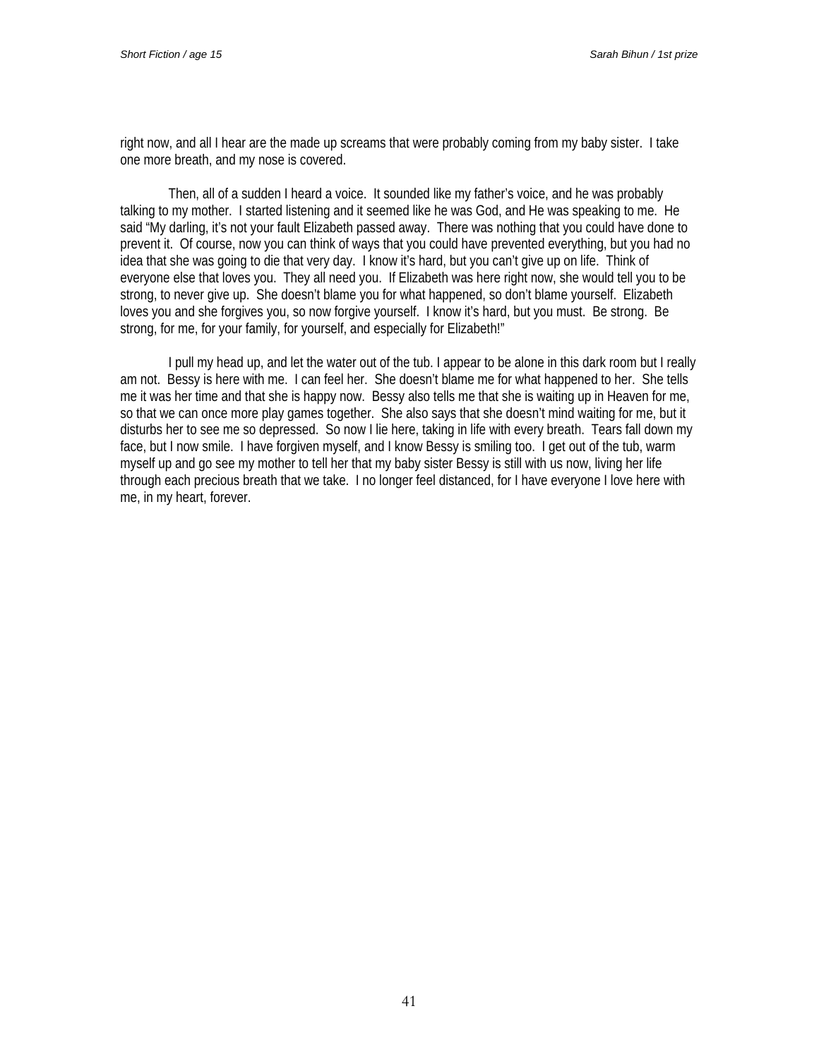right now, and all I hear are the made up screams that were probably coming from my baby sister. I take one more breath, and my nose is covered.

Then, all of a sudden I heard a voice. It sounded like my father's voice, and he was probably talking to my mother. I started listening and it seemed like he was God, and He was speaking to me. He said "My darling, it's not your fault Elizabeth passed away. There was nothing that you could have done to prevent it. Of course, now you can think of ways that you could have prevented everything, but you had no idea that she was going to die that very day. I know it's hard, but you can't give up on life. Think of everyone else that loves you. They all need you. If Elizabeth was here right now, she would tell you to be strong, to never give up. She doesn't blame you for what happened, so don't blame yourself. Elizabeth loves you and she forgives you, so now forgive yourself. I know it's hard, but you must. Be strong. Be strong, for me, for your family, for yourself, and especially for Elizabeth!"

I pull my head up, and let the water out of the tub. I appear to be alone in this dark room but I really am not. Bessy is here with me. I can feel her. She doesn't blame me for what happened to her. She tells me it was her time and that she is happy now. Bessy also tells me that she is waiting up in Heaven for me, so that we can once more play games together. She also says that she doesn't mind waiting for me, but it disturbs her to see me so depressed. So now I lie here, taking in life with every breath. Tears fall down my face, but I now smile. I have forgiven myself, and I know Bessy is smiling too. I get out of the tub, warm myself up and go see my mother to tell her that my baby sister Bessy is still with us now, living her life through each precious breath that we take. I no longer feel distanced, for I have everyone I love here with me, in my heart, forever.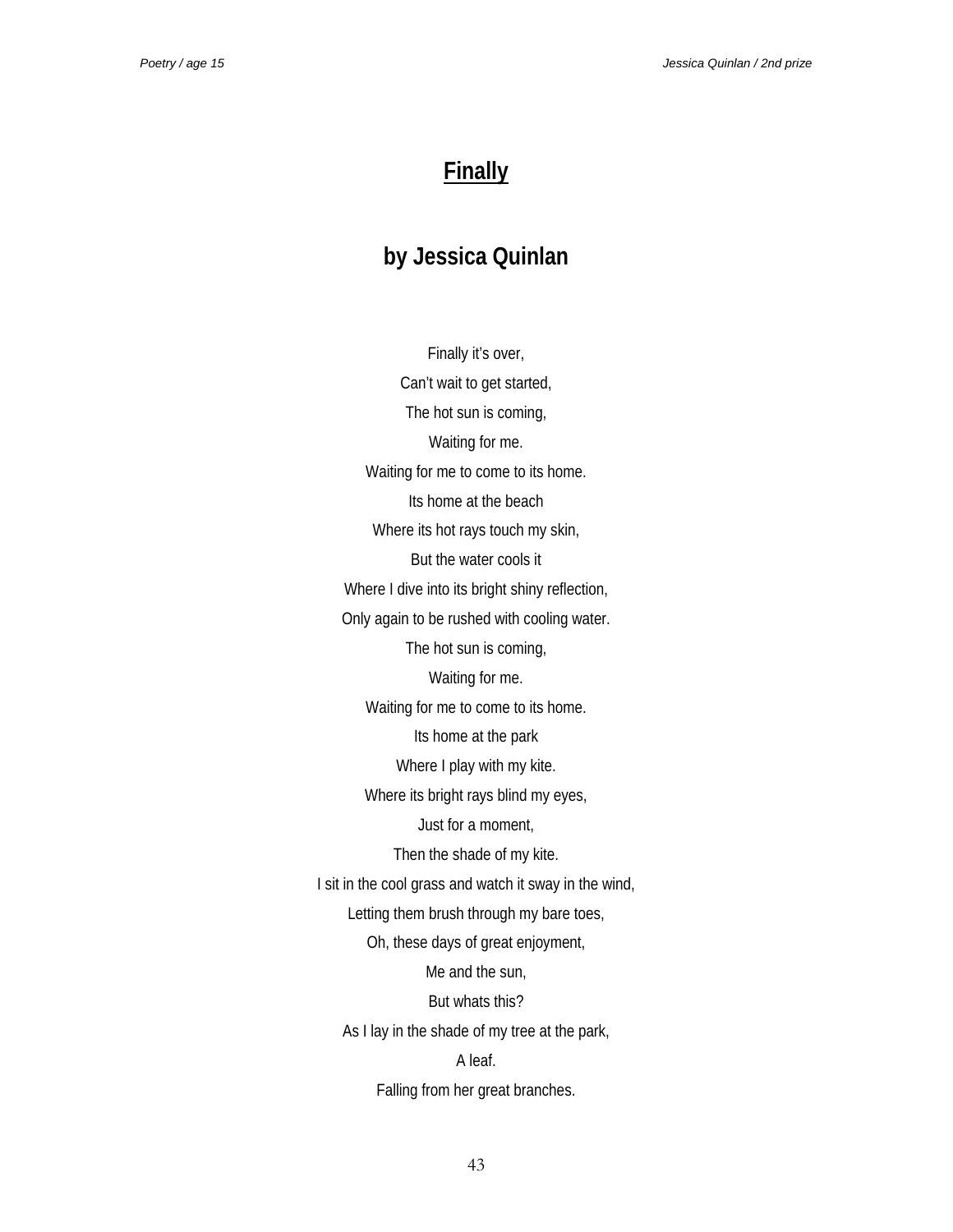# Finally

## by Jessica Quinlan

Finally it's over,

Can't wait to get started,

The hot sun is coming,

Waiting for me.

Waiting for me to come to its home.

Its home at the beach

Where its hot rays touch my skin,

But the water cools it

Where I dive into its bright shiny reflection,

Only again to be rushed with cooling water.

The hot sun is coming,

Waiting for me.

Waiting for me to come to its home.

Its home at the park

Where I play with my kite.

Where its bright rays blind my eyes,

Just for a moment,

Then the shade of my kite.

I sit in the cool grass and watch it sway in the wind,

Letting them brush through my bare toes,

Oh, these days of great enjoyment,

Me and the sun,

But whats this?

As I lay in the shade of my tree at the park,

A leaf.

Falling from her great branches.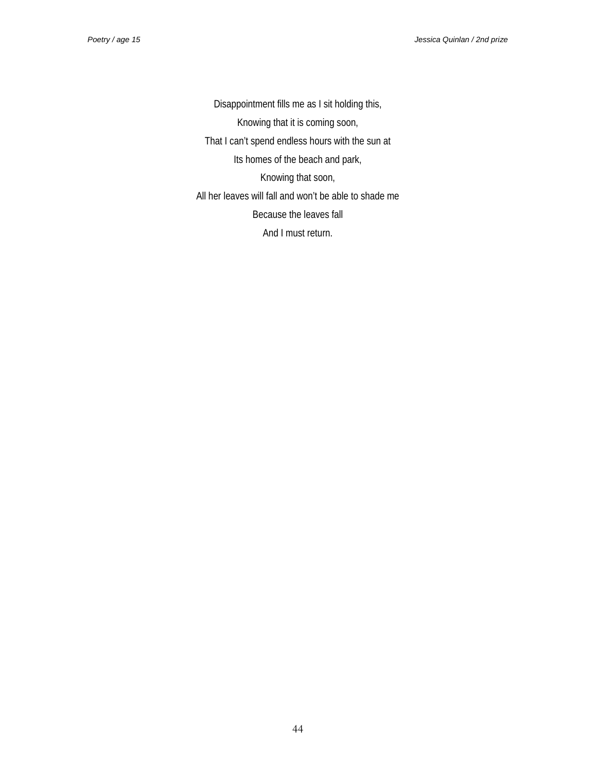Disappointment fills me as I sit holding this,

Knowing that it is coming soon,

That I can't spend endless hours with the sun at

Its homes of the beach and park,

Knowing that soon,

All her leaves will fall and won't be able to shade me

Because the leaves fall

And I must return.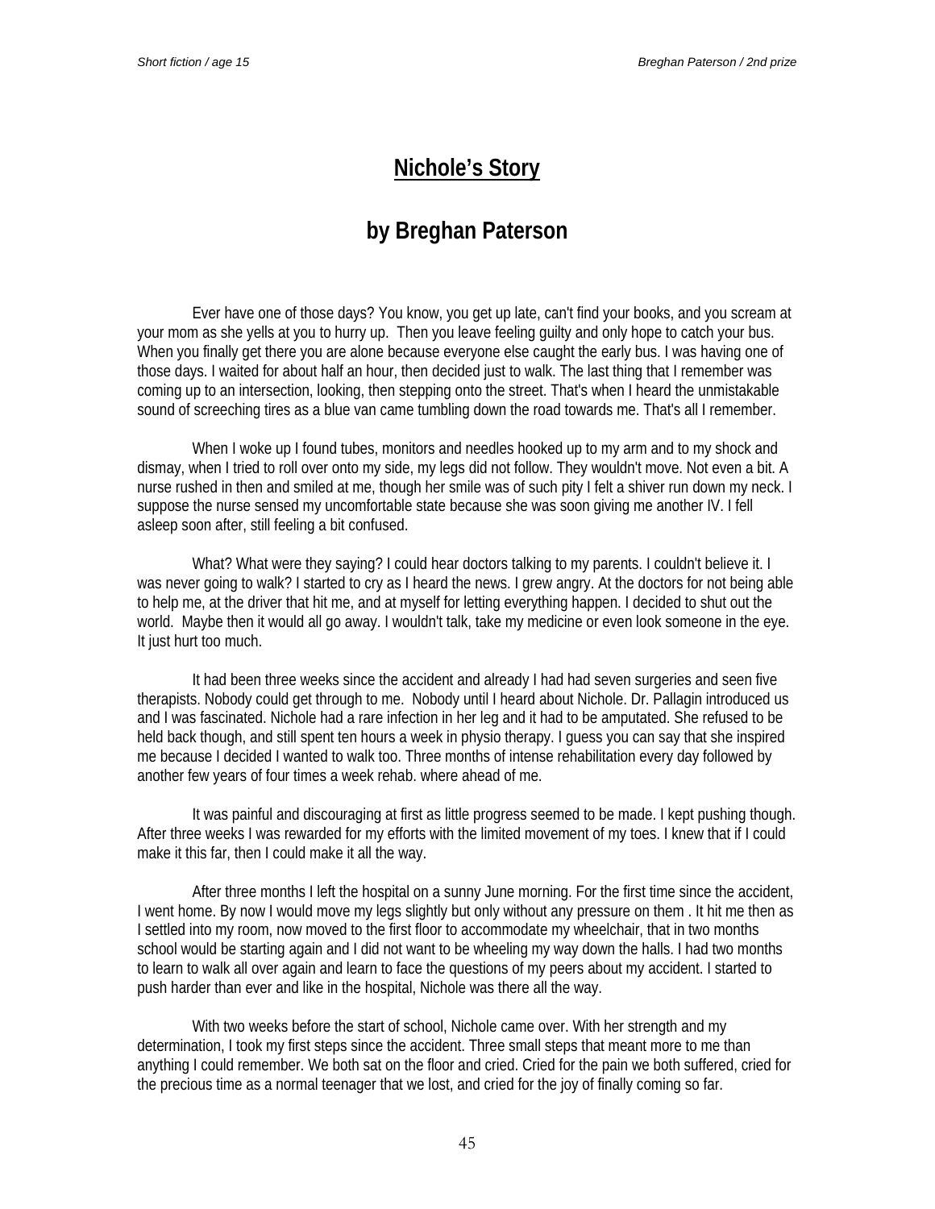# Nichole's Story

## by Breghan Paterson

Ever have one of those days? You know, you get up late, can't find your books, and you scream at your mom as she yells at you to hurry up.  Then you leave feeling guilty and only hope to catch your bus. When you finally get there you are alone because everyone else caught the early bus. I was having one of those days. I waited for about half an hour, then decided just to walk. The last thing that I remember was coming up to an intersection, looking, then stepping onto the street. That's when I heard the unmistakable sound of screeching tires as a blue van came tumbling down the road towards me. That's all I remember.

When I woke up I found tubes, monitors and needles hooked up to my arm and to my shock and dismay, when I tried to roll over onto my side, my legs did not follow. They wouldn't move. Not even a bit. A nurse rushed in then and smiled at me, though her smile was of such pity I felt a shiver run down my neck. I suppose the nurse sensed my uncomfortable state because she was soon giving me another IV. I fell asleep soon after, still feeling a bit confused.

What? What were they saying? I could hear doctors talking to my parents. I couldn't believe it. I was never going to walk? I started to cry as I heard the news. I grew angry. At the doctors for not being able to help me, at the driver that hit me, and at myself for letting everything happen. I decided to shut out the world.  Maybe then it would all go away. I wouldn't talk, take my medicine or even look someone in the eye. It just hurt too much.

It had been three weeks since the accident and already I had had seven surgeries and seen five therapists. Nobody could get through to me.  Nobody until I heard about Nichole. Dr. Pallagin introduced us and I was fascinated. Nichole had a rare infection in her leg and it had to be amputated. She refused to be held back though, and still spent ten hours a week in physio therapy. I guess you can say that she inspired me because I decided I wanted to walk too. Three months of intense rehabilitation every day followed by another few years of four times a week rehab. where ahead of me.

It was painful and discouraging at first as little progress seemed to be made. I kept pushing though. After three weeks I was rewarded for my efforts with the limited movement of my toes. I knew that if I could make it this far, then I could make it all the way.

After three months I left the hospital on a sunny June morning. For the first time since the accident, I went home. By now I would move my legs slightly but only without any pressure on them . It hit me then as I settled into my room, now moved to the first floor to accommodate my wheelchair, that in two months school would be starting again and I did not want to be wheeling my way down the halls. I had two months to learn to walk all over again and learn to face the questions of my peers about my accident. I started to push harder than ever and like in the hospital, Nichole was there all the way.

With two weeks before the start of school, Nichole came over. With her strength and my determination, I took my first steps since the accident. Three small steps that meant more to me than anything I could remember. We both sat on the floor and cried. Cried for the pain we both suffered, cried for the precious time as a normal teenager that we lost, and cried for the joy of finally coming so far.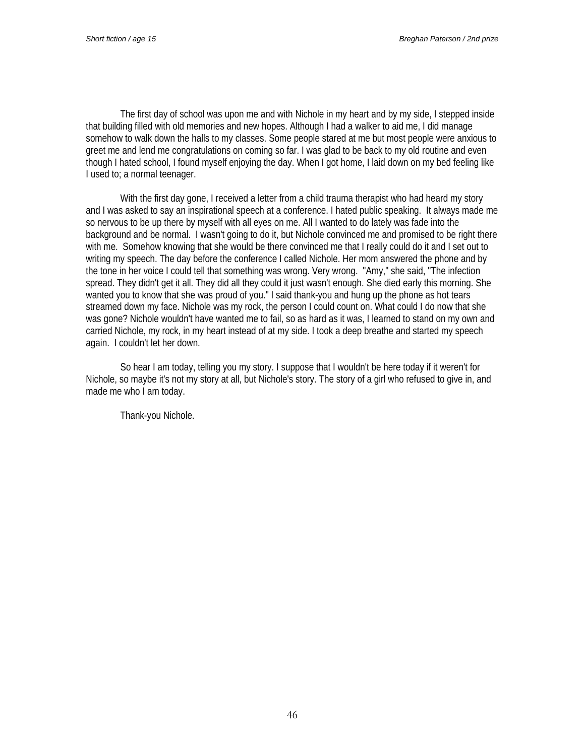The first day of school was upon me and with Nichole in my heart and by my side, I stepped inside that building filled with old memories and new hopes. Although I had a walker to aid me, I did manage somehow to walk down the halls to my classes. Some people stared at me but most people were anxious to greet me and lend me congratulations on coming so far. I was glad to be back to my old routine and even though I hated school, I found myself enjoying the day. When I got home, I laid down on my bed feeling like I used to; a normal teenager.

With the first day gone, I received a letter from a child trauma therapist who had heard my story and I was asked to say an inspirational speech at a conference. I hated public speaking. It always made me so nervous to be up there by myself with all eyes on me. All I wanted to do lately was fade into the background and be normal. I wasn't going to do it, but Nichole convinced me and promised to be right there with me. Somehow knowing that she would be there convinced me that I really could do it and I set out to writing my speech. The day before the conference I called Nichole. Her mom answered the phone and by the tone in her voice I could tell that something was wrong. Very wrong. "Amy," she said, "The infection spread. They didn't get it all. They did all they could it just wasn't enough. She died early this morning. She wanted you to know that she was proud of you." I said thank-you and hung up the phone as hot tears streamed down my face. Nichole was my rock, the person I could count on. What could I do now that she was gone? Nichole wouldn't have wanted me to fail, so as hard as it was, I learned to stand on my own and carried Nichole, my rock, in my heart instead of at my side. I took a deep breathe and started my speech again. I couldn't let her down.

So hear I am today, telling you my story. I suppose that I wouldn't be here today if it weren't for Nichole, so maybe it's not my story at all, but Nichole's story. The story of a girl who refused to give in, and made me who I am today.

Thank-you Nichole.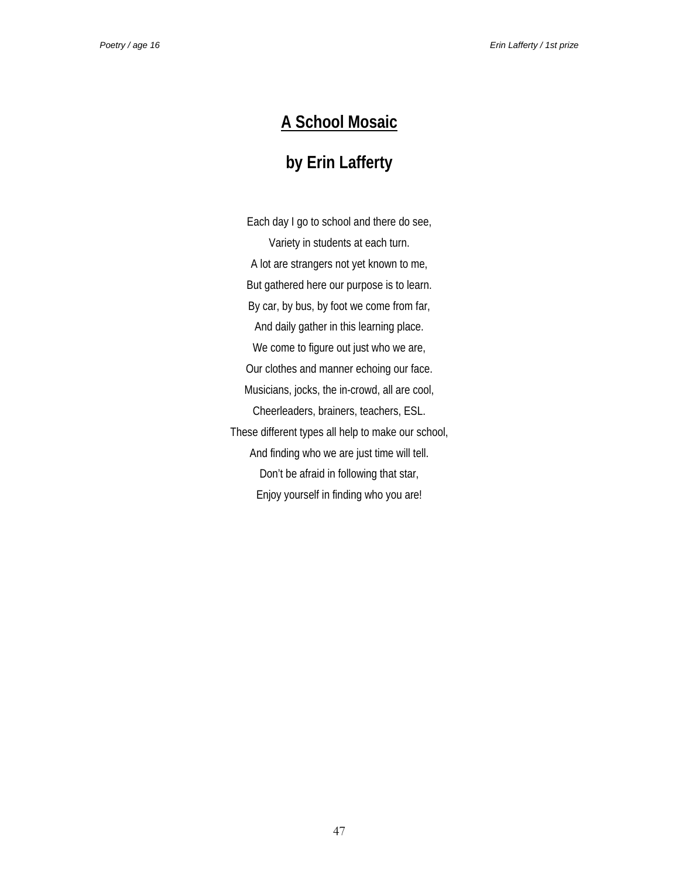# A School Mosaic

## by Erin Lafferty

Each day I go to school and there do see,
Variety in students at each turn.
A lot are strangers not yet known to me,
But gathered here our purpose is to learn.
By car, by bus, by foot we come from far,
And daily gather in this learning place.
We come to figure out just who we are,
Our clothes and manner echoing our face.
Musicians, jocks, the in-crowd, all are cool,
Cheerleaders, brainers, teachers, ESL.
These different types all help to make our school,
And finding who we are just time will tell.
Don't be afraid in following that star,
Enjoy yourself in finding who you are!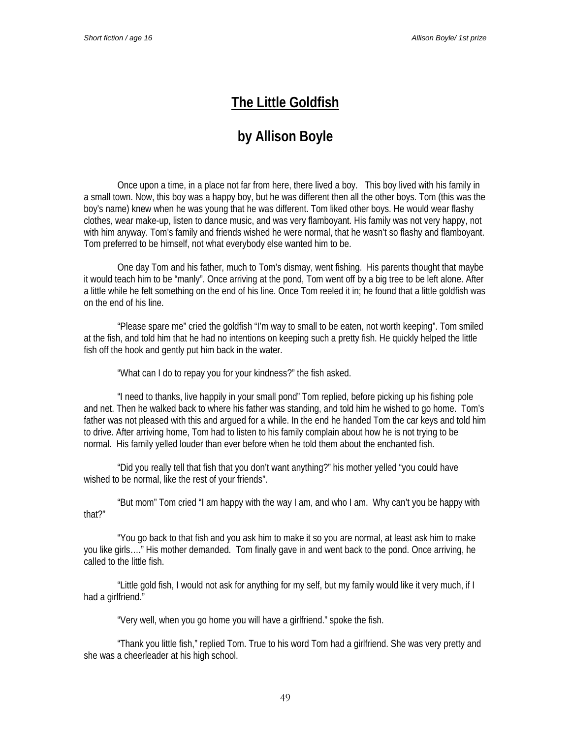# The Little Goldfish

## by Allison Boyle

Once upon a time, in a place not far from here, there lived a boy. This boy lived with his family in a small town. Now, this boy was a happy boy, but he was different then all the other boys. Tom (this was the boy's name) knew when he was young that he was different. Tom liked other boys. He would wear flashy clothes, wear make-up, listen to dance music, and was very flamboyant. His family was not very happy, not with him anyway. Tom's family and friends wished he were normal, that he wasn't so flashy and flamboyant. Tom preferred to be himself, not what everybody else wanted him to be.

One day Tom and his father, much to Tom's dismay, went fishing. His parents thought that maybe it would teach him to be "manly". Once arriving at the pond, Tom went off by a big tree to be left alone. After a little while he felt something on the end of his line. Once Tom reeled it in; he found that a little goldfish was on the end of his line.

"Please spare me" cried the goldfish "I'm way to small to be eaten, not worth keeping". Tom smiled at the fish, and told him that he had no intentions on keeping such a pretty fish. He quickly helped the little fish off the hook and gently put him back in the water.

"What can I do to repay you for your kindness?" the fish asked.

"I need to thanks, live happily in your small pond" Tom replied, before picking up his fishing pole and net. Then he walked back to where his father was standing, and told him he wished to go home. Tom's father was not pleased with this and argued for a while. In the end he handed Tom the car keys and told him to drive. After arriving home, Tom had to listen to his family complain about how he is not trying to be normal. His family yelled louder than ever before when he told them about the enchanted fish.

"Did you really tell that fish that you don't want anything?" his mother yelled "you could have wished to be normal, like the rest of your friends".

"But mom" Tom cried "I am happy with the way I am, and who I am. Why can't you be happy with that?"

"You go back to that fish and you ask him to make it so you are normal, at least ask him to make you like girls…." His mother demanded. Tom finally gave in and went back to the pond. Once arriving, he called to the little fish.

"Little gold fish, I would not ask for anything for my self, but my family would like it very much, if I had a girlfriend."

"Very well, when you go home you will have a girlfriend." spoke the fish.

"Thank you little fish," replied Tom. True to his word Tom had a girlfriend. She was very pretty and she was a cheerleader at his high school.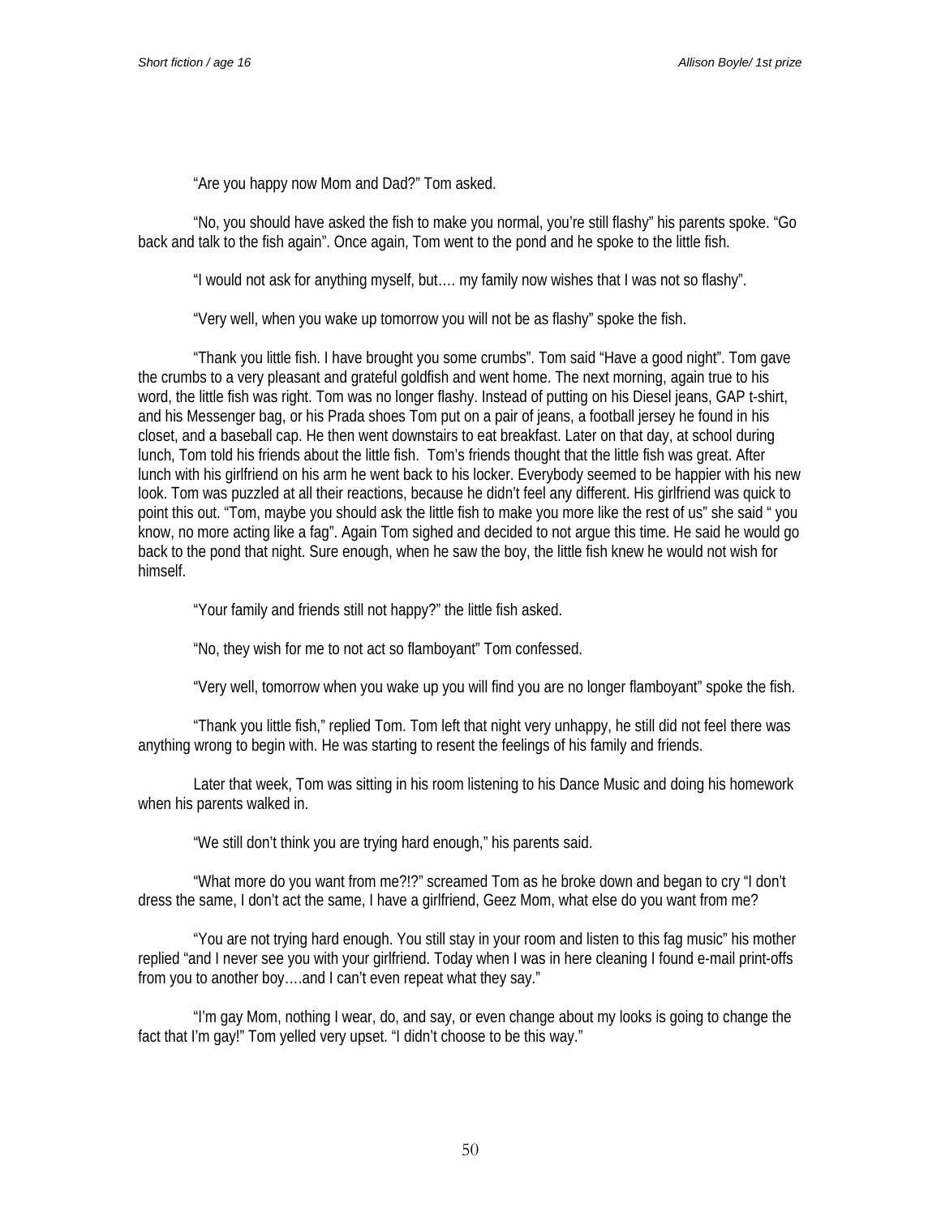"Are you happy now Mom and Dad?" Tom asked.

"No, you should have asked the fish to make you normal, you're still flashy" his parents spoke. "Go back and talk to the fish again". Once again, Tom went to the pond and he spoke to the little fish.

"I would not ask for anything myself, but…. my family now wishes that I was not so flashy".

"Very well, when you wake up tomorrow you will not be as flashy" spoke the fish.

"Thank you little fish. I have brought you some crumbs". Tom said "Have a good night". Tom gave the crumbs to a very pleasant and grateful goldfish and went home. The next morning, again true to his word, the little fish was right. Tom was no longer flashy. Instead of putting on his Diesel jeans, GAP t-shirt, and his Messenger bag, or his Prada shoes Tom put on a pair of jeans, a football jersey he found in his closet, and a baseball cap. He then went downstairs to eat breakfast. Later on that day, at school during lunch, Tom told his friends about the little fish. Tom's friends thought that the little fish was great. After lunch with his girlfriend on his arm he went back to his locker. Everybody seemed to be happier with his new look. Tom was puzzled at all their reactions, because he didn't feel any different. His girlfriend was quick to point this out. "Tom, maybe you should ask the little fish to make you more like the rest of us" she said " you know, no more acting like a fag". Again Tom sighed and decided to not argue this time. He said he would go back to the pond that night. Sure enough, when he saw the boy, the little fish knew he would not wish for himself.

"Your family and friends still not happy?" the little fish asked.

"No, they wish for me to not act so flamboyant" Tom confessed.

"Very well, tomorrow when you wake up you will find you are no longer flamboyant" spoke the fish.

"Thank you little fish," replied Tom. Tom left that night very unhappy, he still did not feel there was anything wrong to begin with. He was starting to resent the feelings of his family and friends.

Later that week, Tom was sitting in his room listening to his Dance Music and doing his homework when his parents walked in.

"We still don't think you are trying hard enough," his parents said.

"What more do you want from me?!?" screamed Tom as he broke down and began to cry "I don't dress the same, I don't act the same, I have a girlfriend, Geez Mom, what else do you want from me?

"You are not trying hard enough. You still stay in your room and listen to this fag music" his mother replied "and I never see you with your girlfriend. Today when I was in here cleaning I found e-mail print-offs from you to another boy….and I can't even repeat what they say."

"I'm gay Mom, nothing I wear, do, and say, or even change about my looks is going to change the fact that I'm gay!" Tom yelled very upset. "I didn't choose to be this way."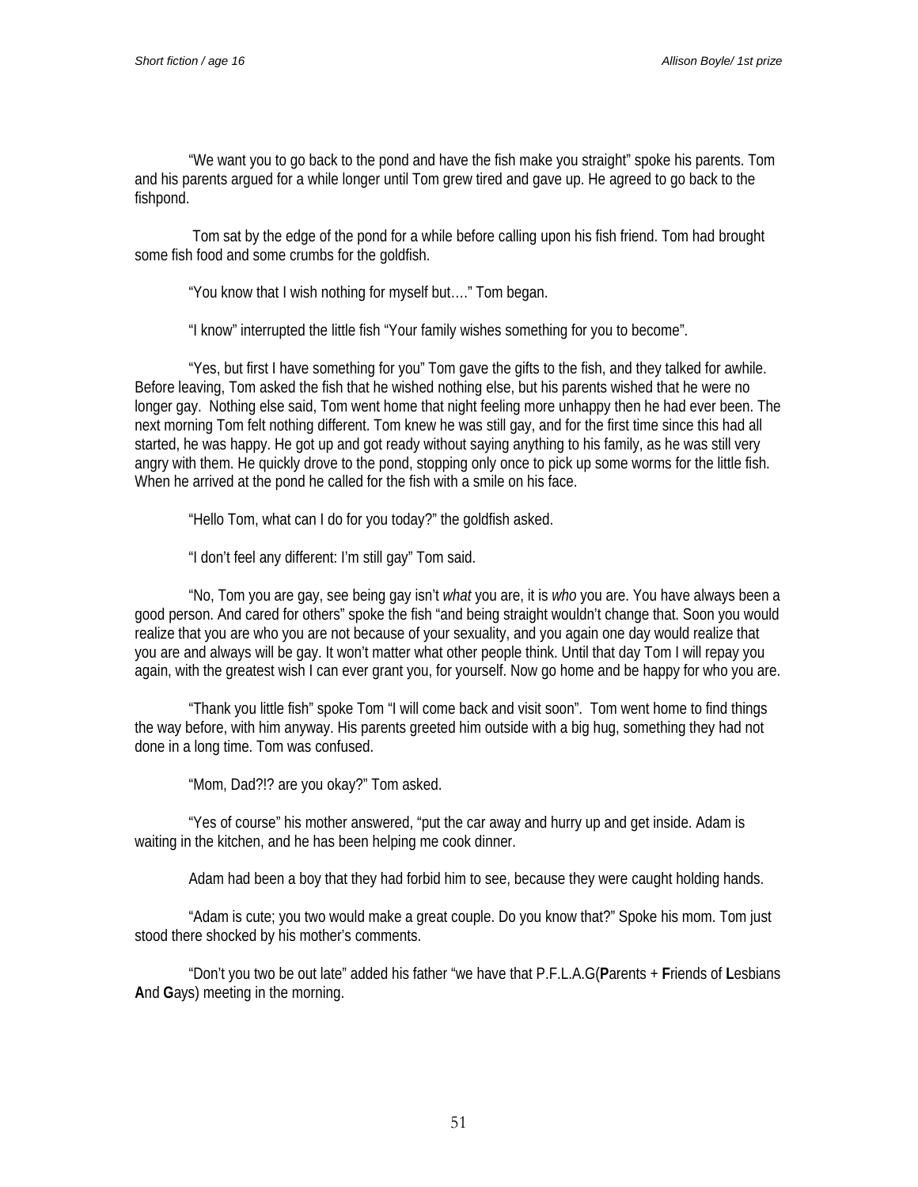“We want you to go back to the pond and have the fish make you straight” spoke his parents. Tom and his parents argued for a while longer until Tom grew tired and gave up. He agreed to go back to the fishpond.

Tom sat by the edge of the pond for a while before calling upon his fish friend. Tom had brought some fish food and some crumbs for the goldfish.

“You know that I wish nothing for myself but….” Tom began.

“I know” interrupted the little fish “Your family wishes something for you to become”.

“Yes, but first I have something for you” Tom gave the gifts to the fish, and they talked for awhile. Before leaving, Tom asked the fish that he wished nothing else, but his parents wished that he were no longer gay. Nothing else said, Tom went home that night feeling more unhappy then he had ever been. The next morning Tom felt nothing different. Tom knew he was still gay, and for the first time since this had all started, he was happy. He got up and got ready without saying anything to his family, as he was still very angry with them. He quickly drove to the pond, stopping only once to pick up some worms for the little fish. When he arrived at the pond he called for the fish with a smile on his face.

“Hello Tom, what can I do for you today?” the goldfish asked.

“I don’t feel any different: I’m still gay” Tom said.

“No, Tom you are gay, see being gay isn’t *what* you are, it is *who* you are. You have always been a good person. And cared for others” spoke the fish “and being straight wouldn’t change that. Soon you would realize that you are who you are not because of your sexuality, and you again one day would realize that you are and always will be gay. It won’t matter what other people think. Until that day Tom I will repay you again, with the greatest wish I can ever grant you, for yourself. Now go home and be happy for who you are.

“Thank you little fish” spoke Tom “I will come back and visit soon”. Tom went home to find things the way before, with him anyway. His parents greeted him outside with a big hug, something they had not done in a long time. Tom was confused.

“Mom, Dad?!? are you okay?” Tom asked.

“Yes of course” his mother answered, “put the car away and hurry up and get inside. Adam is waiting in the kitchen, and he has been helping me cook dinner.

Adam had been a boy that they had forbid him to see, because they were caught holding hands.

“Adam is cute; you two would make a great couple. Do you know that?” Spoke his mom. Tom just stood there shocked by his mother’s comments.

“Don’t you two be out late” added his father “we have that P.F.L.A.G(**P**arents + **F**riends of **L**esbians **A**nd **G**ays) meeting in the morning.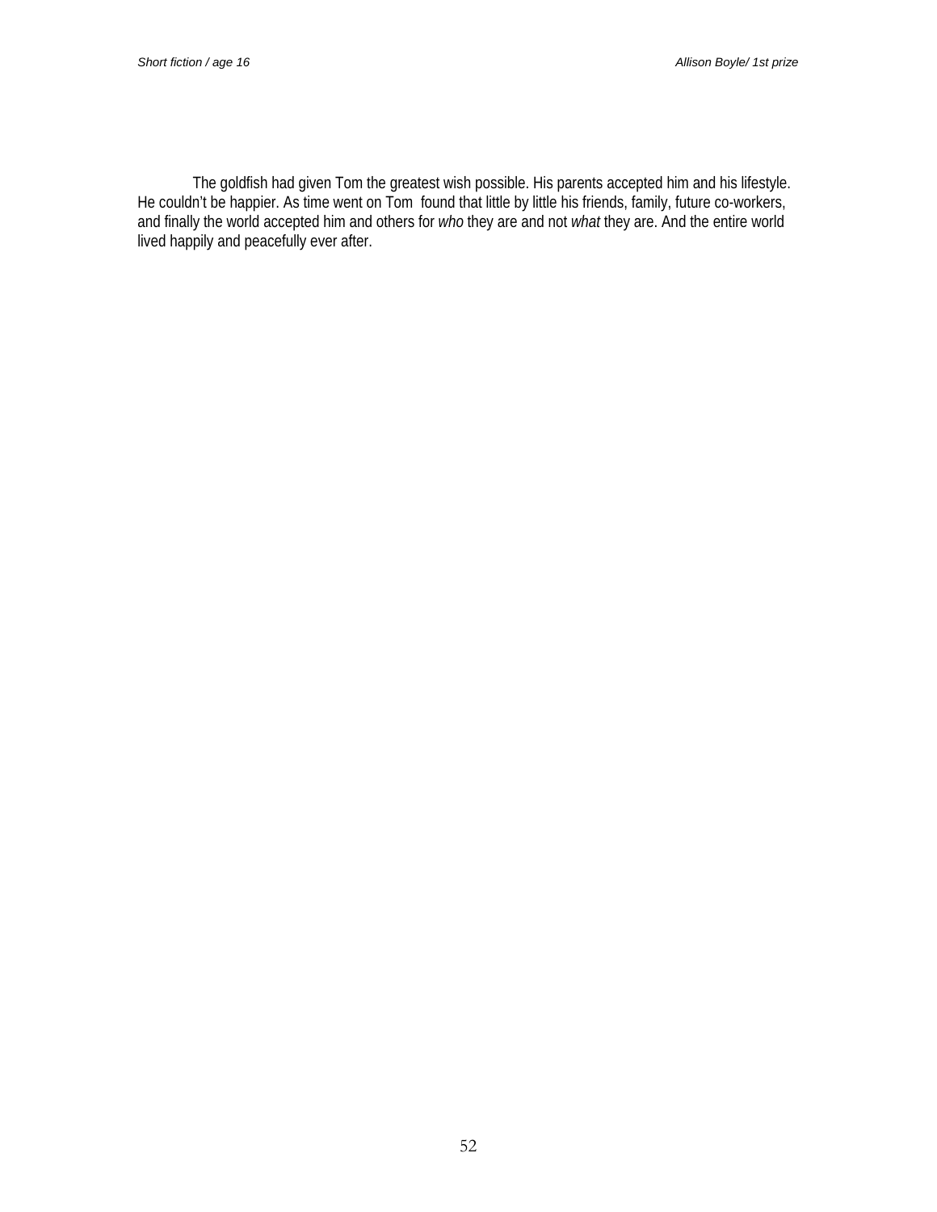The goldfish had given Tom the greatest wish possible. His parents accepted him and his lifestyle. He couldn't be happier. As time went on Tom found that little by little his friends, family, future co-workers, and finally the world accepted him and others for *who* they are and not *what* they are. And the entire world lived happily and peacefully ever after.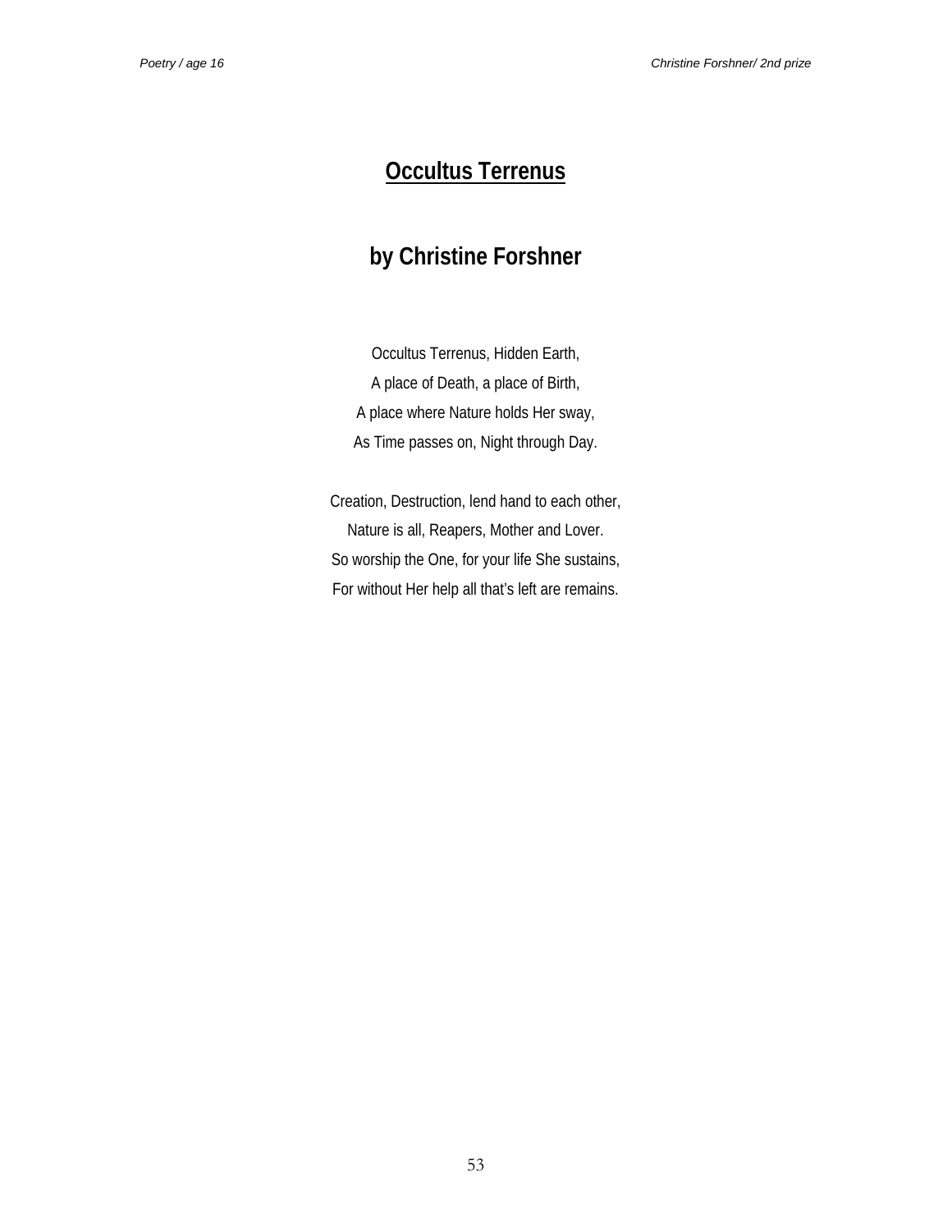# Occultus Terrenus

## by Christine Forshner

Occultus Terrenus, Hidden Earth,  
A place of Death, a place of Birth,  
A place where Nature holds Her sway,  
As Time passes on, Night through Day.

Creation, Destruction, lend hand to each other,  
Nature is all, Reapers, Mother and Lover.  
So worship the One, for your life She sustains,  
For without Her help all that's left are remains.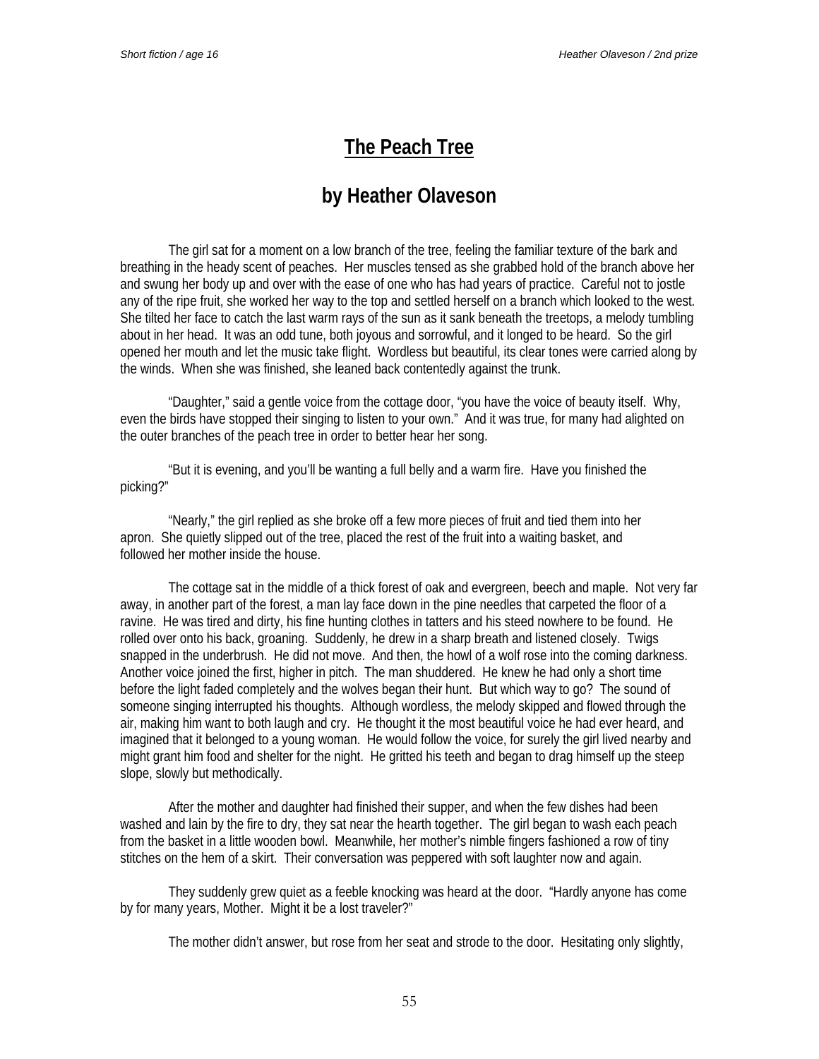# The Peach Tree

## by Heather Olaveson

The girl sat for a moment on a low branch of the tree, feeling the familiar texture of the bark and breathing in the heady scent of peaches. Her muscles tensed as she grabbed hold of the branch above her and swung her body up and over with the ease of one who has had years of practice. Careful not to jostle any of the ripe fruit, she worked her way to the top and settled herself on a branch which looked to the west. She tilted her face to catch the last warm rays of the sun as it sank beneath the treetops, a melody tumbling about in her head. It was an odd tune, both joyous and sorrowful, and it longed to be heard. So the girl opened her mouth and let the music take flight. Wordless but beautiful, its clear tones were carried along by the winds. When she was finished, she leaned back contentedly against the trunk.

"Daughter," said a gentle voice from the cottage door, "you have the voice of beauty itself. Why, even the birds have stopped their singing to listen to your own." And it was true, for many had alighted on the outer branches of the peach tree in order to better hear her song.

"But it is evening, and you'll be wanting a full belly and a warm fire. Have you finished the picking?"

"Nearly," the girl replied as she broke off a few more pieces of fruit and tied them into her apron. She quietly slipped out of the tree, placed the rest of the fruit into a waiting basket, and followed her mother inside the house.

The cottage sat in the middle of a thick forest of oak and evergreen, beech and maple. Not very far away, in another part of the forest, a man lay face down in the pine needles that carpeted the floor of a ravine. He was tired and dirty, his fine hunting clothes in tatters and his steed nowhere to be found. He rolled over onto his back, groaning. Suddenly, he drew in a sharp breath and listened closely. Twigs snapped in the underbrush. He did not move. And then, the howl of a wolf rose into the coming darkness. Another voice joined the first, higher in pitch. The man shuddered. He knew he had only a short time before the light faded completely and the wolves began their hunt. But which way to go? The sound of someone singing interrupted his thoughts. Although wordless, the melody skipped and flowed through the air, making him want to both laugh and cry. He thought it the most beautiful voice he had ever heard, and imagined that it belonged to a young woman. He would follow the voice, for surely the girl lived nearby and might grant him food and shelter for the night. He gritted his teeth and began to drag himself up the steep slope, slowly but methodically.

After the mother and daughter had finished their supper, and when the few dishes had been washed and lain by the fire to dry, they sat near the hearth together. The girl began to wash each peach from the basket in a little wooden bowl. Meanwhile, her mother's nimble fingers fashioned a row of tiny stitches on the hem of a skirt. Their conversation was peppered with soft laughter now and again.

They suddenly grew quiet as a feeble knocking was heard at the door. "Hardly anyone has come by for many years, Mother. Might it be a lost traveler?"

The mother didn't answer, but rose from her seat and strode to the door. Hesitating only slightly,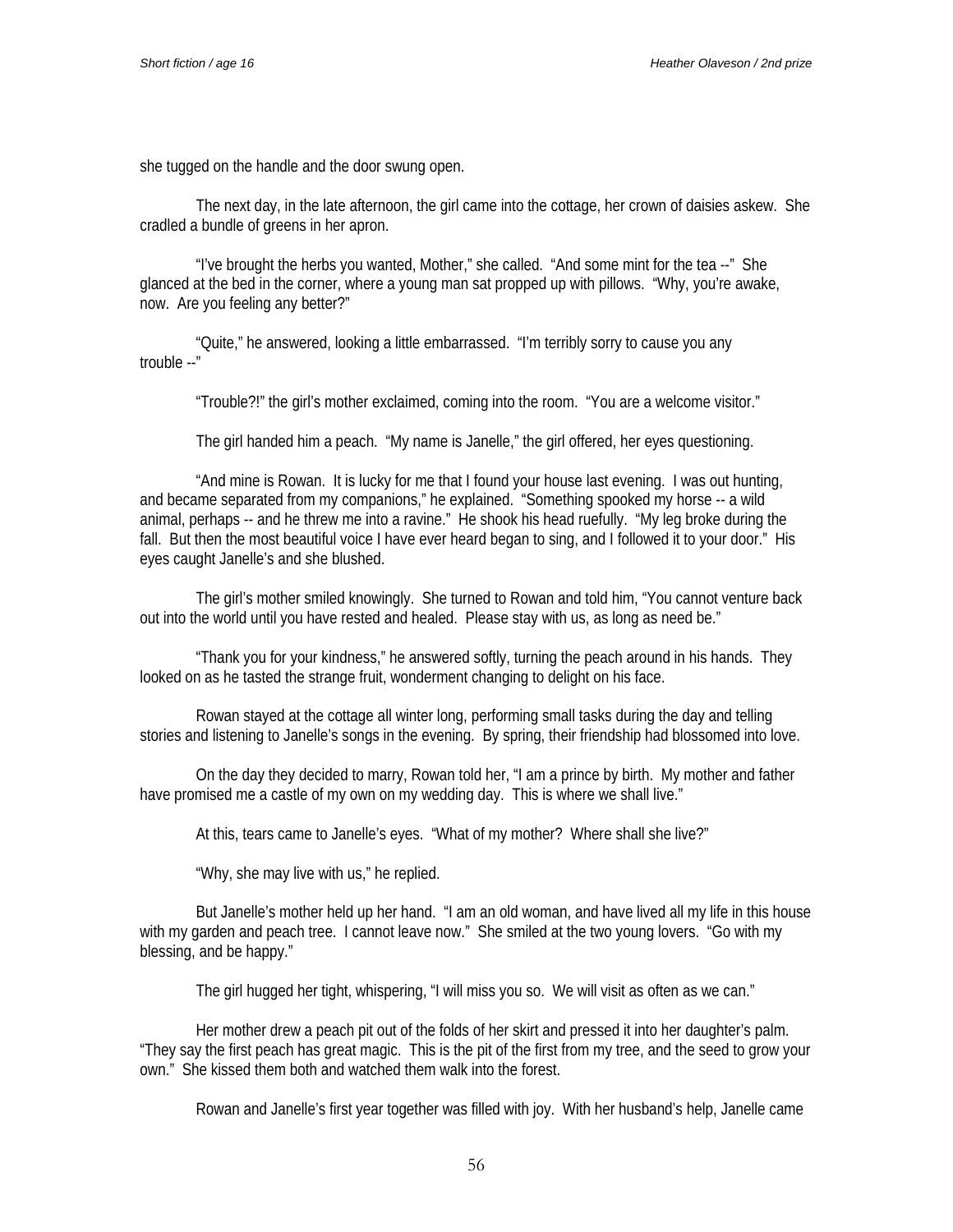she tugged on the handle and the door swung open.

The next day, in the late afternoon, the girl came into the cottage, her crown of daisies askew. She cradled a bundle of greens in her apron.

"I've brought the herbs you wanted, Mother," she called. "And some mint for the tea --" She glanced at the bed in the corner, where a young man sat propped up with pillows. "Why, you're awake, now. Are you feeling any better?"

"Quite," he answered, looking a little embarrassed. "I'm terribly sorry to cause you any trouble --"

"Trouble?!" the girl's mother exclaimed, coming into the room. "You are a welcome visitor."

The girl handed him a peach. "My name is Janelle," the girl offered, her eyes questioning.

"And mine is Rowan. It is lucky for me that I found your house last evening. I was out hunting, and became separated from my companions," he explained. "Something spooked my horse -- a wild animal, perhaps -- and he threw me into a ravine." He shook his head ruefully. "My leg broke during the fall. But then the most beautiful voice I have ever heard began to sing, and I followed it to your door." His eyes caught Janelle's and she blushed.

The girl's mother smiled knowingly. She turned to Rowan and told him, "You cannot venture back out into the world until you have rested and healed. Please stay with us, as long as need be."

"Thank you for your kindness," he answered softly, turning the peach around in his hands. They looked on as he tasted the strange fruit, wonderment changing to delight on his face.

Rowan stayed at the cottage all winter long, performing small tasks during the day and telling stories and listening to Janelle's songs in the evening. By spring, their friendship had blossomed into love.

On the day they decided to marry, Rowan told her, "I am a prince by birth. My mother and father have promised me a castle of my own on my wedding day. This is where we shall live."

At this, tears came to Janelle's eyes. "What of my mother? Where shall she live?"

"Why, she may live with us," he replied.

But Janelle's mother held up her hand. "I am an old woman, and have lived all my life in this house with my garden and peach tree. I cannot leave now." She smiled at the two young lovers. "Go with my blessing, and be happy."

The girl hugged her tight, whispering, "I will miss you so. We will visit as often as we can."

Her mother drew a peach pit out of the folds of her skirt and pressed it into her daughter's palm. "They say the first peach has great magic. This is the pit of the first from my tree, and the seed to grow your own." She kissed them both and watched them walk into the forest.

Rowan and Janelle's first year together was filled with joy. With her husband's help, Janelle came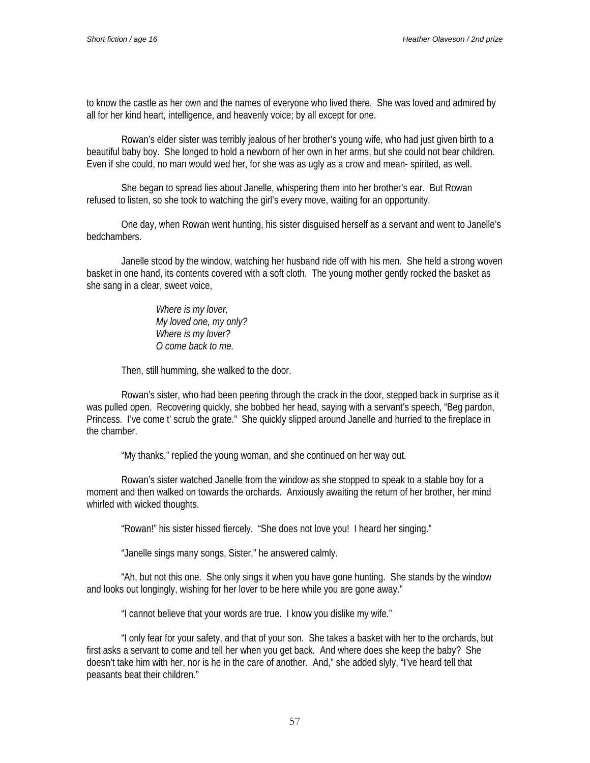to know the castle as her own and the names of everyone who lived there. She was loved and admired by all for her kind heart, intelligence, and heavenly voice; by all except for one.

Rowan's elder sister was terribly jealous of her brother's young wife, who had just given birth to a beautiful baby boy. She longed to hold a newborn of her own in her arms, but she could not bear children. Even if she could, no man would wed her, for she was as ugly as a crow and mean- spirited, as well.

She began to spread lies about Janelle, whispering them into her brother's ear. But Rowan refused to listen, so she took to watching the girl's every move, waiting for an opportunity.

One day, when Rowan went hunting, his sister disguised herself as a servant and went to Janelle's bedchambers.

Janelle stood by the window, watching her husband ride off with his men. She held a strong woven basket in one hand, its contents covered with a soft cloth. The young mother gently rocked the basket as she sang in a clear, sweet voice,

> *Where is my lover,*
> *My loved one, my only?*
> *Where is my lover?*
> *O come back to me.*

Then, still humming, she walked to the door.

Rowan's sister, who had been peering through the crack in the door, stepped back in surprise as it was pulled open. Recovering quickly, she bobbed her head, saying with a servant's speech, "Beg pardon, Princess. I've come t' scrub the grate." She quickly slipped around Janelle and hurried to the fireplace in the chamber.

"My thanks," replied the young woman, and she continued on her way out.

Rowan's sister watched Janelle from the window as she stopped to speak to a stable boy for a moment and then walked on towards the orchards. Anxiously awaiting the return of her brother, her mind whirled with wicked thoughts.

"Rowan!" his sister hissed fiercely. "She does not love you! I heard her singing."

"Janelle sings many songs, Sister," he answered calmly.

"Ah, but not this one. She only sings it when you have gone hunting. She stands by the window and looks out longingly, wishing for her lover to be here while you are gone away."

"I cannot believe that your words are true. I know you dislike my wife."

"I only fear for your safety, and that of your son. She takes a basket with her to the orchards, but first asks a servant to come and tell her when you get back. And where does she keep the baby? She doesn't take him with her, nor is he in the care of another. And," she added slyly, "I've heard tell that peasants beat their children."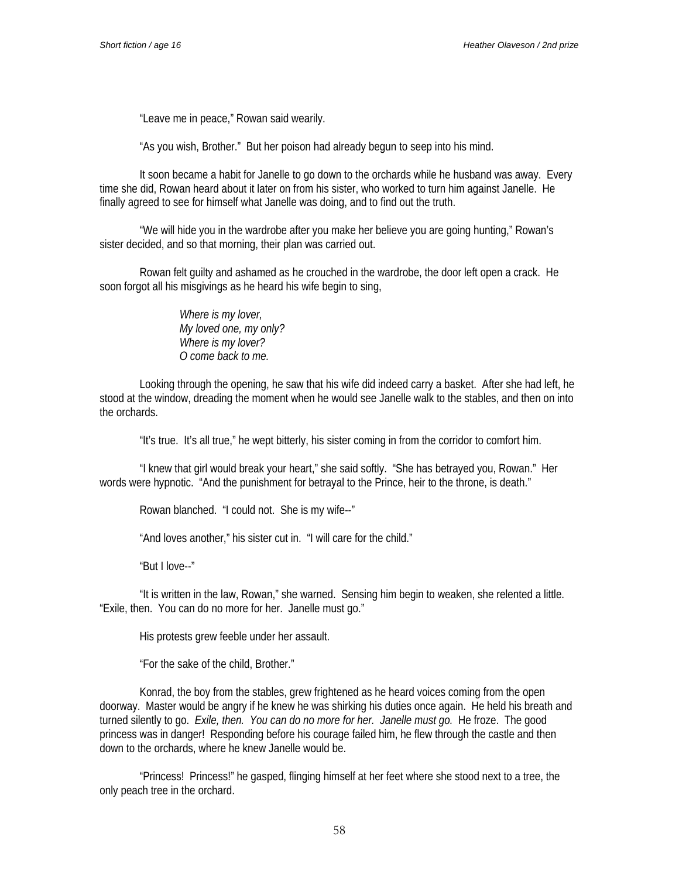"Leave me in peace," Rowan said wearily.

"As you wish, Brother." But her poison had already begun to seep into his mind.

It soon became a habit for Janelle to go down to the orchards while he husband was away. Every time she did, Rowan heard about it later on from his sister, who worked to turn him against Janelle. He finally agreed to see for himself what Janelle was doing, and to find out the truth.

"We will hide you in the wardrobe after you make her believe you are going hunting," Rowan's sister decided, and so that morning, their plan was carried out.

Rowan felt guilty and ashamed as he crouched in the wardrobe, the door left open a crack. He soon forgot all his misgivings as he heard his wife begin to sing,

> *Where is my lover,*
> *My loved one, my only?*
> *Where is my lover?*
> *O come back to me.*

Looking through the opening, he saw that his wife did indeed carry a basket. After she had left, he stood at the window, dreading the moment when he would see Janelle walk to the stables, and then on into the orchards.

"It's true. It's all true," he wept bitterly, his sister coming in from the corridor to comfort him.

"I knew that girl would break your heart," she said softly. "She has betrayed you, Rowan." Her words were hypnotic. "And the punishment for betrayal to the Prince, heir to the throne, is death."

Rowan blanched. "I could not. She is my wife--"

"And loves another," his sister cut in. "I will care for the child."

"But I love--"

"It is written in the law, Rowan," she warned. Sensing him begin to weaken, she relented a little. "Exile, then. You can do no more for her. Janelle must go."

His protests grew feeble under her assault.

"For the sake of the child, Brother."

Konrad, the boy from the stables, grew frightened as he heard voices coming from the open doorway. Master would be angry if he knew he was shirking his duties once again. He held his breath and turned silently to go. *Exile, then. You can do no more for her. Janelle must go.* He froze. The good princess was in danger! Responding before his courage failed him, he flew through the castle and then down to the orchards, where he knew Janelle would be.

"Princess! Princess!" he gasped, flinging himself at her feet where she stood next to a tree, the only peach tree in the orchard.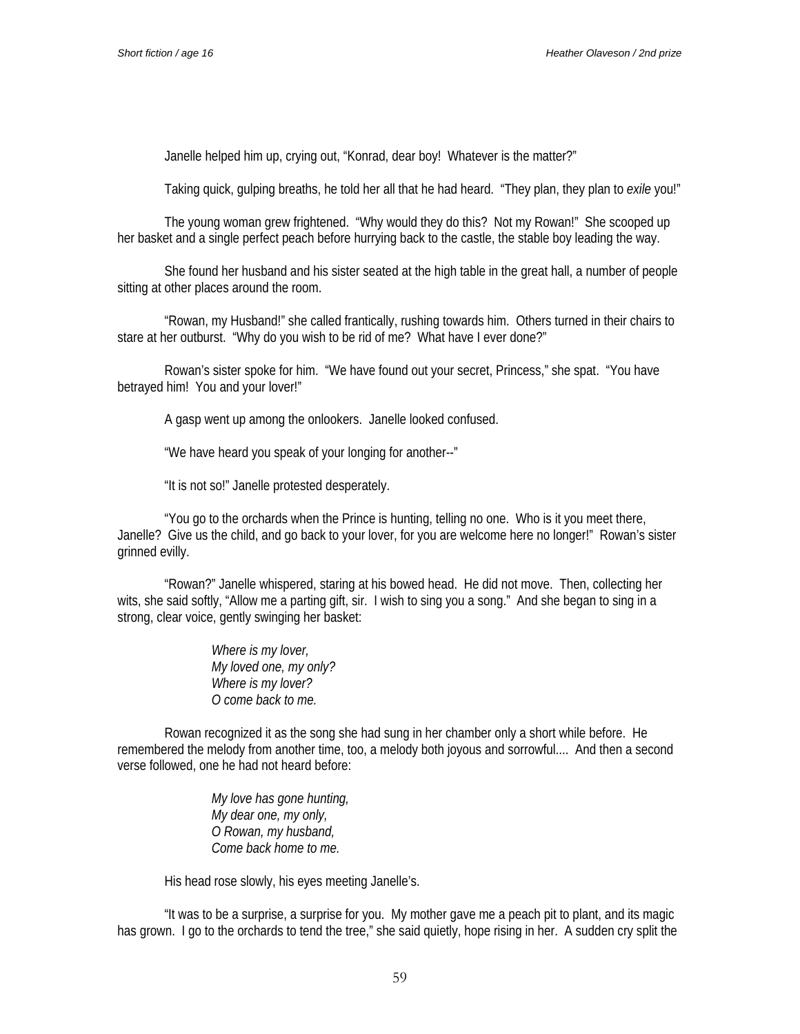Janelle helped him up, crying out, “Konrad, dear boy! Whatever is the matter?”

Taking quick, gulping breaths, he told her all that he had heard. “They plan, they plan to *exile* you!”

The young woman grew frightened. “Why would they do this? Not my Rowan!” She scooped up her basket and a single perfect peach before hurrying back to the castle, the stable boy leading the way.

She found her husband and his sister seated at the high table in the great hall, a number of people sitting at other places around the room.

“Rowan, my Husband!” she called frantically, rushing towards him. Others turned in their chairs to stare at her outburst. “Why do you wish to be rid of me? What have I ever done?”

Rowan’s sister spoke for him. “We have found out your secret, Princess,” she spat. “You have betrayed him! You and your lover!”

A gasp went up among the onlookers. Janelle looked confused.

“We have heard you speak of your longing for another--”

“It is not so!” Janelle protested desperately.

“You go to the orchards when the Prince is hunting, telling no one. Who is it you meet there, Janelle? Give us the child, and go back to your lover, for you are welcome here no longer!” Rowan’s sister grinned evilly.

“Rowan?” Janelle whispered, staring at his bowed head. He did not move. Then, collecting her wits, she said softly, “Allow me a parting gift, sir. I wish to sing you a song.” And she began to sing in a strong, clear voice, gently swinging her basket:

> *Where is my lover,*
> *My loved one, my only?*
> *Where is my lover?*
> *O come back to me.*

Rowan recognized it as the song she had sung in her chamber only a short while before. He remembered the melody from another time, too, a melody both joyous and sorrowful.... And then a second verse followed, one he had not heard before:

> *My love has gone hunting,*
> *My dear one, my only,*
> *O Rowan, my husband,*
> *Come back home to me.*

His head rose slowly, his eyes meeting Janelle’s.

“It was to be a surprise, a surprise for you. My mother gave me a peach pit to plant, and its magic has grown. I go to the orchards to tend the tree,” she said quietly, hope rising in her. A sudden cry split the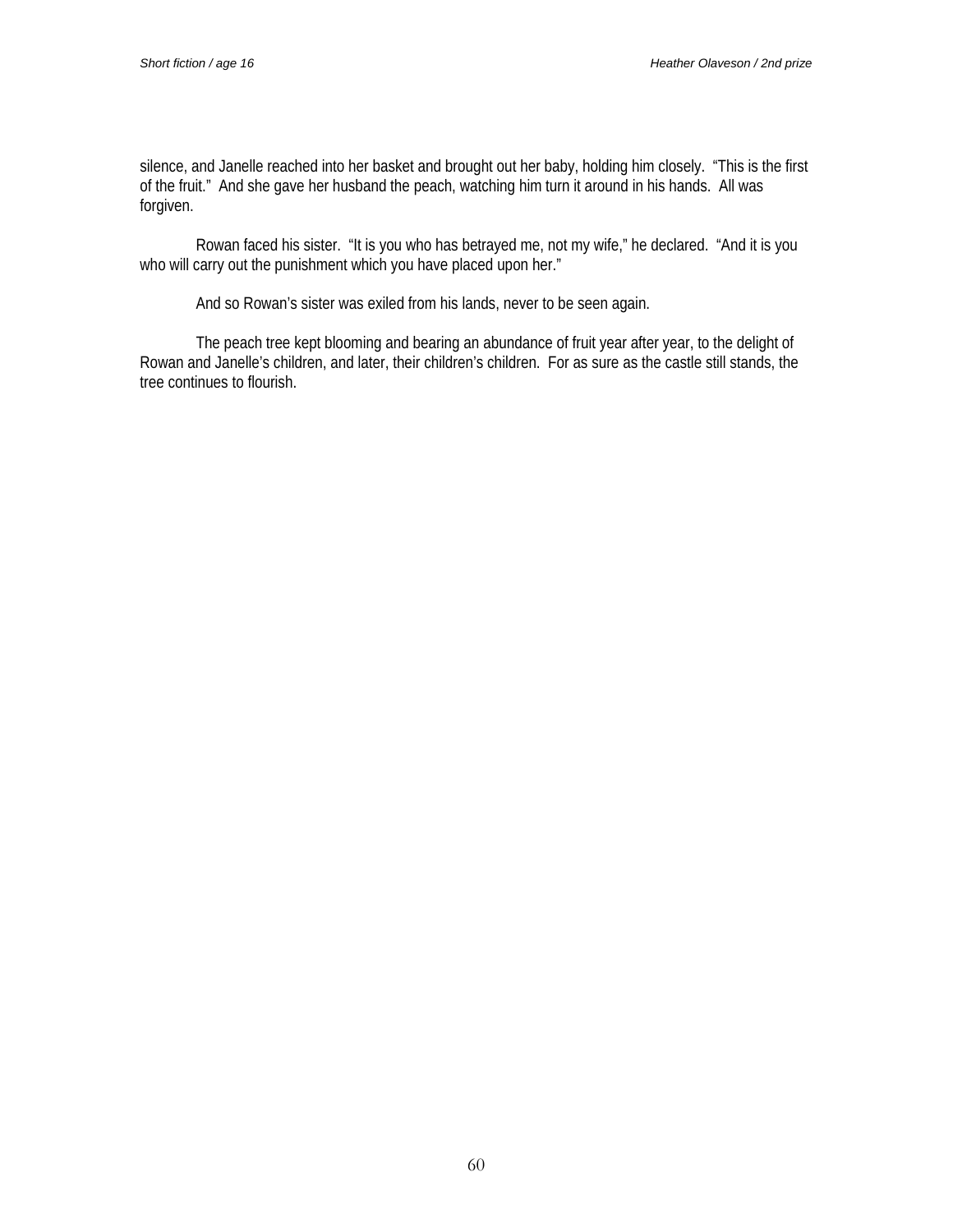silence, and Janelle reached into her basket and brought out her baby, holding him closely. "This is the first of the fruit." And she gave her husband the peach, watching him turn it around in his hands. All was forgiven.

Rowan faced his sister. "It is you who has betrayed me, not my wife," he declared. "And it is you who will carry out the punishment which you have placed upon her."

And so Rowan's sister was exiled from his lands, never to be seen again.

The peach tree kept blooming and bearing an abundance of fruit year after year, to the delight of Rowan and Janelle's children, and later, their children's children. For as sure as the castle still stands, the tree continues to flourish.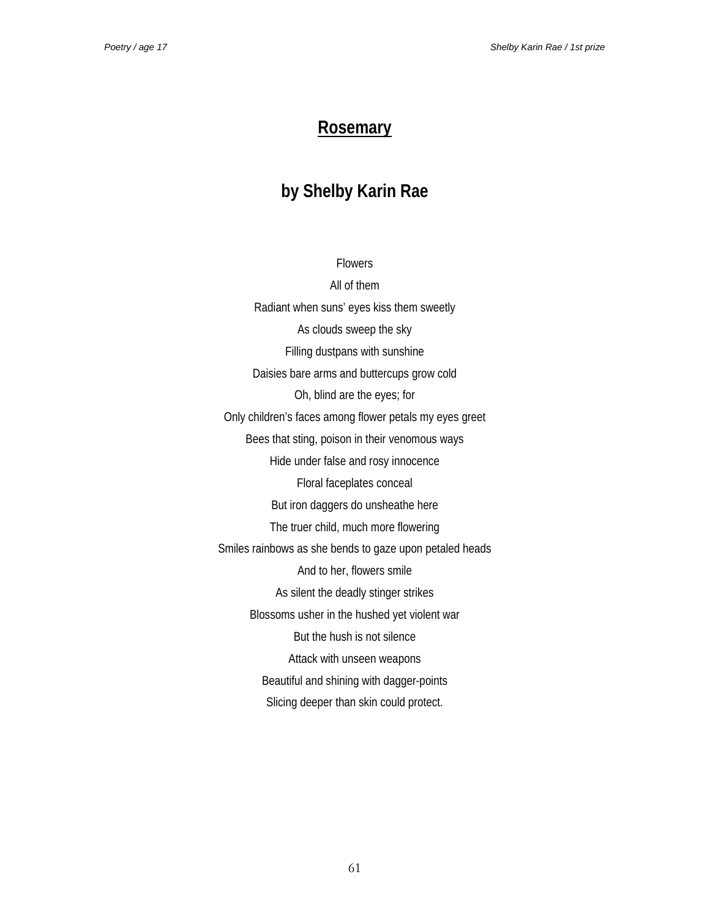# Rosemary

## by Shelby Karin Rae

Flowers

All of them

Radiant when suns' eyes kiss them sweetly

As clouds sweep the sky

Filling dustpans with sunshine

Daisies bare arms and buttercups grow cold

Oh, blind are the eyes; for

Only children's faces among flower petals my eyes greet

Bees that sting, poison in their venomous ways

Hide under false and rosy innocence

Floral faceplates conceal

But iron daggers do unsheathe here

The truer child, much more flowering

Smiles rainbows as she bends to gaze upon petaled heads

And to her, flowers smile

As silent the deadly stinger strikes

Blossoms usher in the hushed yet violent war

But the hush is not silence

Attack with unseen weapons

Beautiful and shining with dagger-points

Slicing deeper than skin could protect.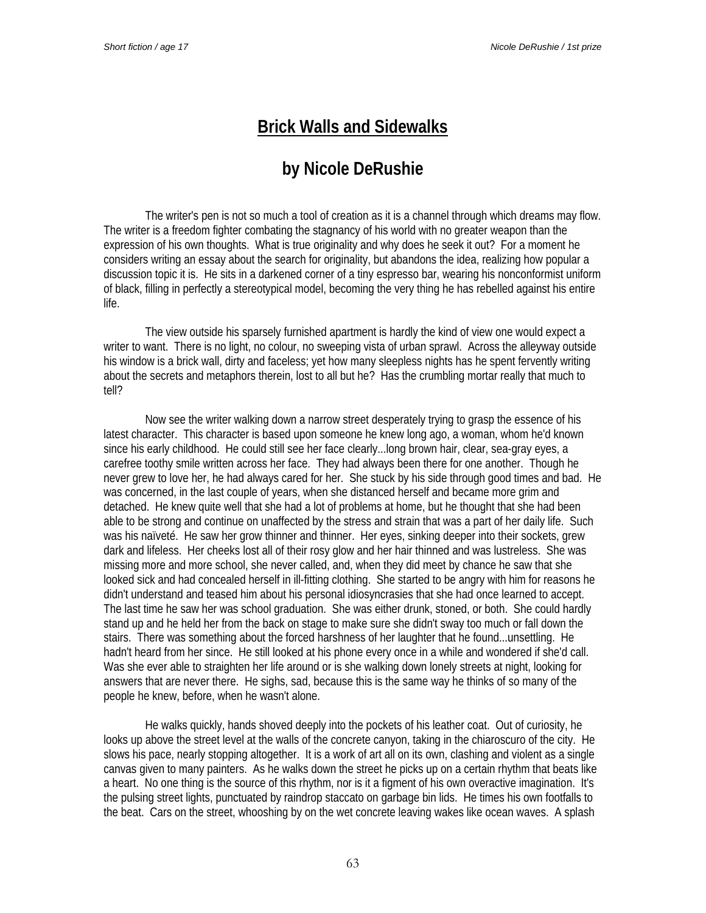# Brick Walls and Sidewalks

## by Nicole DeRushie

The writer's pen is not so much a tool of creation as it is a channel through which dreams may flow. The writer is a freedom fighter combating the stagnancy of his world with no greater weapon than the expression of his own thoughts. What is true originality and why does he seek it out? For a moment he considers writing an essay about the search for originality, but abandons the idea, realizing how popular a discussion topic it is. He sits in a darkened corner of a tiny espresso bar, wearing his nonconformist uniform of black, filling in perfectly a stereotypical model, becoming the very thing he has rebelled against his entire life.

The view outside his sparsely furnished apartment is hardly the kind of view one would expect a writer to want. There is no light, no colour, no sweeping vista of urban sprawl. Across the alleyway outside his window is a brick wall, dirty and faceless; yet how many sleepless nights has he spent fervently writing about the secrets and metaphors therein, lost to all but he? Has the crumbling mortar really that much to tell?

Now see the writer walking down a narrow street desperately trying to grasp the essence of his latest character. This character is based upon someone he knew long ago, a woman, whom he'd known since his early childhood. He could still see her face clearly...long brown hair, clear, sea-gray eyes, a carefree toothy smile written across her face. They had always been there for one another. Though he never grew to love her, he had always cared for her. She stuck by his side through good times and bad. He was concerned, in the last couple of years, when she distanced herself and became more grim and detached. He knew quite well that she had a lot of problems at home, but he thought that she had been able to be strong and continue on unaffected by the stress and strain that was a part of her daily life. Such was his naïveté. He saw her grow thinner and thinner. Her eyes, sinking deeper into their sockets, grew dark and lifeless. Her cheeks lost all of their rosy glow and her hair thinned and was lustreless. She was missing more and more school, she never called, and, when they did meet by chance he saw that she looked sick and had concealed herself in ill-fitting clothing. She started to be angry with him for reasons he didn't understand and teased him about his personal idiosyncrasies that she had once learned to accept. The last time he saw her was school graduation. She was either drunk, stoned, or both. She could hardly stand up and he held her from the back on stage to make sure she didn't sway too much or fall down the stairs. There was something about the forced harshness of her laughter that he found...unsettling. He hadn't heard from her since. He still looked at his phone every once in a while and wondered if she'd call. Was she ever able to straighten her life around or is she walking down lonely streets at night, looking for answers that are never there. He sighs, sad, because this is the same way he thinks of so many of the people he knew, before, when he wasn't alone.

He walks quickly, hands shoved deeply into the pockets of his leather coat. Out of curiosity, he looks up above the street level at the walls of the concrete canyon, taking in the chiaroscuro of the city. He slows his pace, nearly stopping altogether. It is a work of art all on its own, clashing and violent as a single canvas given to many painters. As he walks down the street he picks up on a certain rhythm that beats like a heart. No one thing is the source of this rhythm, nor is it a figment of his own overactive imagination. It's the pulsing street lights, punctuated by raindrop staccato on garbage bin lids. He times his own footfalls to the beat. Cars on the street, whooshing by on the wet concrete leaving wakes like ocean waves. A splash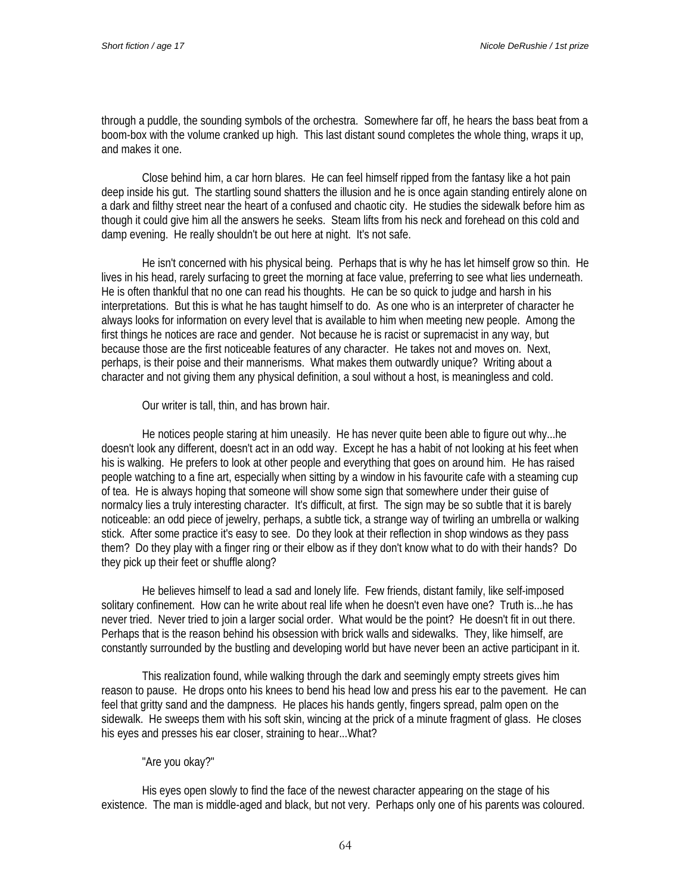through a puddle, the sounding symbols of the orchestra. Somewhere far off, he hears the bass beat from a boom-box with the volume cranked up high. This last distant sound completes the whole thing, wraps it up, and makes it one.

Close behind him, a car horn blares. He can feel himself ripped from the fantasy like a hot pain deep inside his gut. The startling sound shatters the illusion and he is once again standing entirely alone on a dark and filthy street near the heart of a confused and chaotic city. He studies the sidewalk before him as though it could give him all the answers he seeks. Steam lifts from his neck and forehead on this cold and damp evening. He really shouldn't be out here at night. It's not safe.

He isn't concerned with his physical being. Perhaps that is why he has let himself grow so thin. He lives in his head, rarely surfacing to greet the morning at face value, preferring to see what lies underneath. He is often thankful that no one can read his thoughts. He can be so quick to judge and harsh in his interpretations. But this is what he has taught himself to do. As one who is an interpreter of character he always looks for information on every level that is available to him when meeting new people. Among the first things he notices are race and gender. Not because he is racist or supremacist in any way, but because those are the first noticeable features of any character. He takes not and moves on. Next, perhaps, is their poise and their mannerisms. What makes them outwardly unique? Writing about a character and not giving them any physical definition, a soul without a host, is meaningless and cold.

Our writer is tall, thin, and has brown hair.

He notices people staring at him uneasily. He has never quite been able to figure out why...he doesn't look any different, doesn't act in an odd way. Except he has a habit of not looking at his feet when his is walking. He prefers to look at other people and everything that goes on around him. He has raised people watching to a fine art, especially when sitting by a window in his favourite cafe with a steaming cup of tea. He is always hoping that someone will show some sign that somewhere under their guise of normalcy lies a truly interesting character. It's difficult, at first. The sign may be so subtle that it is barely noticeable: an odd piece of jewelry, perhaps, a subtle tick, a strange way of twirling an umbrella or walking stick. After some practice it's easy to see. Do they look at their reflection in shop windows as they pass them? Do they play with a finger ring or their elbow as if they don't know what to do with their hands? Do they pick up their feet or shuffle along?

He believes himself to lead a sad and lonely life. Few friends, distant family, like self-imposed solitary confinement. How can he write about real life when he doesn't even have one? Truth is...he has never tried. Never tried to join a larger social order. What would be the point? He doesn't fit in out there. Perhaps that is the reason behind his obsession with brick walls and sidewalks. They, like himself, are constantly surrounded by the bustling and developing world but have never been an active participant in it.

This realization found, while walking through the dark and seemingly empty streets gives him reason to pause. He drops onto his knees to bend his head low and press his ear to the pavement. He can feel that gritty sand and the dampness. He places his hands gently, fingers spread, palm open on the sidewalk. He sweeps them with his soft skin, wincing at the prick of a minute fragment of glass. He closes his eyes and presses his ear closer, straining to hear...What?

"Are you okay?"

His eyes open slowly to find the face of the newest character appearing on the stage of his existence. The man is middle-aged and black, but not very. Perhaps only one of his parents was coloured.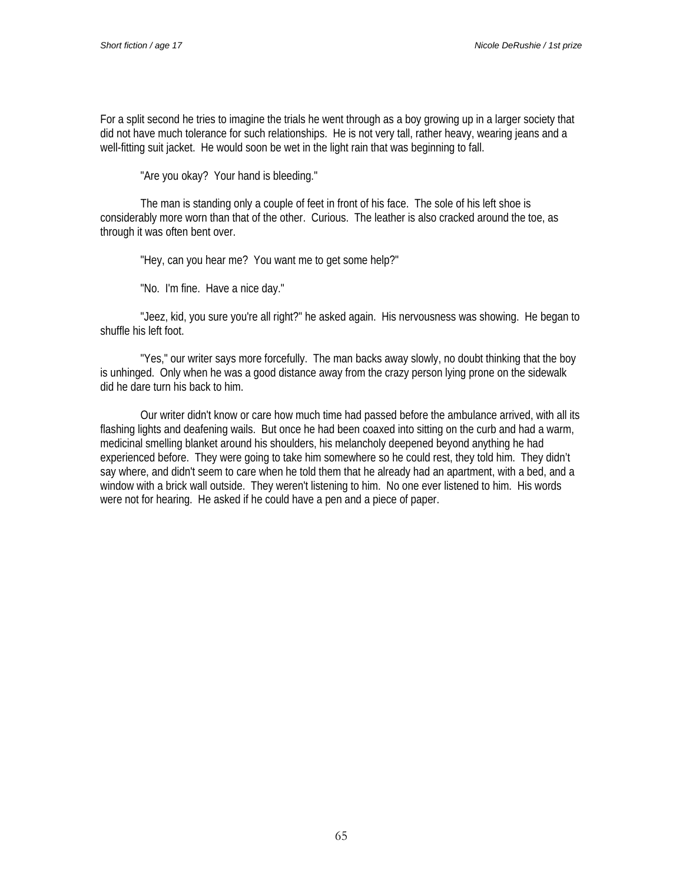For a split second he tries to imagine the trials he went through as a boy growing up in a larger society that did not have much tolerance for such relationships. He is not very tall, rather heavy, wearing jeans and a well-fitting suit jacket. He would soon be wet in the light rain that was beginning to fall.

"Are you okay? Your hand is bleeding."

The man is standing only a couple of feet in front of his face. The sole of his left shoe is considerably more worn than that of the other. Curious. The leather is also cracked around the toe, as through it was often bent over.

"Hey, can you hear me? You want me to get some help?"

"No. I'm fine. Have a nice day."

"Jeez, kid, you sure you're all right?" he asked again. His nervousness was showing. He began to shuffle his left foot.

"Yes," our writer says more forcefully. The man backs away slowly, no doubt thinking that the boy is unhinged. Only when he was a good distance away from the crazy person lying prone on the sidewalk did he dare turn his back to him.

Our writer didn't know or care how much time had passed before the ambulance arrived, with all its flashing lights and deafening wails. But once he had been coaxed into sitting on the curb and had a warm, medicinal smelling blanket around his shoulders, his melancholy deepened beyond anything he had experienced before. They were going to take him somewhere so he could rest, they told him. They didn't say where, and didn't seem to care when he told them that he already had an apartment, with a bed, and a window with a brick wall outside. They weren't listening to him. No one ever listened to him. His words were not for hearing. He asked if he could have a pen and a piece of paper.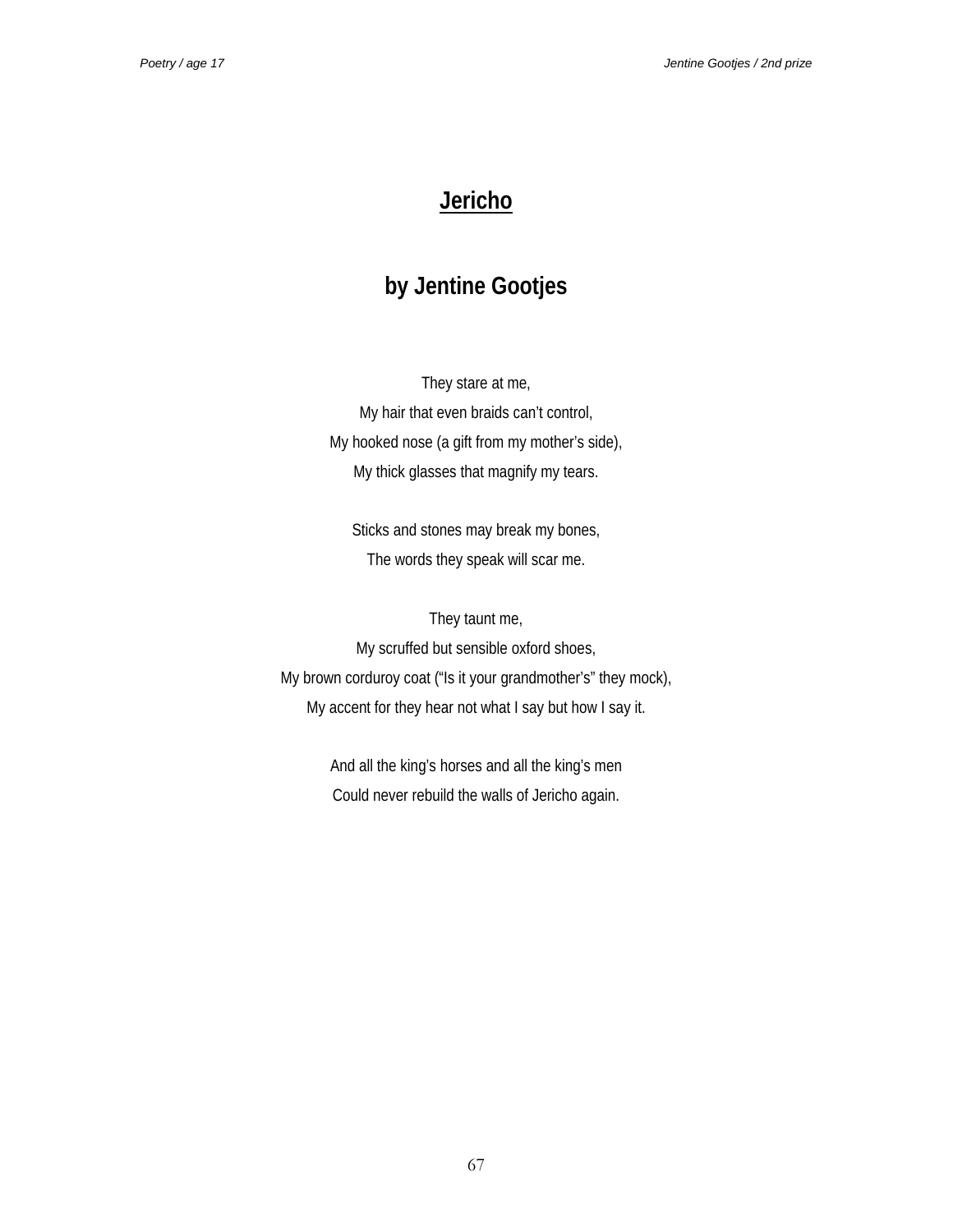# Jericho

## by Jentine Gootjes

They stare at me,
My hair that even braids can’t control,
My hooked nose (a gift from my mother’s side),
My thick glasses that magnify my tears.

Sticks and stones may break my bones,
The words they speak will scar me.

They taunt me,
My scruffed but sensible oxford shoes,
My brown corduroy coat (“Is it your grandmother’s” they mock),
My accent for they hear not what I say but how I say it.

And all the king’s horses and all the king’s men
Could never rebuild the walls of Jericho again.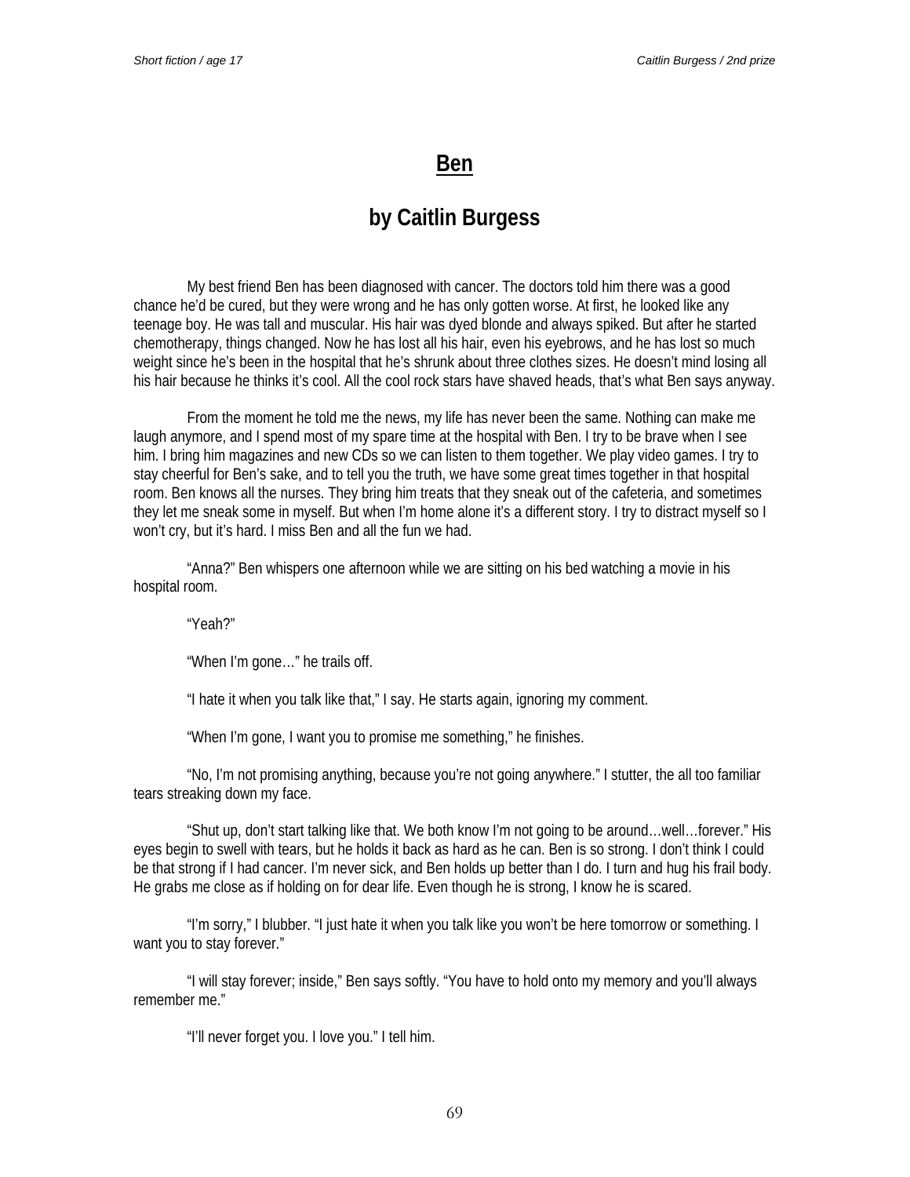# Ben

## by Caitlin Burgess

My best friend Ben has been diagnosed with cancer. The doctors told him there was a good chance he'd be cured, but they were wrong and he has only gotten worse. At first, he looked like any teenage boy. He was tall and muscular. His hair was dyed blonde and always spiked. But after he started chemotherapy, things changed. Now he has lost all his hair, even his eyebrows, and he has lost so much weight since he's been in the hospital that he's shrunk about three clothes sizes. He doesn't mind losing all his hair because he thinks it's cool. All the cool rock stars have shaved heads, that's what Ben says anyway.

From the moment he told me the news, my life has never been the same. Nothing can make me laugh anymore, and I spend most of my spare time at the hospital with Ben. I try to be brave when I see him. I bring him magazines and new CDs so we can listen to them together. We play video games. I try to stay cheerful for Ben's sake, and to tell you the truth, we have some great times together in that hospital room. Ben knows all the nurses. They bring him treats that they sneak out of the cafeteria, and sometimes they let me sneak some in myself. But when I'm home alone it's a different story. I try to distract myself so I won't cry, but it's hard. I miss Ben and all the fun we had.

"Anna?" Ben whispers one afternoon while we are sitting on his bed watching a movie in his hospital room.

"Yeah?"

"When I'm gone…" he trails off.

"I hate it when you talk like that," I say. He starts again, ignoring my comment.

"When I'm gone, I want you to promise me something," he finishes.

"No, I'm not promising anything, because you're not going anywhere." I stutter, the all too familiar tears streaking down my face.

"Shut up, don't start talking like that. We both know I'm not going to be around…well…forever." His eyes begin to swell with tears, but he holds it back as hard as he can. Ben is so strong. I don't think I could be that strong if I had cancer. I'm never sick, and Ben holds up better than I do. I turn and hug his frail body. He grabs me close as if holding on for dear life. Even though he is strong, I know he is scared.

"I'm sorry," I blubber. "I just hate it when you talk like you won't be here tomorrow or something. I want you to stay forever."

"I will stay forever; inside," Ben says softly. "You have to hold onto my memory and you'll always remember me."

"I'll never forget you. I love you." I tell him.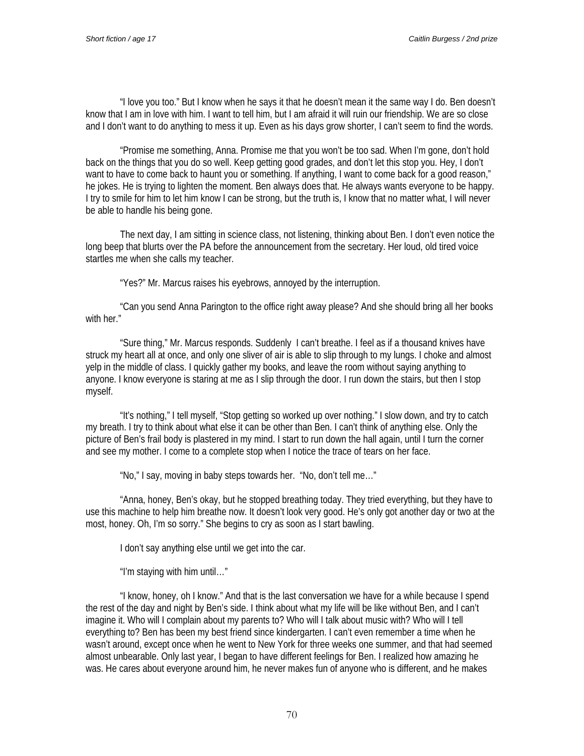"I love you too." But I know when he says it that he doesn't mean it the same way I do. Ben doesn't know that I am in love with him. I want to tell him, but I am afraid it will ruin our friendship. We are so close and I don't want to do anything to mess it up. Even as his days grow shorter, I can't seem to find the words.

"Promise me something, Anna. Promise me that you won't be too sad. When I'm gone, don't hold back on the things that you do so well. Keep getting good grades, and don't let this stop you. Hey, I don't want to have to come back to haunt you or something. If anything, I want to come back for a good reason," he jokes. He is trying to lighten the moment. Ben always does that. He always wants everyone to be happy. I try to smile for him to let him know I can be strong, but the truth is, I know that no matter what, I will never be able to handle his being gone.

The next day, I am sitting in science class, not listening, thinking about Ben. I don't even notice the long beep that blurts over the PA before the announcement from the secretary. Her loud, old tired voice startles me when she calls my teacher.

"Yes?" Mr. Marcus raises his eyebrows, annoyed by the interruption.

"Can you send Anna Parington to the office right away please? And she should bring all her books with her."

"Sure thing," Mr. Marcus responds. Suddenly I can't breathe. I feel as if a thousand knives have struck my heart all at once, and only one sliver of air is able to slip through to my lungs. I choke and almost yelp in the middle of class. I quickly gather my books, and leave the room without saying anything to anyone. I know everyone is staring at me as I slip through the door. I run down the stairs, but then I stop myself.

"It's nothing," I tell myself, "Stop getting so worked up over nothing." I slow down, and try to catch my breath. I try to think about what else it can be other than Ben. I can't think of anything else. Only the picture of Ben's frail body is plastered in my mind. I start to run down the hall again, until I turn the corner and see my mother. I come to a complete stop when I notice the trace of tears on her face.

"No," I say, moving in baby steps towards her. "No, don't tell me…"

"Anna, honey, Ben's okay, but he stopped breathing today. They tried everything, but they have to use this machine to help him breathe now. It doesn't look very good. He's only got another day or two at the most, honey. Oh, I'm so sorry." She begins to cry as soon as I start bawling.

I don't say anything else until we get into the car.

"I'm staying with him until…"

"I know, honey, oh I know." And that is the last conversation we have for a while because I spend the rest of the day and night by Ben's side. I think about what my life will be like without Ben, and I can't imagine it. Who will I complain about my parents to? Who will I talk about music with? Who will I tell everything to? Ben has been my best friend since kindergarten. I can't even remember a time when he wasn't around, except once when he went to New York for three weeks one summer, and that had seemed almost unbearable. Only last year, I began to have different feelings for Ben. I realized how amazing he was. He cares about everyone around him, he never makes fun of anyone who is different, and he makes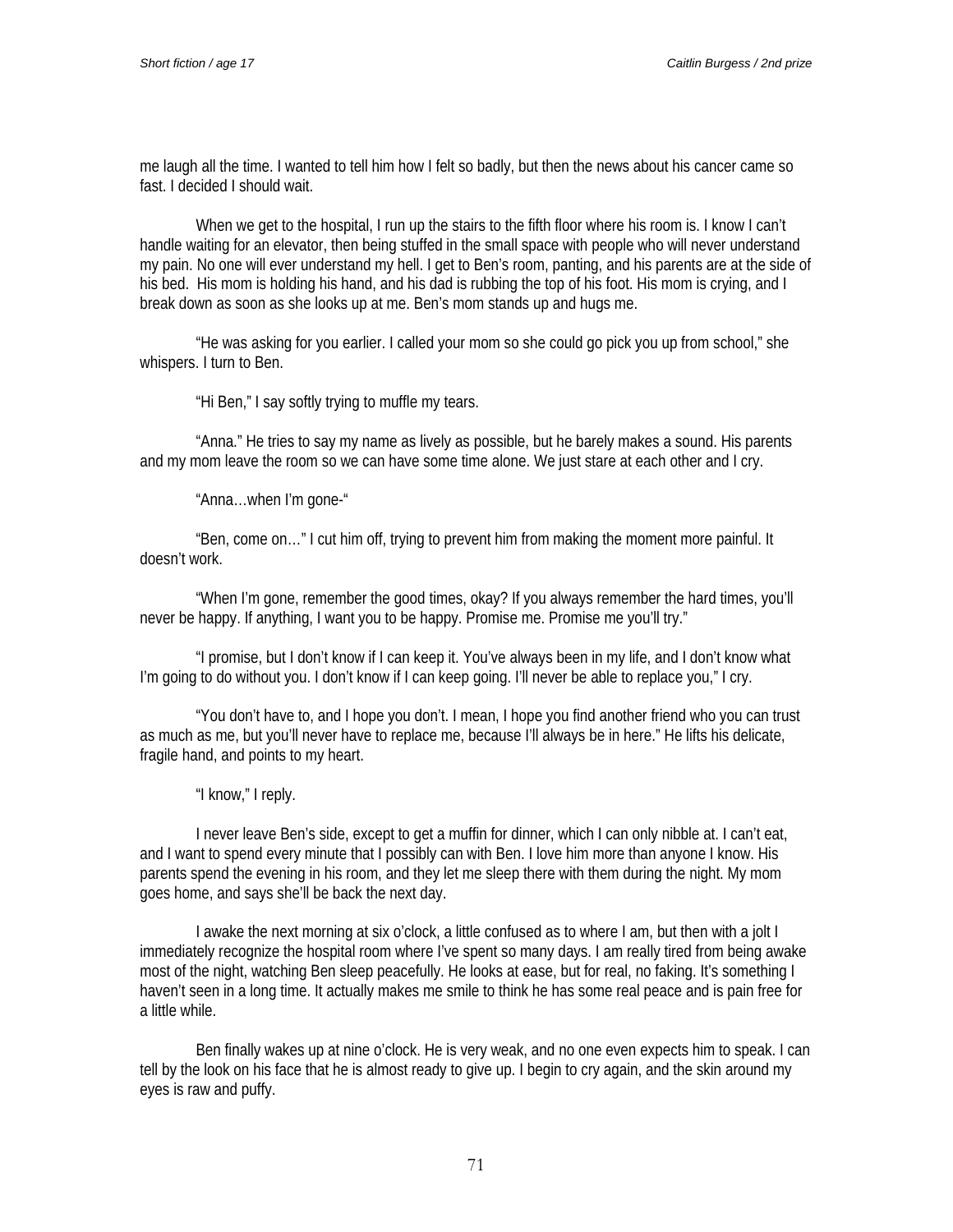me laugh all the time. I wanted to tell him how I felt so badly, but then the news about his cancer came so fast. I decided I should wait.

When we get to the hospital, I run up the stairs to the fifth floor where his room is. I know I can't handle waiting for an elevator, then being stuffed in the small space with people who will never understand my pain. No one will ever understand my hell. I get to Ben's room, panting, and his parents are at the side of his bed. His mom is holding his hand, and his dad is rubbing the top of his foot. His mom is crying, and I break down as soon as she looks up at me. Ben's mom stands up and hugs me.

"He was asking for you earlier. I called your mom so she could go pick you up from school," she whispers. I turn to Ben.

"Hi Ben," I say softly trying to muffle my tears.

"Anna." He tries to say my name as lively as possible, but he barely makes a sound. His parents and my mom leave the room so we can have some time alone. We just stare at each other and I cry.

"Anna…when I'm gone-"

"Ben, come on…" I cut him off, trying to prevent him from making the moment more painful. It doesn't work.

"When I'm gone, remember the good times, okay? If you always remember the hard times, you'll never be happy. If anything, I want you to be happy. Promise me. Promise me you'll try."

"I promise, but I don't know if I can keep it. You've always been in my life, and I don't know what I'm going to do without you. I don't know if I can keep going. I'll never be able to replace you," I cry.

"You don't have to, and I hope you don't. I mean, I hope you find another friend who you can trust as much as me, but you'll never have to replace me, because I'll always be in here." He lifts his delicate, fragile hand, and points to my heart.

"I know," I reply.

I never leave Ben's side, except to get a muffin for dinner, which I can only nibble at. I can't eat, and I want to spend every minute that I possibly can with Ben. I love him more than anyone I know. His parents spend the evening in his room, and they let me sleep there with them during the night. My mom goes home, and says she'll be back the next day.

I awake the next morning at six o'clock, a little confused as to where I am, but then with a jolt I immediately recognize the hospital room where I've spent so many days. I am really tired from being awake most of the night, watching Ben sleep peacefully. He looks at ease, but for real, no faking. It's something I haven't seen in a long time. It actually makes me smile to think he has some real peace and is pain free for a little while.

Ben finally wakes up at nine o'clock. He is very weak, and no one even expects him to speak. I can tell by the look on his face that he is almost ready to give up. I begin to cry again, and the skin around my eyes is raw and puffy.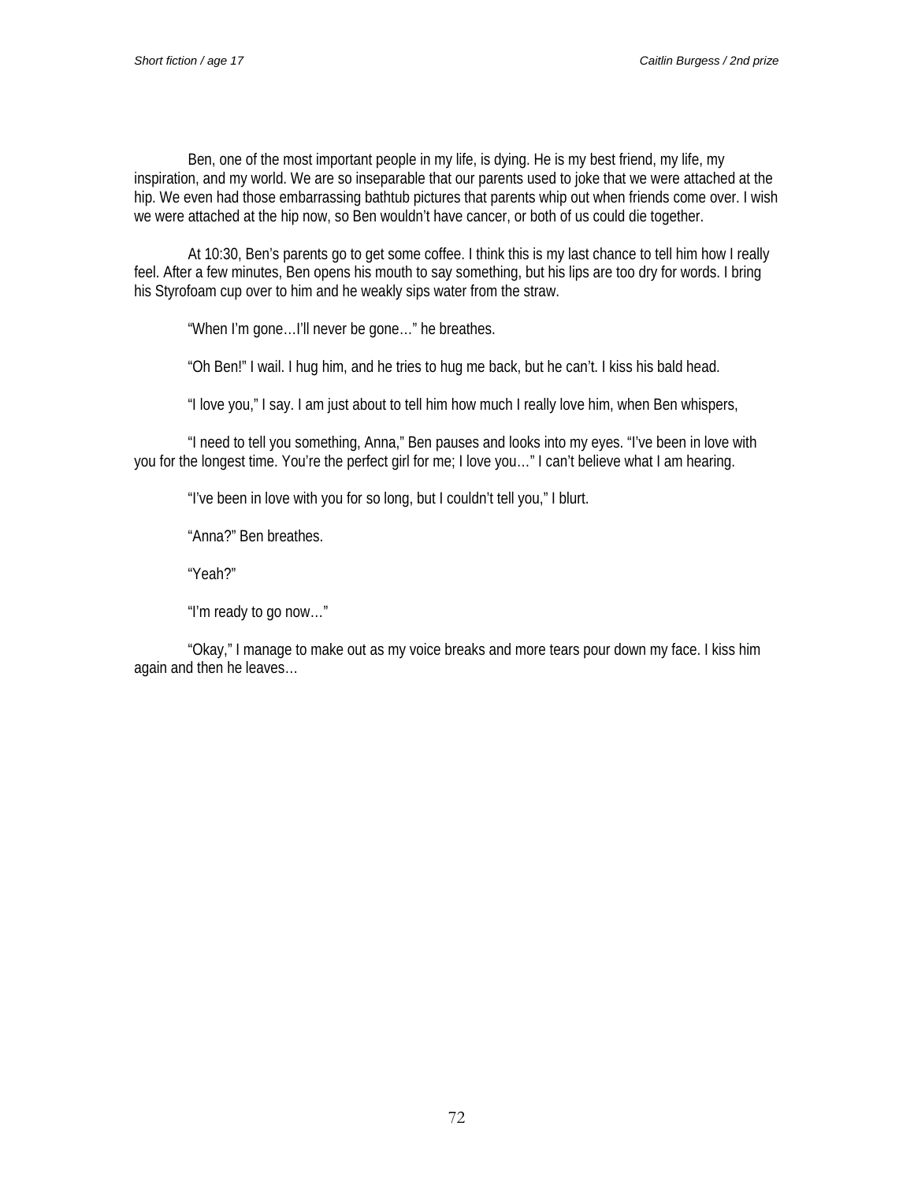Ben, one of the most important people in my life, is dying. He is my best friend, my life, my inspiration, and my world. We are so inseparable that our parents used to joke that we were attached at the hip. We even had those embarrassing bathtub pictures that parents whip out when friends come over. I wish we were attached at the hip now, so Ben wouldn't have cancer, or both of us could die together.

At 10:30, Ben's parents go to get some coffee. I think this is my last chance to tell him how I really feel. After a few minutes, Ben opens his mouth to say something, but his lips are too dry for words. I bring his Styrofoam cup over to him and he weakly sips water from the straw.

"When I'm gone…I'll never be gone…" he breathes.

"Oh Ben!" I wail. I hug him, and he tries to hug me back, but he can't. I kiss his bald head.

"I love you," I say. I am just about to tell him how much I really love him, when Ben whispers,

"I need to tell you something, Anna," Ben pauses and looks into my eyes. "I've been in love with you for the longest time. You're the perfect girl for me; I love you…" I can't believe what I am hearing.

"I've been in love with you for so long, but I couldn't tell you," I blurt.

"Anna?" Ben breathes.

"Yeah?"

"I'm ready to go now…"

"Okay," I manage to make out as my voice breaks and more tears pour down my face. I kiss him again and then he leaves…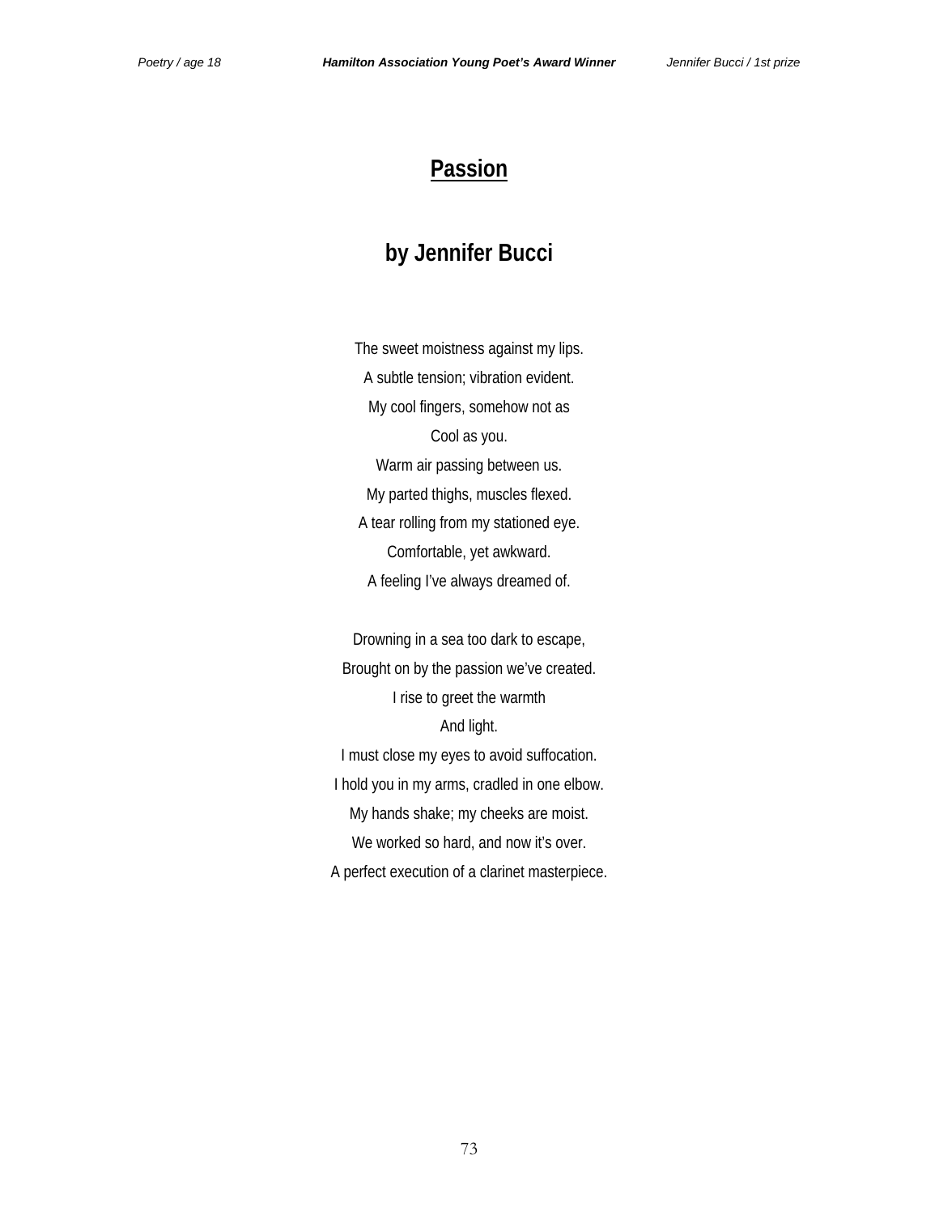# Passion

## by Jennifer Bucci

The sweet moistness against my lips.
A subtle tension; vibration evident.
My cool fingers, somehow not as
Cool as you.
Warm air passing between us.
My parted thighs, muscles flexed.
A tear rolling from my stationed eye.
Comfortable, yet awkward.
A feeling I've always dreamed of.

Drowning in a sea too dark to escape,
Brought on by the passion we've created.
I rise to greet the warmth
And light.
I must close my eyes to avoid suffocation.
I hold you in my arms, cradled in one elbow.
My hands shake; my cheeks are moist.
We worked so hard, and now it's over.
A perfect execution of a clarinet masterpiece.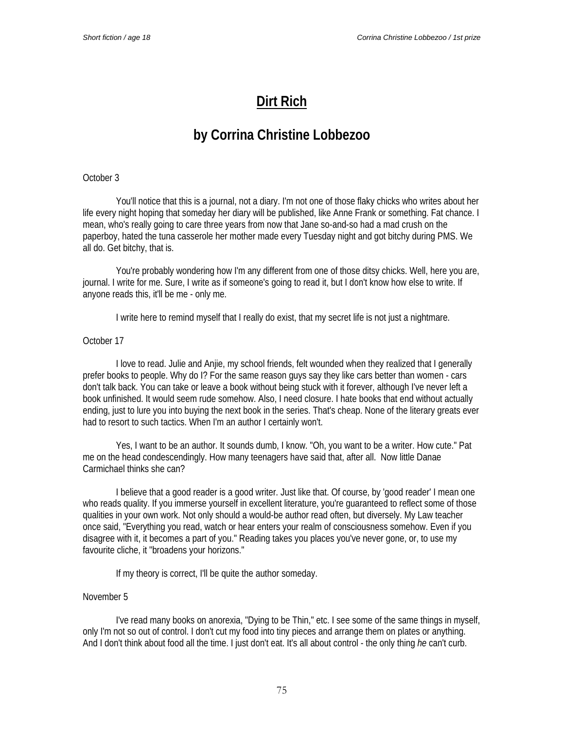# Dirt Rich

## by Corrina Christine Lobbezoo

October 3

You'll notice that this is a journal, not a diary. I'm not one of those flaky chicks who writes about her life every night hoping that someday her diary will be published, like Anne Frank or something. Fat chance. I mean, who's really going to care three years from now that Jane so-and-so had a mad crush on the paperboy, hated the tuna casserole her mother made every Tuesday night and got bitchy during PMS. We all do. Get bitchy, that is.

You're probably wondering how I'm any different from one of those ditsy chicks. Well, here you are, journal. I write for me. Sure, I write as if someone's going to read it, but I don't know how else to write. If anyone reads this, it'll be me - only me.

I write here to remind myself that I really do exist, that my secret life is not just a nightmare.

October 17

I love to read. Julie and Anjie, my school friends, felt wounded when they realized that I generally prefer books to people. Why do I? For the same reason guys say they like cars better than women - cars don't talk back. You can take or leave a book without being stuck with it forever, although I've never left a book unfinished. It would seem rude somehow. Also, I need closure. I hate books that end without actually ending, just to lure you into buying the next book in the series. That's cheap. None of the literary greats ever had to resort to such tactics. When I'm an author I certainly won't.

Yes, I want to be an author. It sounds dumb, I know. "Oh, you want to be a writer. How cute." Pat me on the head condescendingly. How many teenagers have said that, after all. Now little Danae Carmichael thinks she can?

I believe that a good reader is a good writer. Just like that. Of course, by 'good reader' I mean one who reads quality. If you immerse yourself in excellent literature, you're guaranteed to reflect some of those qualities in your own work. Not only should a would-be author read often, but diversely. My Law teacher once said, "Everything you read, watch or hear enters your realm of consciousness somehow. Even if you disagree with it, it becomes a part of you." Reading takes you places you've never gone, or, to use my favourite cliche, it "broadens your horizons."

If my theory is correct, I'll be quite the author someday.

November 5

I've read many books on anorexia, "Dying to be Thin," etc. I see some of the same things in myself, only I'm not so out of control. I don't cut my food into tiny pieces and arrange them on plates or anything. And I don't think about food all the time. I just don't eat. It's all about control - the only thing *he* can't curb.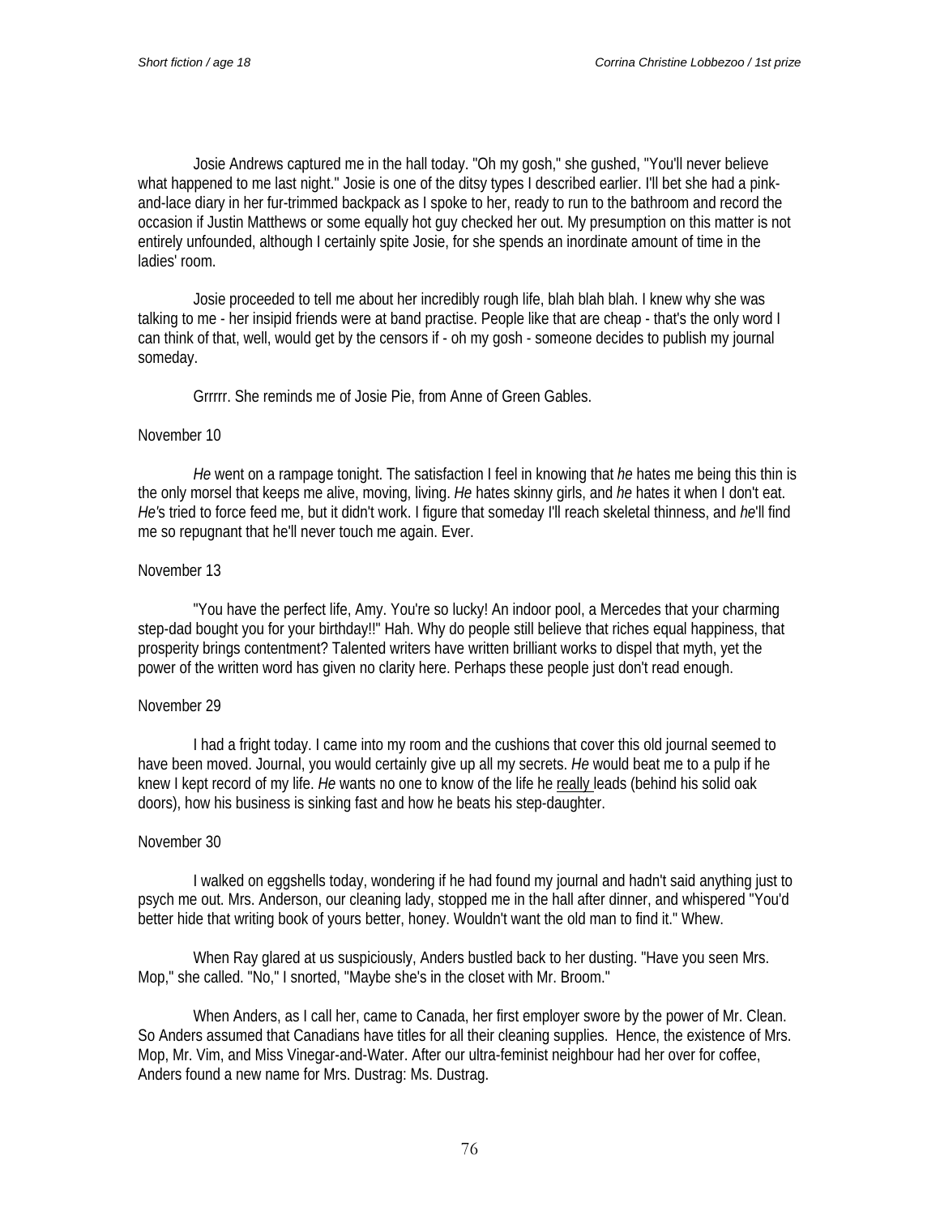Josie Andrews captured me in the hall today. "Oh my gosh," she gushed, "You'll never believe what happened to me last night." Josie is one of the ditsy types I described earlier. I'll bet she had a pink-and-lace diary in her fur-trimmed backpack as I spoke to her, ready to run to the bathroom and record the occasion if Justin Matthews or some equally hot guy checked her out. My presumption on this matter is not entirely unfounded, although I certainly spite Josie, for she spends an inordinate amount of time in the ladies' room.

Josie proceeded to tell me about her incredibly rough life, blah blah blah. I knew why she was talking to me - her insipid friends were at band practise. People like that are cheap - that's the only word I can think of that, well, would get by the censors if - oh my gosh - someone decides to publish my journal someday.

Grrrrr. She reminds me of Josie Pie, from Anne of Green Gables.

November 10

*He* went on a rampage tonight. The satisfaction I feel in knowing that *he* hates me being this thin is the only morsel that keeps me alive, moving, living. *He* hates skinny girls, and *he* hates it when I don't eat. *He's* tried to force feed me, but it didn't work. I figure that someday I'll reach skeletal thinness, and *he*'ll find me so repugnant that he'll never touch me again. Ever.

November 13

"You have the perfect life, Amy. You're so lucky! An indoor pool, a Mercedes that your charming step-dad bought you for your birthday!!" Hah. Why do people still believe that riches equal happiness, that prosperity brings contentment? Talented writers have written brilliant works to dispel that myth, yet the power of the written word has given no clarity here. Perhaps these people just don't read enough.

November 29

I had a fright today. I came into my room and the cushions that cover this old journal seemed to have been moved. Journal, you would certainly give up all my secrets. *He* would beat me to a pulp if he knew I kept record of my life. *He* wants no one to know of the life he really leads (behind his solid oak doors), how his business is sinking fast and how he beats his step-daughter.

November 30

I walked on eggshells today, wondering if he had found my journal and hadn't said anything just to psych me out. Mrs. Anderson, our cleaning lady, stopped me in the hall after dinner, and whispered "You'd better hide that writing book of yours better, honey. Wouldn't want the old man to find it." Whew.

When Ray glared at us suspiciously, Anders bustled back to her dusting. "Have you seen Mrs. Mop," she called. "No," I snorted, "Maybe she's in the closet with Mr. Broom."

When Anders, as I call her, came to Canada, her first employer swore by the power of Mr. Clean. So Anders assumed that Canadians have titles for all their cleaning supplies. Hence, the existence of Mrs. Mop, Mr. Vim, and Miss Vinegar-and-Water. After our ultra-feminist neighbour had her over for coffee, Anders found a new name for Mrs. Dustrag: Ms. Dustrag.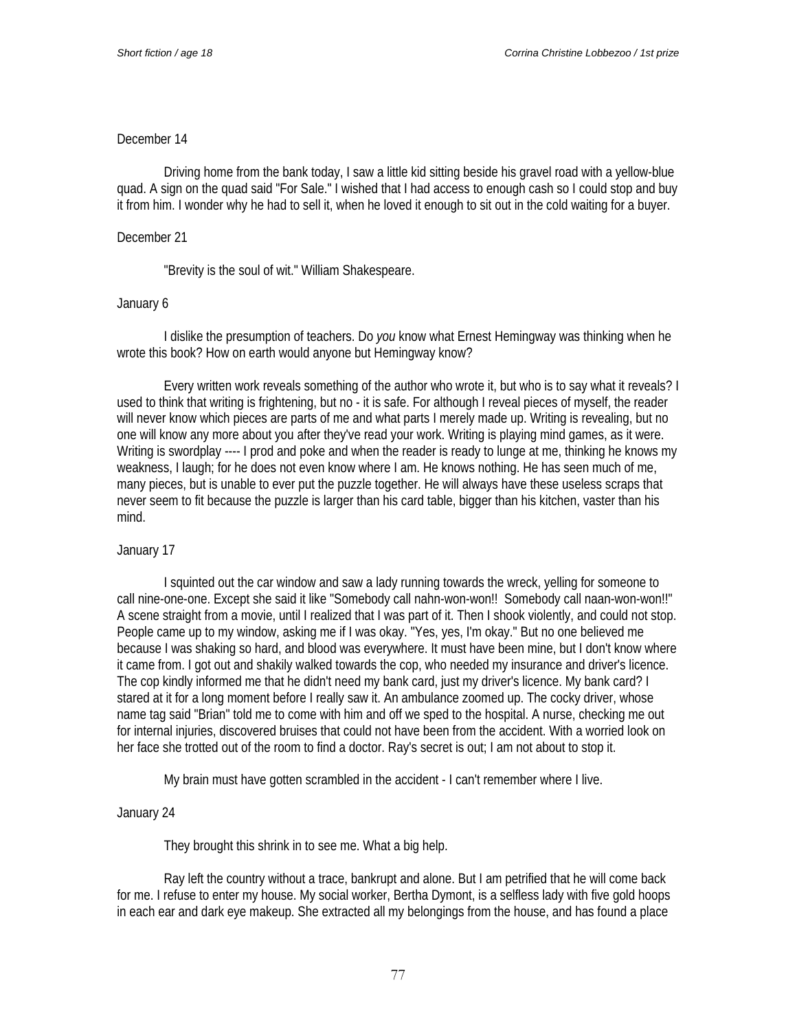December 14

Driving home from the bank today, I saw a little kid sitting beside his gravel road with a yellow-blue quad. A sign on the quad said "For Sale." I wished that I had access to enough cash so I could stop and buy it from him. I wonder why he had to sell it, when he loved it enough to sit out in the cold waiting for a buyer.

December 21

"Brevity is the soul of wit." William Shakespeare.

January 6

I dislike the presumption of teachers. Do *you* know what Ernest Hemingway was thinking when he wrote this book? How on earth would anyone but Hemingway know?

Every written work reveals something of the author who wrote it, but who is to say what it reveals? I used to think that writing is frightening, but no - it is safe. For although I reveal pieces of myself, the reader will never know which pieces are parts of me and what parts I merely made up. Writing is revealing, but no one will know any more about you after they've read your work. Writing is playing mind games, as it were. Writing is swordplay ---- I prod and poke and when the reader is ready to lunge at me, thinking he knows my weakness, I laugh; for he does not even know where I am. He knows nothing. He has seen much of me, many pieces, but is unable to ever put the puzzle together. He will always have these useless scraps that never seem to fit because the puzzle is larger than his card table, bigger than his kitchen, vaster than his mind.

January 17

I squinted out the car window and saw a lady running towards the wreck, yelling for someone to call nine-one-one. Except she said it like "Somebody call nahn-won-won!! Somebody call naan-won-won!!" A scene straight from a movie, until I realized that I was part of it. Then I shook violently, and could not stop. People came up to my window, asking me if I was okay. "Yes, yes, I'm okay." But no one believed me because I was shaking so hard, and blood was everywhere. It must have been mine, but I don't know where it came from. I got out and shakily walked towards the cop, who needed my insurance and driver's licence. The cop kindly informed me that he didn't need my bank card, just my driver's licence. My bank card? I stared at it for a long moment before I really saw it. An ambulance zoomed up. The cocky driver, whose name tag said "Brian" told me to come with him and off we sped to the hospital. A nurse, checking me out for internal injuries, discovered bruises that could not have been from the accident. With a worried look on her face she trotted out of the room to find a doctor. Ray's secret is out; I am not about to stop it.

My brain must have gotten scrambled in the accident - I can't remember where I live.

January 24

They brought this shrink in to see me. What a big help.

Ray left the country without a trace, bankrupt and alone. But I am petrified that he will come back for me. I refuse to enter my house. My social worker, Bertha Dymont, is a selfless lady with five gold hoops in each ear and dark eye makeup. She extracted all my belongings from the house, and has found a place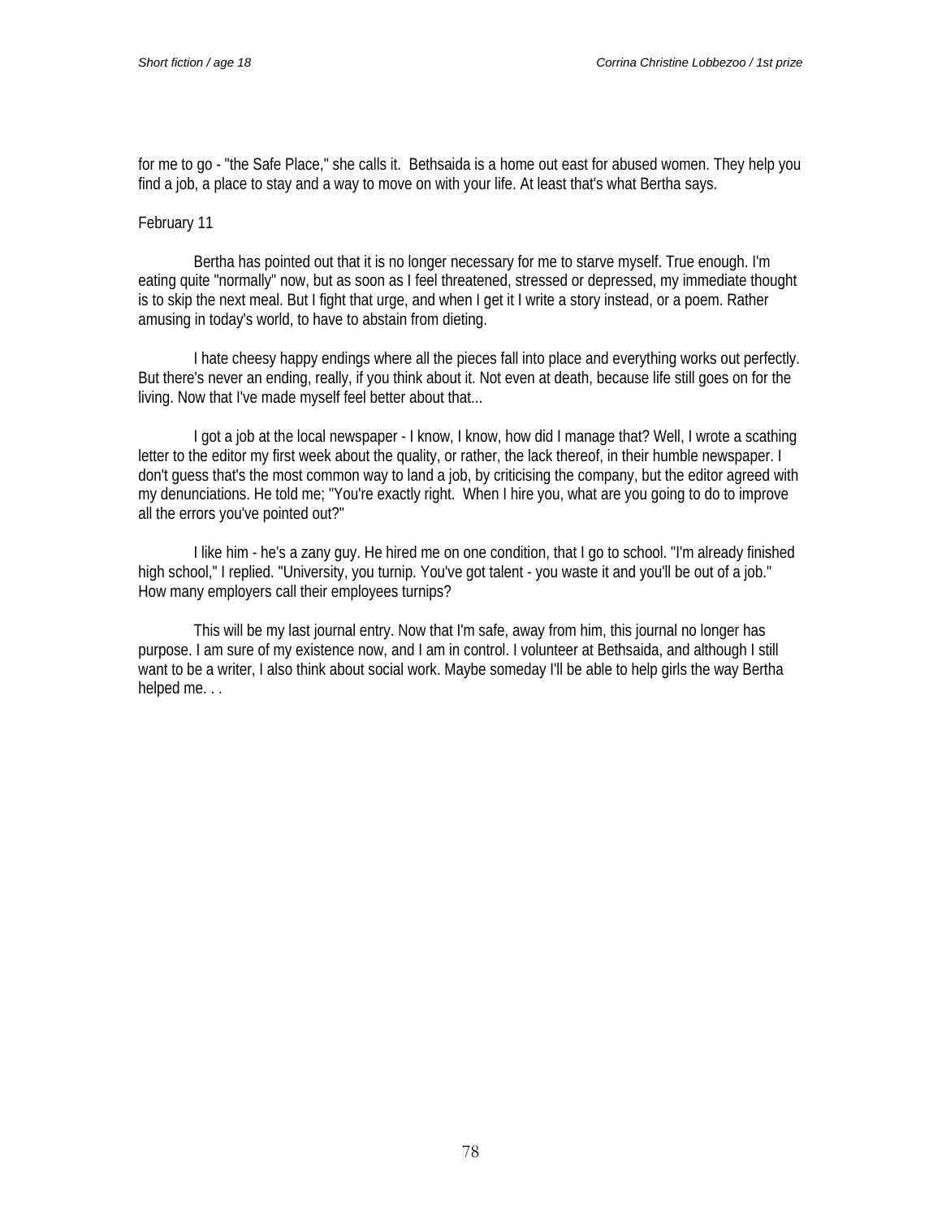for me to go - "the Safe Place," she calls it. Bethsaida is a home out east for abused women. They help you find a job, a place to stay and a way to move on with your life. At least that's what Bertha says.

February 11

Bertha has pointed out that it is no longer necessary for me to starve myself. True enough. I'm eating quite "normally" now, but as soon as I feel threatened, stressed or depressed, my immediate thought is to skip the next meal. But I fight that urge, and when I get it I write a story instead, or a poem. Rather amusing in today's world, to have to abstain from dieting.

I hate cheesy happy endings where all the pieces fall into place and everything works out perfectly. But there's never an ending, really, if you think about it. Not even at death, because life still goes on for the living. Now that I've made myself feel better about that...

I got a job at the local newspaper - I know, I know, how did I manage that? Well, I wrote a scathing letter to the editor my first week about the quality, or rather, the lack thereof, in their humble newspaper. I don't guess that's the most common way to land a job, by criticising the company, but the editor agreed with my denunciations. He told me; "You're exactly right. When I hire you, what are you going to do to improve all the errors you've pointed out?"

I like him - he's a zany guy. He hired me on one condition, that I go to school. "I'm already finished high school," I replied. "University, you turnip. You've got talent - you waste it and you'll be out of a job." How many employers call their employees turnips?

This will be my last journal entry. Now that I'm safe, away from him, this journal no longer has purpose. I am sure of my existence now, and I am in control. I volunteer at Bethsaida, and although I still want to be a writer, I also think about social work. Maybe someday I'll be able to help girls the way Bertha helped me. . .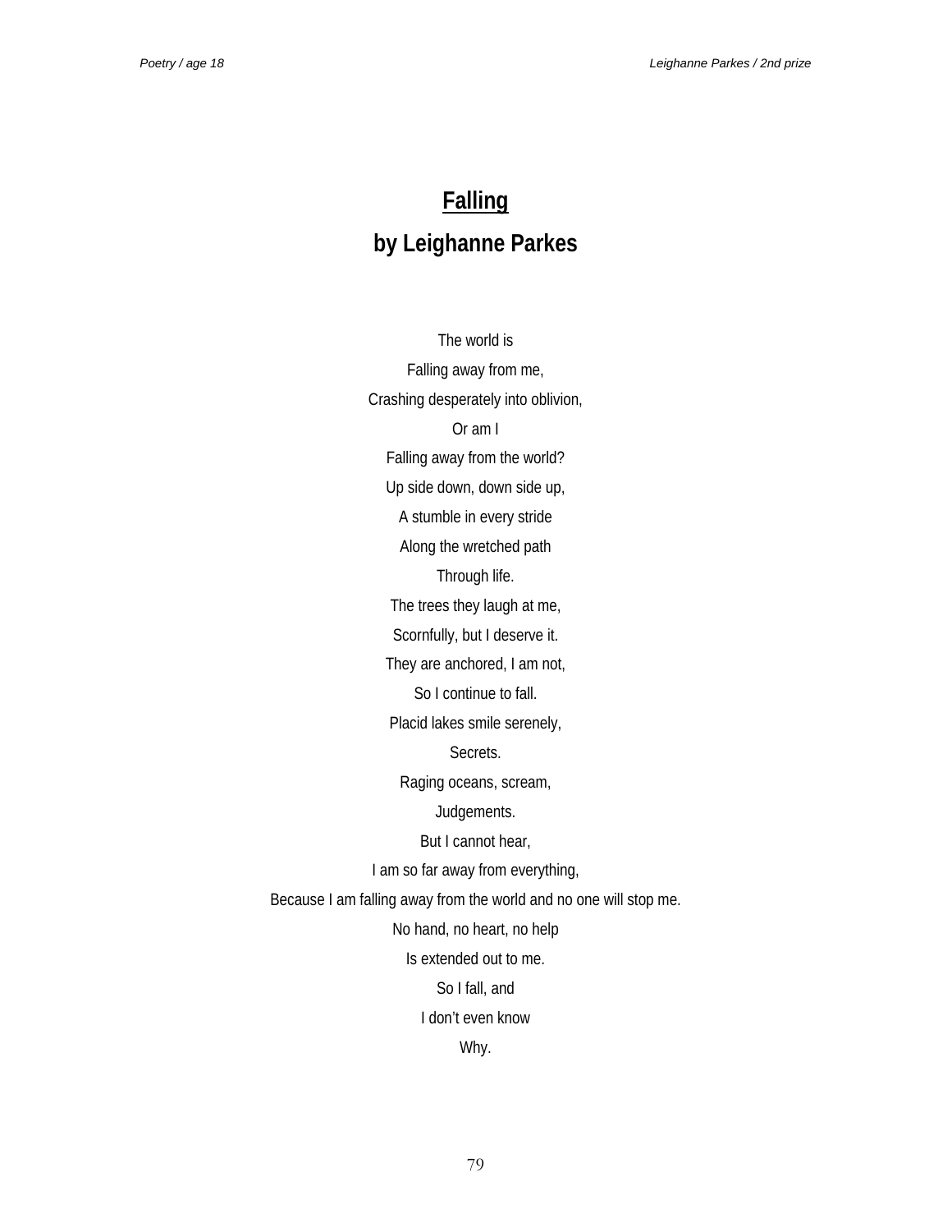# Falling

## by Leighanne Parkes

The world is  
Falling away from me,  
Crashing desperately into oblivion,  
Or am I  
Falling away from the world?  
Up side down, down side up,  
A stumble in every stride  
Along the wretched path  
Through life.  
The trees they laugh at me,  
Scornfully, but I deserve it.  
They are anchored, I am not,  
So I continue to fall.  
Placid lakes smile serenely,  
Secrets.  
Raging oceans, scream,  
Judgements.  
But I cannot hear,  
I am so far away from everything,  
Because I am falling away from the world and no one will stop me.  
No hand, no heart, no help  
Is extended out to me.  
So I fall, and  
I don't even know  
Why.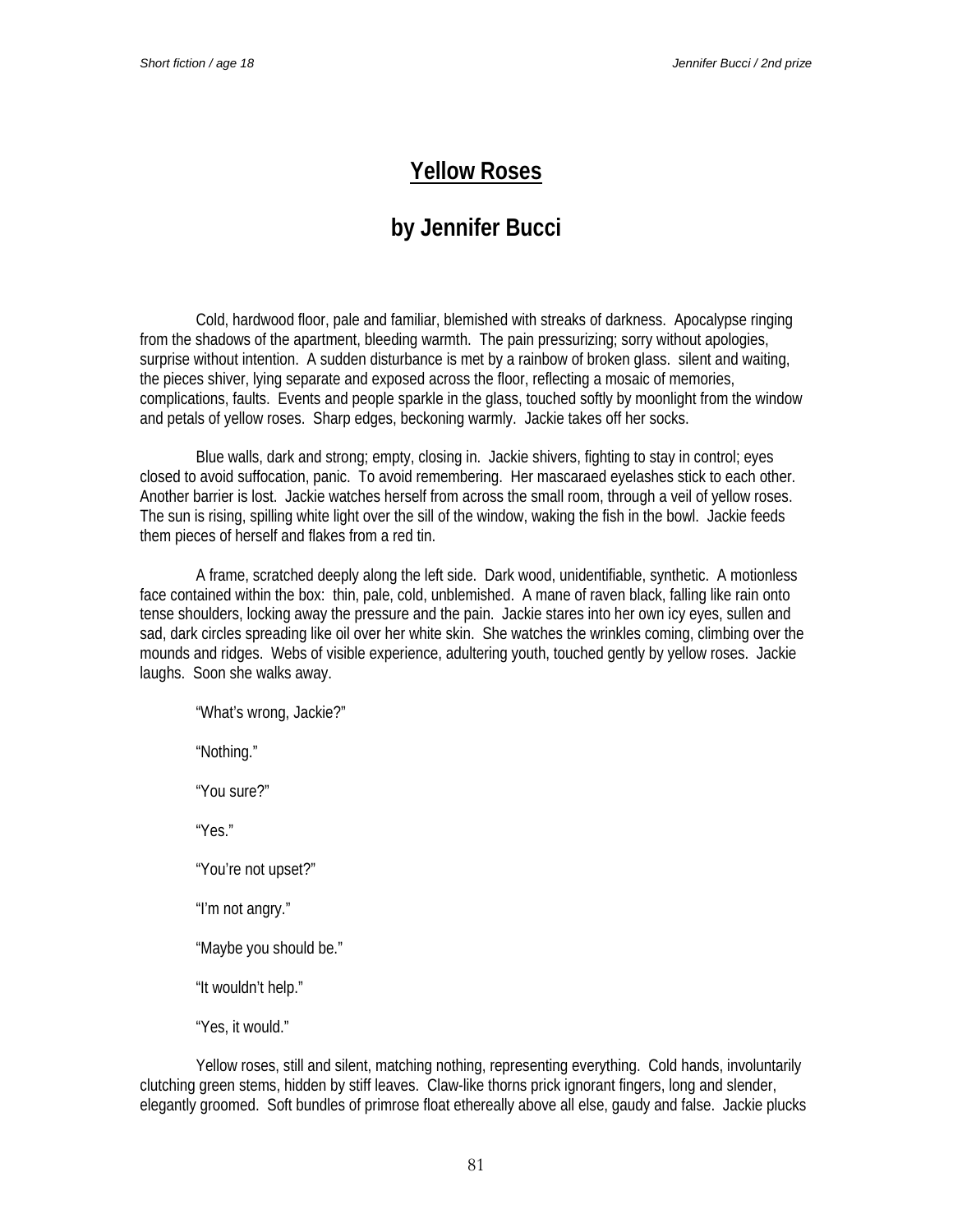# Yellow Roses

## by Jennifer Bucci

Cold, hardwood floor, pale and familiar, blemished with streaks of darkness. Apocalypse ringing from the shadows of the apartment, bleeding warmth. The pain pressurizing; sorry without apologies, surprise without intention. A sudden disturbance is met by a rainbow of broken glass. silent and waiting, the pieces shiver, lying separate and exposed across the floor, reflecting a mosaic of memories, complications, faults. Events and people sparkle in the glass, touched softly by moonlight from the window and petals of yellow roses. Sharp edges, beckoning warmly. Jackie takes off her socks.

Blue walls, dark and strong; empty, closing in. Jackie shivers, fighting to stay in control; eyes closed to avoid suffocation, panic. To avoid remembering. Her mascaraed eyelashes stick to each other. Another barrier is lost. Jackie watches herself from across the small room, through a veil of yellow roses. The sun is rising, spilling white light over the sill of the window, waking the fish in the bowl. Jackie feeds them pieces of herself and flakes from a red tin.

A frame, scratched deeply along the left side. Dark wood, unidentifiable, synthetic. A motionless face contained within the box: thin, pale, cold, unblemished. A mane of raven black, falling like rain onto tense shoulders, locking away the pressure and the pain. Jackie stares into her own icy eyes, sullen and sad, dark circles spreading like oil over her white skin. She watches the wrinkles coming, climbing over the mounds and ridges. Webs of visible experience, adultering youth, touched gently by yellow roses. Jackie laughs. Soon she walks away.

"What's wrong, Jackie?"

"Nothing."

"You sure?"

"Yes."

"You're not upset?"

"I'm not angry."

"Maybe you should be."

"It wouldn't help."

"Yes, it would."

Yellow roses, still and silent, matching nothing, representing everything. Cold hands, involuntarily clutching green stems, hidden by stiff leaves. Claw-like thorns prick ignorant fingers, long and slender, elegantly groomed. Soft bundles of primrose float ethereally above all else, gaudy and false. Jackie plucks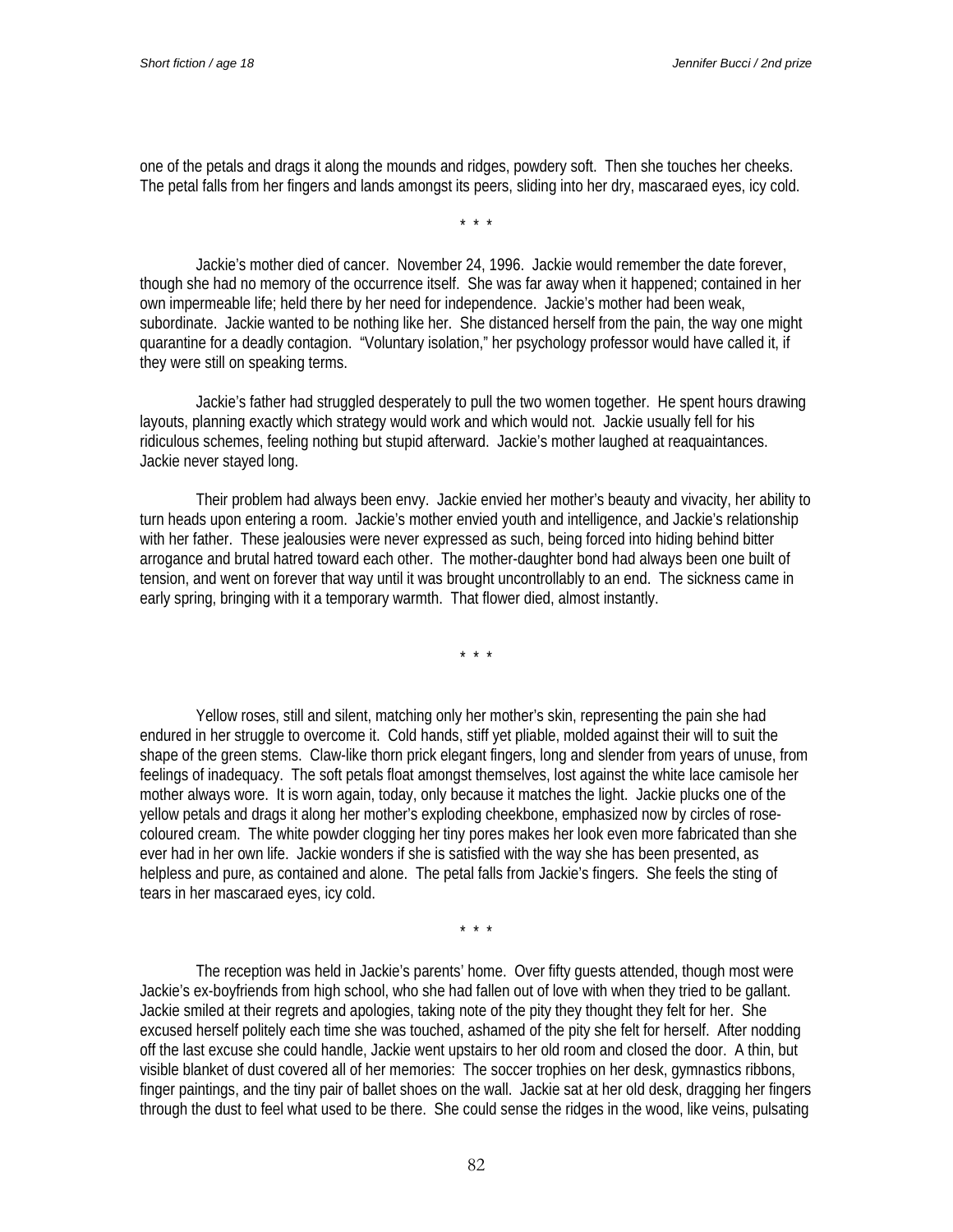one of the petals and drags it along the mounds and ridges, powdery soft. Then she touches her cheeks. The petal falls from her fingers and lands amongst its peers, sliding into her dry, mascaraed eyes, icy cold.

\* \* \*

Jackie's mother died of cancer. November 24, 1996. Jackie would remember the date forever, though she had no memory of the occurrence itself. She was far away when it happened; contained in her own impermeable life; held there by her need for independence. Jackie's mother had been weak, subordinate. Jackie wanted to be nothing like her. She distanced herself from the pain, the way one might quarantine for a deadly contagion. "Voluntary isolation," her psychology professor would have called it, if they were still on speaking terms.

Jackie's father had struggled desperately to pull the two women together. He spent hours drawing layouts, planning exactly which strategy would work and which would not. Jackie usually fell for his ridiculous schemes, feeling nothing but stupid afterward. Jackie's mother laughed at reaquaintances. Jackie never stayed long.

Their problem had always been envy. Jackie envied her mother's beauty and vivacity, her ability to turn heads upon entering a room. Jackie's mother envied youth and intelligence, and Jackie's relationship with her father. These jealousies were never expressed as such, being forced into hiding behind bitter arrogance and brutal hatred toward each other. The mother-daughter bond had always been one built of tension, and went on forever that way until it was brought uncontrollably to an end. The sickness came in early spring, bringing with it a temporary warmth. That flower died, almost instantly.

\* \* \*

Yellow roses, still and silent, matching only her mother's skin, representing the pain she had endured in her struggle to overcome it. Cold hands, stiff yet pliable, molded against their will to suit the shape of the green stems. Claw-like thorn prick elegant fingers, long and slender from years of unuse, from feelings of inadequacy. The soft petals float amongst themselves, lost against the white lace camisole her mother always wore. It is worn again, today, only because it matches the light. Jackie plucks one of the yellow petals and drags it along her mother's exploding cheekbone, emphasized now by circles of rose-coloured cream. The white powder clogging her tiny pores makes her look even more fabricated than she ever had in her own life. Jackie wonders if she is satisfied with the way she has been presented, as helpless and pure, as contained and alone. The petal falls from Jackie's fingers. She feels the sting of tears in her mascaraed eyes, icy cold.

\* \* \*

The reception was held in Jackie's parents' home. Over fifty guests attended, though most were Jackie's ex-boyfriends from high school, who she had fallen out of love with when they tried to be gallant. Jackie smiled at their regrets and apologies, taking note of the pity they thought they felt for her. She excused herself politely each time she was touched, ashamed of the pity she felt for herself. After nodding off the last excuse she could handle, Jackie went upstairs to her old room and closed the door. A thin, but visible blanket of dust covered all of her memories: The soccer trophies on her desk, gymnastics ribbons, finger paintings, and the tiny pair of ballet shoes on the wall. Jackie sat at her old desk, dragging her fingers through the dust to feel what used to be there. She could sense the ridges in the wood, like veins, pulsating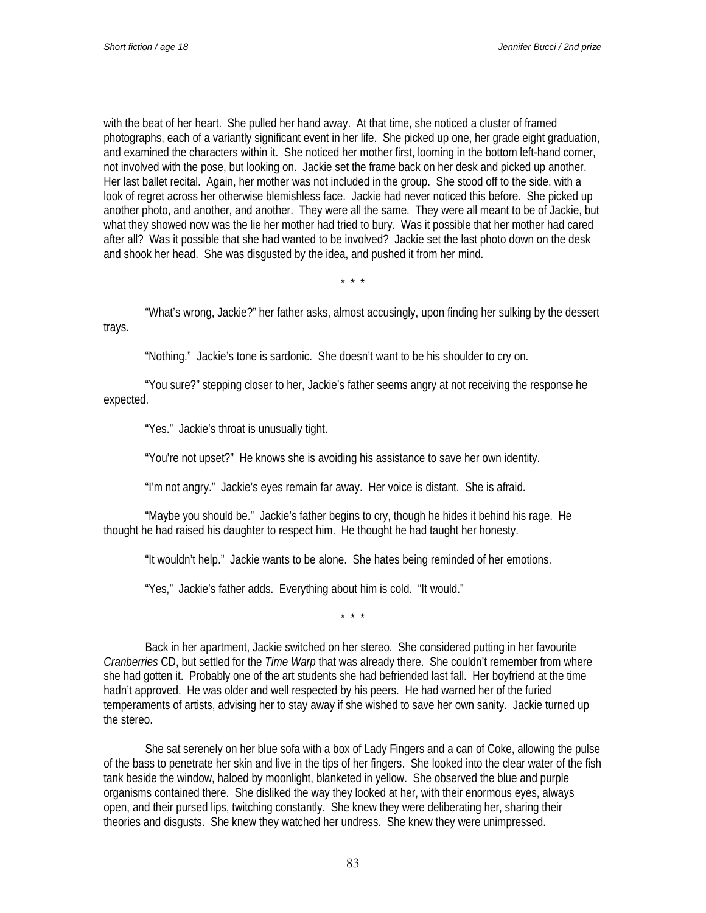with the beat of her heart. She pulled her hand away. At that time, she noticed a cluster of framed photographs, each of a variantly significant event in her life. She picked up one, her grade eight graduation, and examined the characters within it. She noticed her mother first, looming in the bottom left-hand corner, not involved with the pose, but looking on. Jackie set the frame back on her desk and picked up another. Her last ballet recital. Again, her mother was not included in the group. She stood off to the side, with a look of regret across her otherwise blemishless face. Jackie had never noticed this before. She picked up another photo, and another, and another. They were all the same. They were all meant to be of Jackie, but what they showed now was the lie her mother had tried to bury. Was it possible that her mother had cared after all? Was it possible that she had wanted to be involved? Jackie set the last photo down on the desk and shook her head. She was disgusted by the idea, and pushed it from her mind.

\* \* \*

"What's wrong, Jackie?" her father asks, almost accusingly, upon finding her sulking by the dessert trays.

"Nothing." Jackie's tone is sardonic. She doesn't want to be his shoulder to cry on.

"You sure?" stepping closer to her, Jackie's father seems angry at not receiving the response he expected.

"Yes." Jackie's throat is unusually tight.

"You're not upset?" He knows she is avoiding his assistance to save her own identity.

"I'm not angry." Jackie's eyes remain far away. Her voice is distant. She is afraid.

"Maybe you should be." Jackie's father begins to cry, though he hides it behind his rage. He thought he had raised his daughter to respect him. He thought he had taught her honesty.

"It wouldn't help." Jackie wants to be alone. She hates being reminded of her emotions.

"Yes," Jackie's father adds. Everything about him is cold. "It would."

\* \* \*

Back in her apartment, Jackie switched on her stereo. She considered putting in her favourite *Cranberries* CD, but settled for the *Time Warp* that was already there. She couldn't remember from where she had gotten it. Probably one of the art students she had befriended last fall. Her boyfriend at the time hadn't approved. He was older and well respected by his peers. He had warned her of the furied temperaments of artists, advising her to stay away if she wished to save her own sanity. Jackie turned up the stereo.

She sat serenely on her blue sofa with a box of Lady Fingers and a can of Coke, allowing the pulse of the bass to penetrate her skin and live in the tips of her fingers. She looked into the clear water of the fish tank beside the window, haloed by moonlight, blanketed in yellow. She observed the blue and purple organisms contained there. She disliked the way they looked at her, with their enormous eyes, always open, and their pursed lips, twitching constantly. She knew they were deliberating her, sharing their theories and disgusts. She knew they watched her undress. She knew they were unimpressed.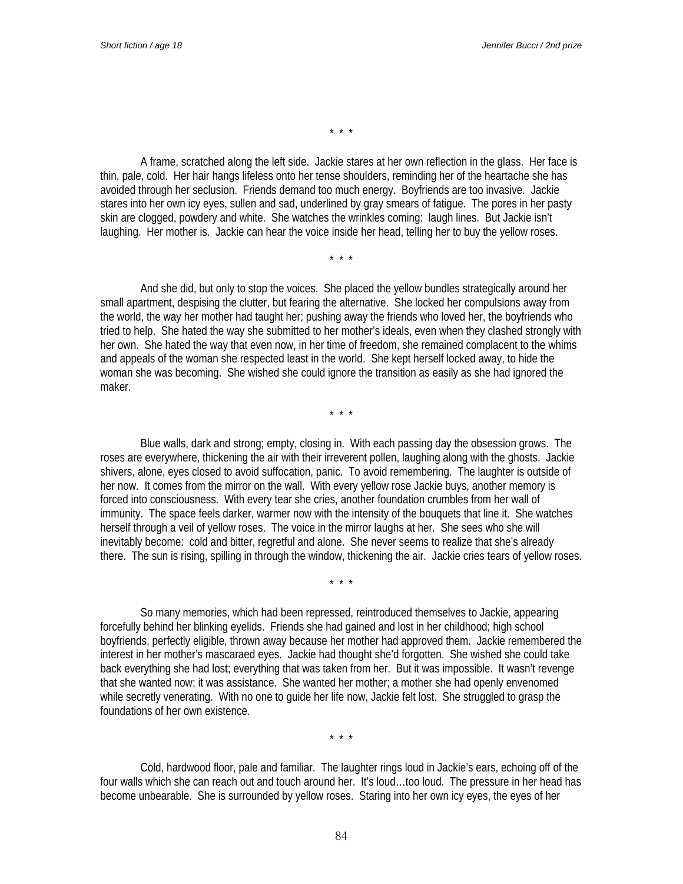\* \* \*

A frame, scratched along the left side. Jackie stares at her own reflection in the glass. Her face is thin, pale, cold. Her hair hangs lifeless onto her tense shoulders, reminding her of the heartache she has avoided through her seclusion. Friends demand too much energy. Boyfriends are too invasive. Jackie stares into her own icy eyes, sullen and sad, underlined by gray smears of fatigue. The pores in her pasty skin are clogged, powdery and white. She watches the wrinkles coming: laugh lines. But Jackie isn't laughing. Her mother is. Jackie can hear the voice inside her head, telling her to buy the yellow roses.

\* \* \*

And she did, but only to stop the voices. She placed the yellow bundles strategically around her small apartment, despising the clutter, but fearing the alternative. She locked her compulsions away from the world, the way her mother had taught her; pushing away the friends who loved her, the boyfriends who tried to help. She hated the way she submitted to her mother's ideals, even when they clashed strongly with her own. She hated the way that even now, in her time of freedom, she remained complacent to the whims and appeals of the woman she respected least in the world. She kept herself locked away, to hide the woman she was becoming. She wished she could ignore the transition as easily as she had ignored the maker.

\* \* \*

Blue walls, dark and strong; empty, closing in. With each passing day the obsession grows. The roses are everywhere, thickening the air with their irreverent pollen, laughing along with the ghosts. Jackie shivers, alone, eyes closed to avoid suffocation, panic. To avoid remembering. The laughter is outside of her now. It comes from the mirror on the wall. With every yellow rose Jackie buys, another memory is forced into consciousness. With every tear she cries, another foundation crumbles from her wall of immunity. The space feels darker, warmer now with the intensity of the bouquets that line it. She watches herself through a veil of yellow roses. The voice in the mirror laughs at her. She sees who she will inevitably become: cold and bitter, regretful and alone. She never seems to realize that she's already there. The sun is rising, spilling in through the window, thickening the air. Jackie cries tears of yellow roses.

\* \* \*

So many memories, which had been repressed, reintroduced themselves to Jackie, appearing forcefully behind her blinking eyelids. Friends she had gained and lost in her childhood; high school boyfriends, perfectly eligible, thrown away because her mother had approved them. Jackie remembered the interest in her mother's mascaraed eyes. Jackie had thought she'd forgotten. She wished she could take back everything she had lost; everything that was taken from her. But it was impossible. It wasn't revenge that she wanted now; it was assistance. She wanted her mother; a mother she had openly envenomed while secretly venerating. With no one to guide her life now, Jackie felt lost. She struggled to grasp the foundations of her own existence.

\* \* \*

Cold, hardwood floor, pale and familiar. The laughter rings loud in Jackie's ears, echoing off of the four walls which she can reach out and touch around her. It's loud…too loud. The pressure in her head has become unbearable. She is surrounded by yellow roses. Staring into her own icy eyes, the eyes of her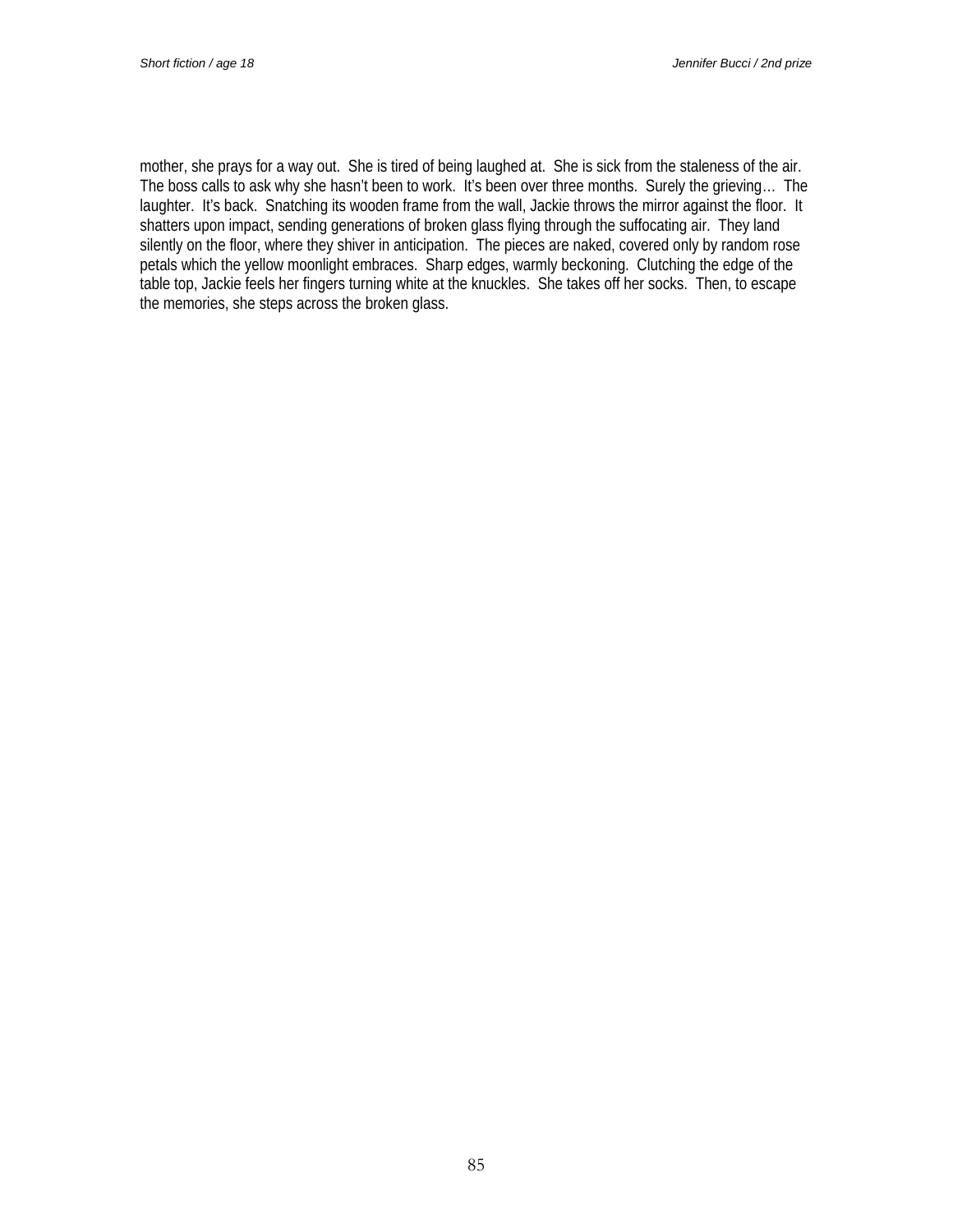mother, she prays for a way out. She is tired of being laughed at. She is sick from the staleness of the air. The boss calls to ask why she hasn't been to work. It's been over three months. Surely the grieving… The laughter. It's back. Snatching its wooden frame from the wall, Jackie throws the mirror against the floor. It shatters upon impact, sending generations of broken glass flying through the suffocating air. They land silently on the floor, where they shiver in anticipation. The pieces are naked, covered only by random rose petals which the yellow moonlight embraces. Sharp edges, warmly beckoning. Clutching the edge of the table top, Jackie feels her fingers turning white at the knuckles. She takes off her socks. Then, to escape the memories, she steps across the broken glass.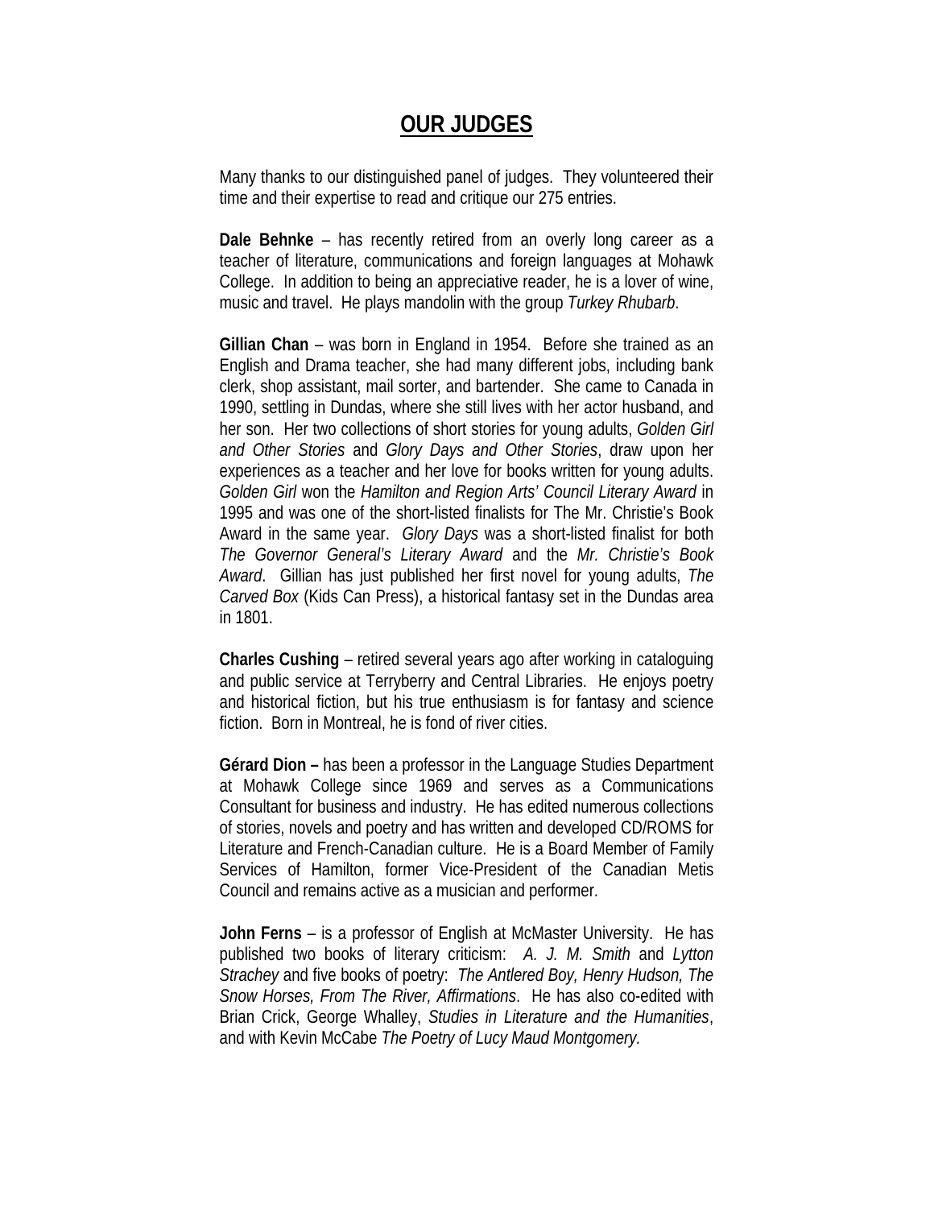# OUR JUDGES

Many thanks to our distinguished panel of judges. They volunteered their time and their expertise to read and critique our 275 entries.

**Dale Behnke** – has recently retired from an overly long career as a teacher of literature, communications and foreign languages at Mohawk College. In addition to being an appreciative reader, he is a lover of wine, music and travel. He plays mandolin with the group *Turkey Rhubarb*.

**Gillian Chan** – was born in England in 1954. Before she trained as an English and Drama teacher, she had many different jobs, including bank clerk, shop assistant, mail sorter, and bartender. She came to Canada in 1990, settling in Dundas, where she still lives with her actor husband, and her son. Her two collections of short stories for young adults, *Golden Girl and Other Stories* and *Glory Days and Other Stories*, draw upon her experiences as a teacher and her love for books written for young adults. *Golden Girl* won the *Hamilton and Region Arts' Council Literary Award* in 1995 and was one of the short-listed finalists for The Mr. Christie's Book Award in the same year. *Glory Days* was a short-listed finalist for both *The Governor General's Literary Award* and the *Mr. Christie's Book Award*. Gillian has just published her first novel for young adults, *The Carved Box* (Kids Can Press), a historical fantasy set in the Dundas area in 1801.

**Charles Cushing** – retired several years ago after working in cataloguing and public service at Terryberry and Central Libraries. He enjoys poetry and historical fiction, but his true enthusiasm is for fantasy and science fiction. Born in Montreal, he is fond of river cities.

**Gérard Dion –** has been a professor in the Language Studies Department at Mohawk College since 1969 and serves as a Communications Consultant for business and industry. He has edited numerous collections of stories, novels and poetry and has written and developed CD/ROMS for Literature and French-Canadian culture. He is a Board Member of Family Services of Hamilton, former Vice-President of the Canadian Metis Council and remains active as a musician and performer.

**John Ferns** – is a professor of English at McMaster University. He has published two books of literary criticism: *A. J. M. Smith* and *Lytton Strachey* and five books of poetry: *The Antlered Boy, Henry Hudson, The Snow Horses, From The River, Affirmations*. He has also co-edited with Brian Crick, George Whalley, *Studies in Literature and the Humanities*, and with Kevin McCabe *The Poetry of Lucy Maud Montgomery.*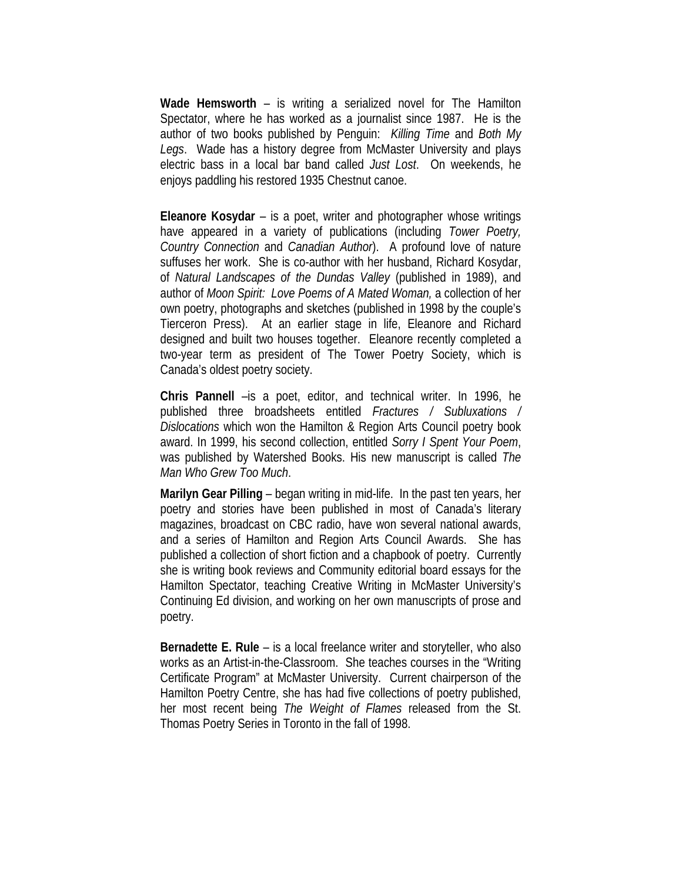**Wade Hemsworth** – is writing a serialized novel for The Hamilton Spectator, where he has worked as a journalist since 1987. He is the author of two books published by Penguin: *Killing Time* and *Both My Legs*. Wade has a history degree from McMaster University and plays electric bass in a local bar band called *Just Lost*. On weekends, he enjoys paddling his restored 1935 Chestnut canoe.

**Eleanore Kosydar** – is a poet, writer and photographer whose writings have appeared in a variety of publications (including *Tower Poetry, Country Connection* and *Canadian Author*). A profound love of nature suffuses her work. She is co-author with her husband, Richard Kosydar, of *Natural Landscapes of the Dundas Valley* (published in 1989), and author of *Moon Spirit: Love Poems of A Mated Woman,* a collection of her own poetry, photographs and sketches (published in 1998 by the couple's Tierceron Press). At an earlier stage in life, Eleanore and Richard designed and built two houses together. Eleanore recently completed a two-year term as president of The Tower Poetry Society, which is Canada's oldest poetry society.

**Chris Pannell** –is a poet, editor, and technical writer. In 1996, he published three broadsheets entitled *Fractures / Subluxations / Dislocations* which won the Hamilton & Region Arts Council poetry book award. In 1999, his second collection, entitled *Sorry I Spent Your Poem*, was published by Watershed Books. His new manuscript is called *The Man Who Grew Too Much*.

**Marilyn Gear Pilling** – began writing in mid-life. In the past ten years, her poetry and stories have been published in most of Canada's literary magazines, broadcast on CBC radio, have won several national awards, and a series of Hamilton and Region Arts Council Awards. She has published a collection of short fiction and a chapbook of poetry. Currently she is writing book reviews and Community editorial board essays for the Hamilton Spectator, teaching Creative Writing in McMaster University's Continuing Ed division, and working on her own manuscripts of prose and poetry.

**Bernadette E. Rule** – is a local freelance writer and storyteller, who also works as an Artist-in-the-Classroom. She teaches courses in the "Writing Certificate Program" at McMaster University. Current chairperson of the Hamilton Poetry Centre, she has had five collections of poetry published, her most recent being *The Weight of Flames* released from the St. Thomas Poetry Series in Toronto in the fall of 1998.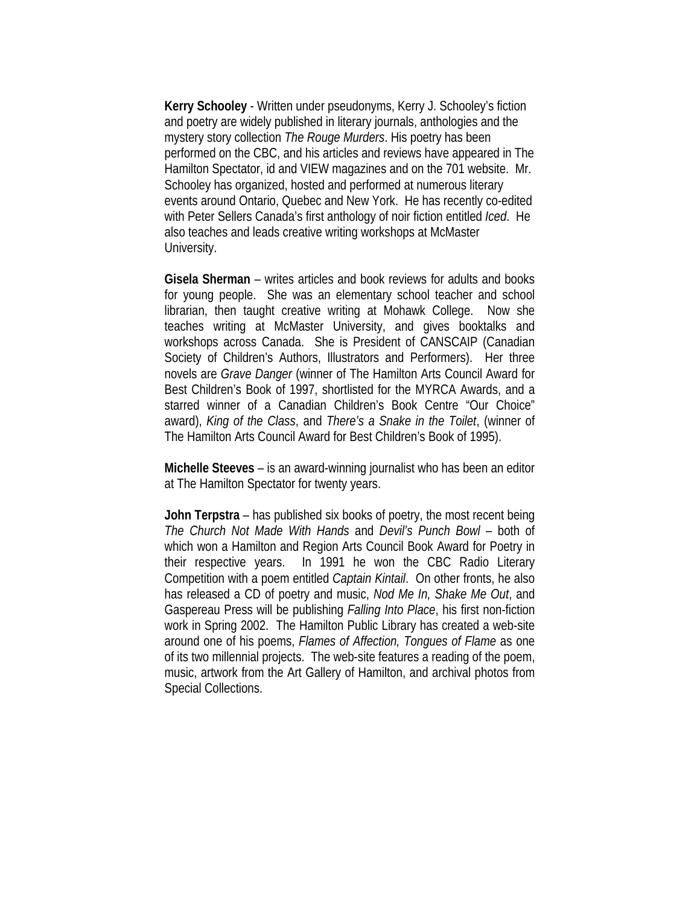**Kerry Schooley** - Written under pseudonyms, Kerry J. Schooley's fiction and poetry are widely published in literary journals, anthologies and the mystery story collection *The Rouge Murders*. His poetry has been performed on the CBC, and his articles and reviews have appeared in The Hamilton Spectator, id and VIEW magazines and on the 701 website. Mr. Schooley has organized, hosted and performed at numerous literary events around Ontario, Quebec and New York. He has recently co-edited with Peter Sellers Canada's first anthology of noir fiction entitled *Iced*. He also teaches and leads creative writing workshops at McMaster University.

**Gisela Sherman** – writes articles and book reviews for adults and books for young people. She was an elementary school teacher and school librarian, then taught creative writing at Mohawk College. Now she teaches writing at McMaster University, and gives booktalks and workshops across Canada. She is President of CANSCAIP (Canadian Society of Children's Authors, Illustrators and Performers). Her three novels are *Grave Danger* (winner of The Hamilton Arts Council Award for Best Children's Book of 1997, shortlisted for the MYRCA Awards, and a starred winner of a Canadian Children's Book Centre "Our Choice" award), *King of the Class*, and *There's a Snake in the Toilet*, (winner of The Hamilton Arts Council Award for Best Children's Book of 1995).

**Michelle Steeves** – is an award-winning journalist who has been an editor at The Hamilton Spectator for twenty years.

**John Terpstra** – has published six books of poetry, the most recent being *The Church Not Made With Hands* and *Devil's Punch Bowl* – both of which won a Hamilton and Region Arts Council Book Award for Poetry in their respective years. In 1991 he won the CBC Radio Literary Competition with a poem entitled *Captain Kintail*. On other fronts, he also has released a CD of poetry and music, *Nod Me In, Shake Me Out*, and Gaspereau Press will be publishing *Falling Into Place*, his first non-fiction work in Spring 2002. The Hamilton Public Library has created a web-site around one of his poems, *Flames of Affection, Tongues of Flame* as one of its two millennial projects. The web-site features a reading of the poem, music, artwork from the Art Gallery of Hamilton, and archival photos from Special Collections.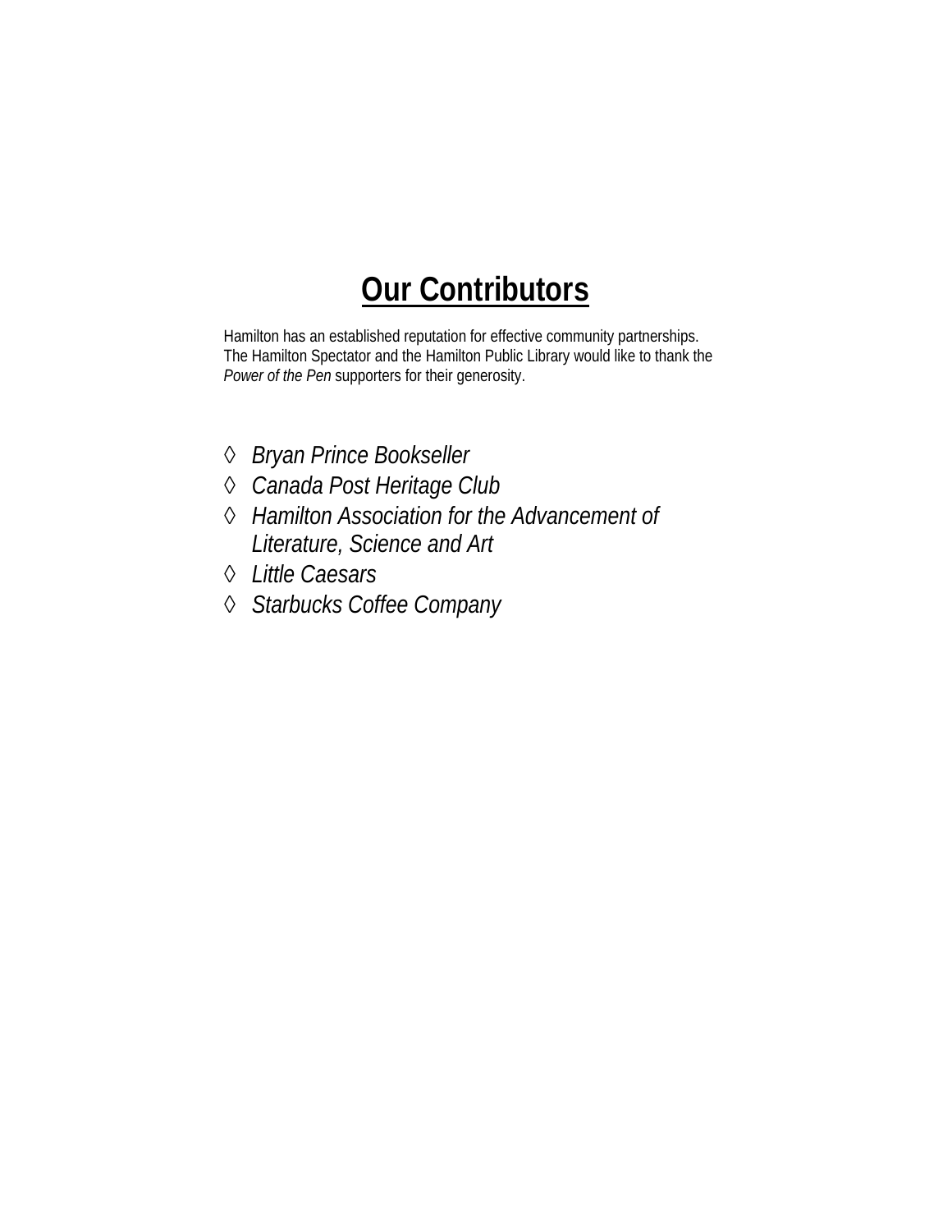# Our Contributors

Hamilton has an established reputation for effective community partnerships. The Hamilton Spectator and the Hamilton Public Library would like to thank the *Power of the Pen* supporters for their generosity.

- *Bryan Prince Bookseller*
- *Canada Post Heritage Club*
- *Hamilton Association for the Advancement of Literature, Science and Art*
- *Little Caesars*
- *Starbucks Coffee Company*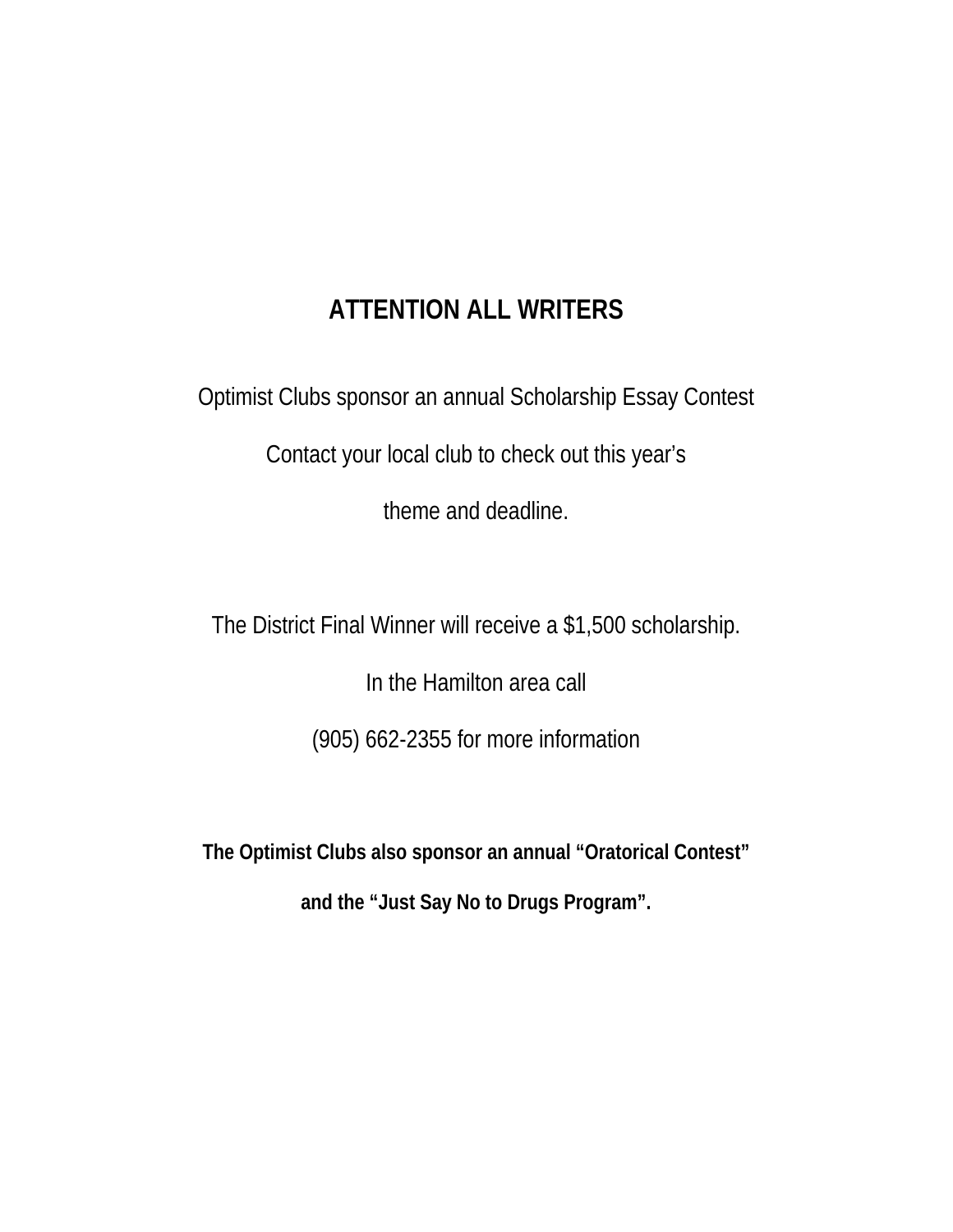# ATTENTION ALL WRITERS

Optimist Clubs sponsor an annual Scholarship Essay Contest

Contact your local club to check out this year's

theme and deadline.

The District Final Winner will receive a $1,500 scholarship.

In the Hamilton area call

(905) 662-2355 for more information

**The Optimist Clubs also sponsor an annual "Oratorical Contest"**

**and the "Just Say No to Drugs Program".**